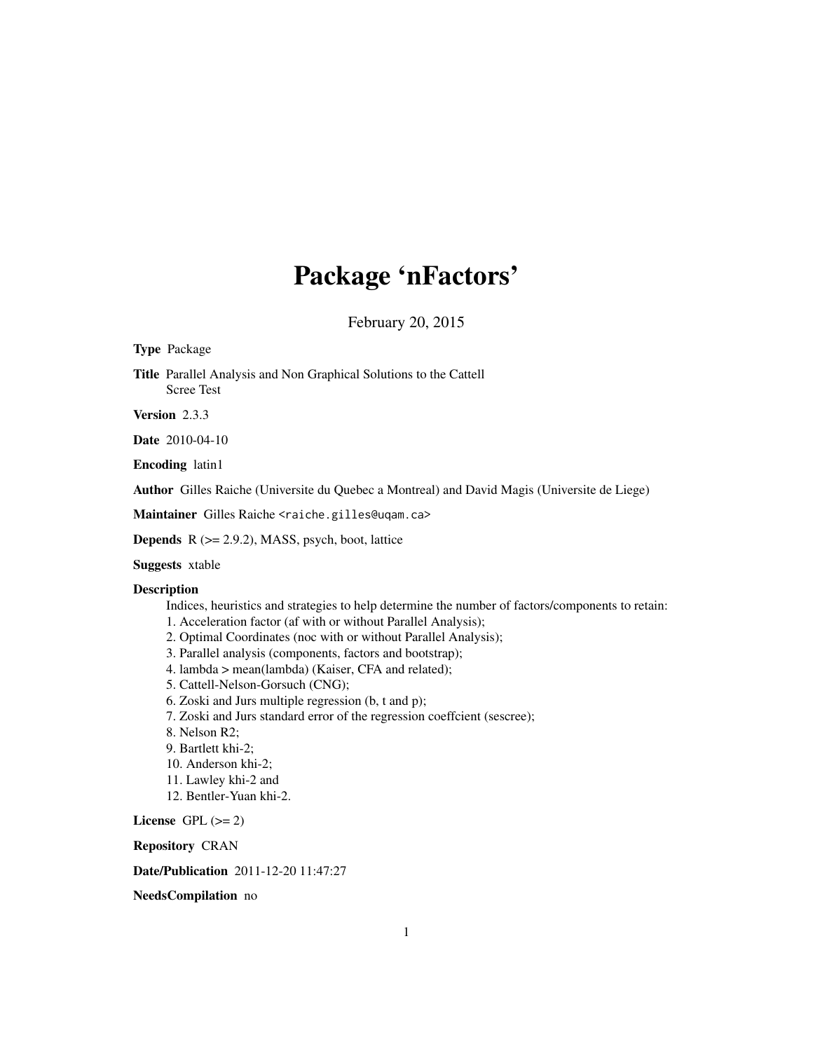# Package 'nFactors'

February 20, 2015

**Type** Package

**Title** Parallel Analysis and Non Graphical Solutions to the Cattell Scree Test

**Version** 2.3.3

**Date** 2010-04-10

**Encoding** latin1

**Author** Gilles Raiche (Universite du Quebec a Montreal) and David Magis (Universite de Liege)

**Maintainer** Gilles Raiche <raiche.gilles@uqam.ca>

**Depends** R (>= 2.9.2), MASS, psych, boot, lattice

**Suggests** xtable

**Description**

Indices, heuristics and strategies to help determine the number of factors/components to retain:

1. Acceleration factor (af with or without Parallel Analysis);
2. Optimal Coordinates (noc with or without Parallel Analysis);
3. Parallel analysis (components, factors and bootstrap);
4. lambda > mean(lambda) (Kaiser, CFA and related);
5. Cattell-Nelson-Gorsuch (CNG);
6. Zoski and Jurs multiple regression (b, t and p);
7. Zoski and Jurs standard error of the regression coeffcient (sescree);
8. Nelson R2;
9. Bartlett khi-2;
10. Anderson khi-2;
11. Lawley khi-2 and
12. Bentler-Yuan khi-2.

**License** GPL (>= 2)

**Repository** CRAN

**Date/Publication** 2011-12-20 11:47:27

**NeedsCompilation** no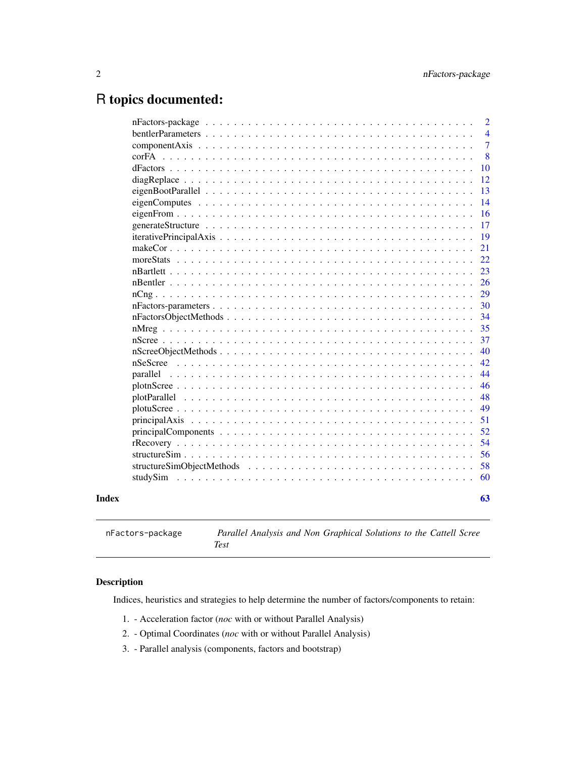# R topics documented:

| | |
|---|---|
| nFactors-package | 2 |
| bentlerParameters | 4 |
| componentAxis | 7 |
| corFA | 8 |
| dFactors | 10 |
| diagReplace | 12 |
| eigenBootParallel | 13 |
| eigenComputes | 14 |
| eigenFrom | 16 |
| generateStructure | 17 |
| iterativePrincipalAxis | 19 |
| makeCor | 21 |
| moreStats | 22 |
| nBartlett | 23 |
| nBentler | 26 |
| nCng | 29 |
| nFactors-parameters | 30 |
| nFactorsObjectMethods | 34 |
| nMreg | 35 |
| nScree | 37 |
| nScreeObjectMethods | 40 |
| nSeScree | 42 |
| parallel | 44 |
| plotnScree | 46 |
| plotParallel | 48 |
| plotuScree | 49 |
| principalAxis | 51 |
| principalComponents | 52 |
| rRecovery | 54 |
| structureSim | 56 |
| structureSimObjectMethods | 58 |
| studySim | 60 |

**Index** **63**

---

nFactors-package — *Parallel Analysis and Non Graphical Solutions to the Cattell Scree Test*

---

## Description

Indices, heuristics and strategies to help determine the number of factors/components to retain:

1. - Acceleration factor (*noc* with or without Parallel Analysis)
2. - Optimal Coordinates (*noc* with or without Parallel Analysis)
3. - Parallel analysis (components, factors and bootstrap)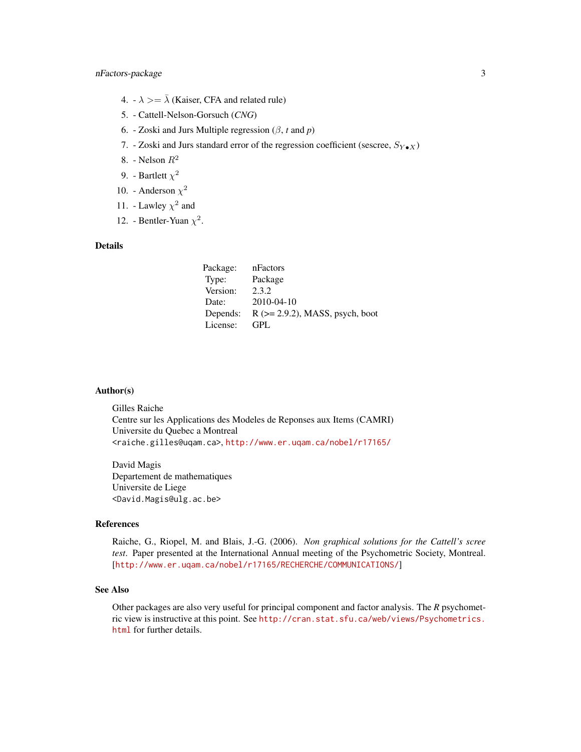4. - $\lambda >= \bar{\lambda}$ (Kaiser, CFA and related rule)
5. - Cattell-Nelson-Gorsuch (*CNG*)
6. - Zoski and Jurs Multiple regression ($\beta$, *t* and *p*)
7. - Zoski and Jurs standard error of the regression coefficient (sescree, $S_{Y \bullet X}$)
8. - Nelson $R^2$
9. - Bartlett $\chi^2$
10. - Anderson $\chi^2$
11. - Lawley $\chi^2$ and
12. - Bentler-Yuan $\chi^2$.

## Details

| | |
|---|---|
| Package: | nFactors |
| Type: | Package |
| Version: | 2.3.2 |
| Date: | 2010-04-10 |
| Depends: | R (>= 2.9.2), MASS, psych, boot |
| License: | GPL |

## Author(s)

Gilles Raiche
Centre sur les Applications des Modeles de Reponses aux Items (CAMRI)
Universite du Quebec a Montreal
<raiche.gilles@uqam.ca>, http://www.er.uqam.ca/nobel/r17165/

David Magis
Departement de mathematiques
Universite de Liege
<David.Magis@ulg.ac.be>

## References

Raiche, G., Riopel, M. and Blais, J.-G. (2006). *Non graphical solutions for the Cattell's scree test*. Paper presented at the International Annual meeting of the Psychometric Society, Montreal. [http://www.er.uqam.ca/nobel/r17165/RECHERCHE/COMMUNICATIONS/]

## See Also

Other packages are also very useful for principal component and factor analysis. The *R* psychometric view is instructive at this point. See http://cran.stat.sfu.ca/web/views/Psychometrics.html for further details.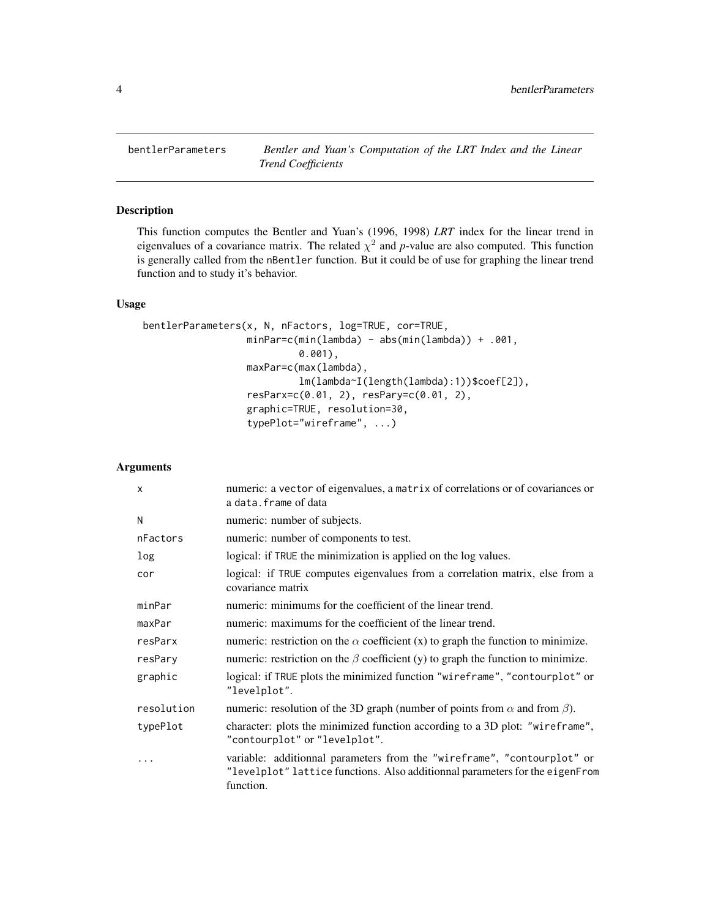# bentlerParameters

*Bentler and Yuan's Computation of the LRT Index and the Linear Trend Coefficients*

## Description

This function computes the Bentler and Yuan's (1996, 1998) *LRT* index for the linear trend in eigenvalues of a covariance matrix. The related $\chi^2$ and *p*-value are also computed. This function is generally called from the nBentler function. But it could be of use for graphing the linear trend function and to study it's behavior.

## Usage

```
bentlerParameters(x, N, nFactors, log=TRUE, cor=TRUE,
                  minPar=c(min(lambda) - abs(min(lambda)) + .001,
                           0.001),
                  maxPar=c(max(lambda),
                           lm(lambda~I(length(lambda):1))$coef[2]),
                  resParx=c(0.01, 2), resPary=c(0.01, 2),
                  graphic=TRUE, resolution=30,
                  typePlot="wireframe", ...)
```

## Arguments

| | |
|---|---|
| x | numeric: a vector of eigenvalues, a matrix of correlations or of covariances or a data.frame of data |
| N | numeric: number of subjects. |
| nFactors | numeric: number of components to test. |
| log | logical: if TRUE the minimization is applied on the log values. |
| cor | logical: if TRUE computes eigenvalues from a correlation matrix, else from a covariance matrix |
| minPar | numeric: minimums for the coefficient of the linear trend. |
| maxPar | numeric: maximums for the coefficient of the linear trend. |
| resParx | numeric: restriction on the $\alpha$ coefficient (x) to graph the function to minimize. |
| resPary | numeric: restriction on the $\beta$ coefficient (y) to graph the function to minimize. |
| graphic | logical: if TRUE plots the minimized function "wireframe", "contourplot" or "levelplot". |
| resolution | numeric: resolution of the 3D graph (number of points from $\alpha$ and from $\beta$). |
| typePlot | character: plots the minimized function according to a 3D plot: "wireframe", "contourplot" or "levelplot". |
| ... | variable: additionnal parameters from the "wireframe", "contourplot" or "levelplot" lattice functions. Also additionnal parameters for the eigenFrom function. |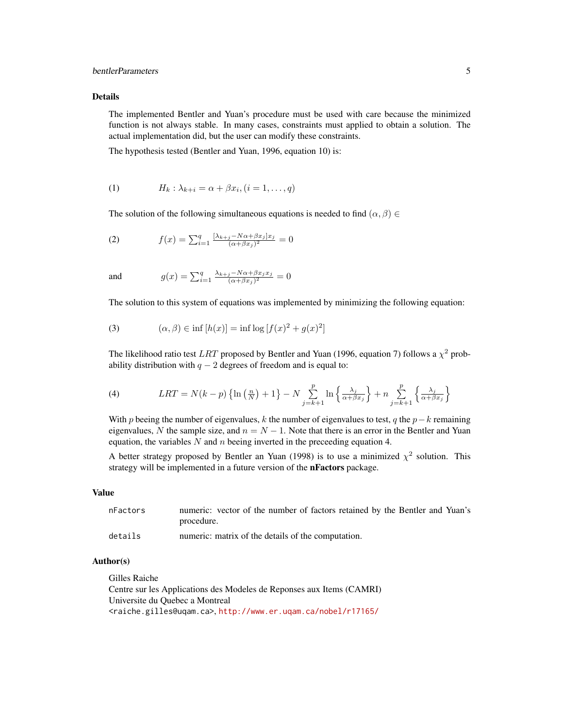## Details

The implemented Bentler and Yuan's procedure must be used with care because the minimized function is not always stable. In many cases, constraints must applied to obtain a solution. The actual implementation did, but the user can modify these constraints.

The hypothesis tested (Bentler and Yuan, 1996, equation 10) is:

(1) $$H_k : \lambda_{k+i} = \alpha + \beta x_i, (i = 1, \ldots, q)$$

The solution of the following simultaneous equations is needed to find $(\alpha, \beta) \in$

(2) $$f(x) = \sum_{i=1}^{q} \frac{[\lambda_{k+j} - N\alpha + \beta x_j] x_j}{(\alpha + \beta x_j)^2} = 0$$

and $$g(x) = \sum_{i=1}^{q} \frac{\lambda_{k+j} - N\alpha + \beta x_j x_j}{(\alpha + \beta x_j)^2} = 0$$

The solution to this system of equations was implemented by minimizing the following equation:

(3) $$(\alpha, \beta) \in \inf\,[h(x)] = \inf \log\,[f(x)^2 + g(x)^2]$$

The likelihood ratio test $LRT$ proposed by Bentler and Yuan (1996, equation 7) follows a $\chi^2$ probability distribution with $q - 2$ degrees of freedom and is equal to:

(4) $$LRT = N(k-p)\left\{\ln\left(\frac{n}{N}\right) + 1\right\} - N \sum_{j=k+1}^{p} \ln\left\{\frac{\lambda_j}{\alpha + \beta x_j}\right\} + n \sum_{j=k+1}^{p} \left\{\frac{\lambda_j}{\alpha + \beta x_j}\right\}$$

With $p$ beeing the number of eigenvalues, $k$ the number of eigenvalues to test, $q$ the $p-k$ remaining eigenvalues, $N$ the sample size, and $n = N - 1$. Note that there is an error in the Bentler and Yuan equation, the variables $N$ and $n$ beeing inverted in the preceeding equation 4.

A better strategy proposed by Bentler an Yuan (1998) is to use a minimized $\chi^2$ solution. This strategy will be implemented in a future version of the **nFactors** package.

## Value

| | |
|---|---|
| `nFactors` | numeric: vector of the number of factors retained by the Bentler and Yuan's procedure. |
| `details` | numeric: matrix of the details of the computation. |

## Author(s)

Gilles Raiche
Centre sur les Applications des Modeles de Reponses aux Items (CAMRI)
Universite du Quebec a Montreal
<raiche.gilles@uqam.ca>, http://www.er.uqam.ca/nobel/r17165/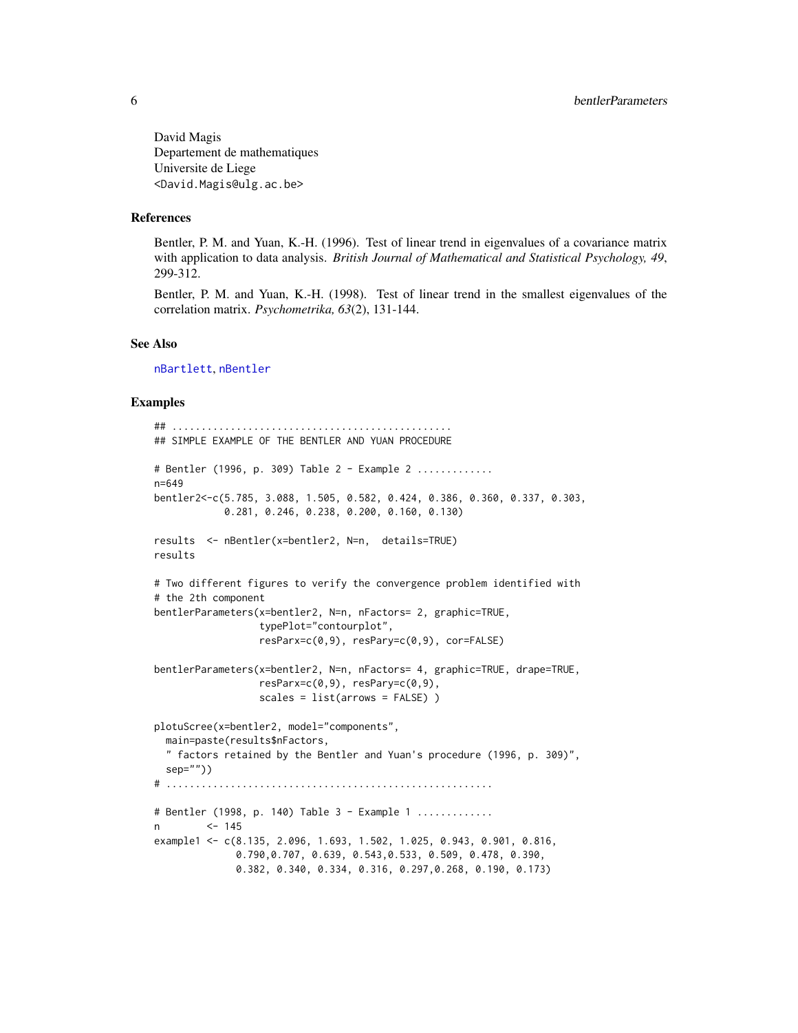David Magis
Departement de mathematiques
Universite de Liege
<David.Magis@ulg.ac.be>

## References

Bentler, P. M. and Yuan, K.-H. (1996). Test of linear trend in eigenvalues of a covariance matrix with application to data analysis. *British Journal of Mathematical and Statistical Psychology, 49*, 299-312.

Bentler, P. M. and Yuan, K.-H. (1998). Test of linear trend in the smallest eigenvalues of the correlation matrix. *Psychometrika, 63*(2), 131-144.

## See Also

nBartlett, nBentler

## Examples

```
## ................................................
## SIMPLE EXAMPLE OF THE BENTLER AND YUAN PROCEDURE

# Bentler (1996, p. 309) Table 2 - Example 2 .............
n=649
bentler2<-c(5.785, 3.088, 1.505, 0.582, 0.424, 0.386, 0.360, 0.337, 0.303,
            0.281, 0.246, 0.238, 0.200, 0.160, 0.130)

results  <- nBentler(x=bentler2, N=n,  details=TRUE)
results

# Two different figures to verify the convergence problem identified with
# the 2th component
bentlerParameters(x=bentler2, N=n, nFactors= 2, graphic=TRUE,
                  typePlot="contourplot",
                  resParx=c(0,9), resPary=c(0,9), cor=FALSE)

bentlerParameters(x=bentler2, N=n, nFactors= 4, graphic=TRUE, drape=TRUE,
                  resParx=c(0,9), resPary=c(0,9),
                  scales = list(arrows = FALSE) )

plotuScree(x=bentler2, model="components",
  main=paste(results$nFactors,
  " factors retained by the Bentler and Yuan's procedure (1996, p. 309)",
  sep=""))
# ........................................................

# Bentler (1998, p. 140) Table 3 - Example 1 .............
n        <- 145
example1 <- c(8.135, 2.096, 1.693, 1.502, 1.025, 0.943, 0.901, 0.816,
              0.790,0.707, 0.639, 0.543,0.533, 0.509, 0.478, 0.390,
              0.382, 0.340, 0.334, 0.316, 0.297,0.268, 0.190, 0.173)
```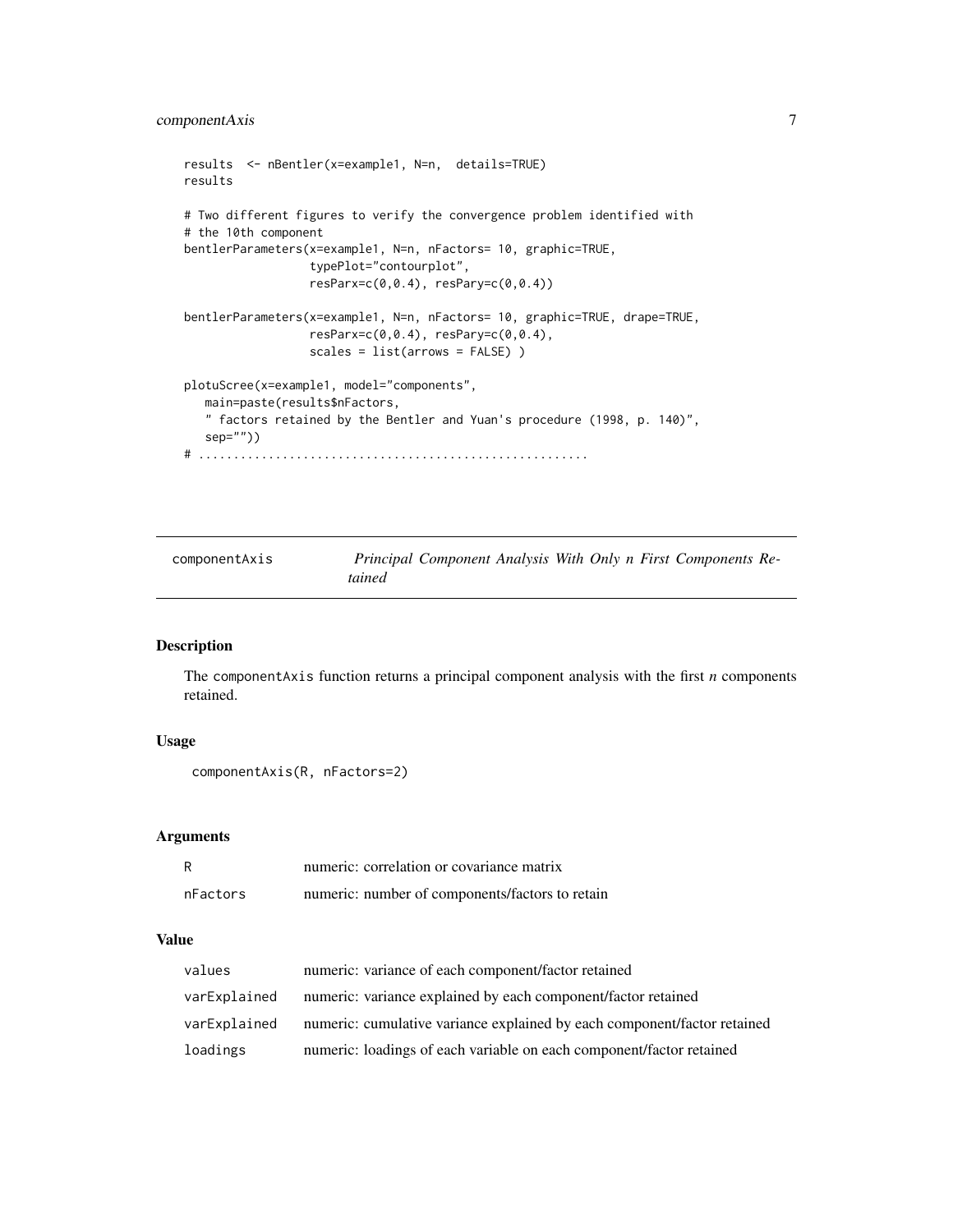```
results  <- nBentler(x=example1, N=n,  details=TRUE)
results

# Two different figures to verify the convergence problem identified with
# the 10th component
bentlerParameters(x=example1, N=n, nFactors= 10, graphic=TRUE,
                  typePlot="contourplot",
                  resParx=c(0,0.4), resPary=c(0,0.4))

bentlerParameters(x=example1, N=n, nFactors= 10, graphic=TRUE, drape=TRUE,
                  resParx=c(0,0.4), resPary=c(0,0.4),
                  scales = list(arrows = FALSE) )

plotuScree(x=example1, model="components",
   main=paste(results$nFactors,
   " factors retained by the Bentler and Yuan's procedure (1998, p. 140)",
   sep=""))
# ......................................................
```

## componentAxis — *Principal Component Analysis With Only n First Components Retained*

### Description

The componentAxis function returns a principal component analysis with the first *n* components retained.

### Usage

```
componentAxis(R, nFactors=2)
```

### Arguments

| | |
|---|---|
| R | numeric: correlation or covariance matrix |
| nFactors | numeric: number of components/factors to retain |

### Value

| | |
|---|---|
| values | numeric: variance of each component/factor retained |
| varExplained | numeric: variance explained by each component/factor retained |
| varExplained | numeric: cumulative variance explained by each component/factor retained |
| loadings | numeric: loadings of each variable on each component/factor retained |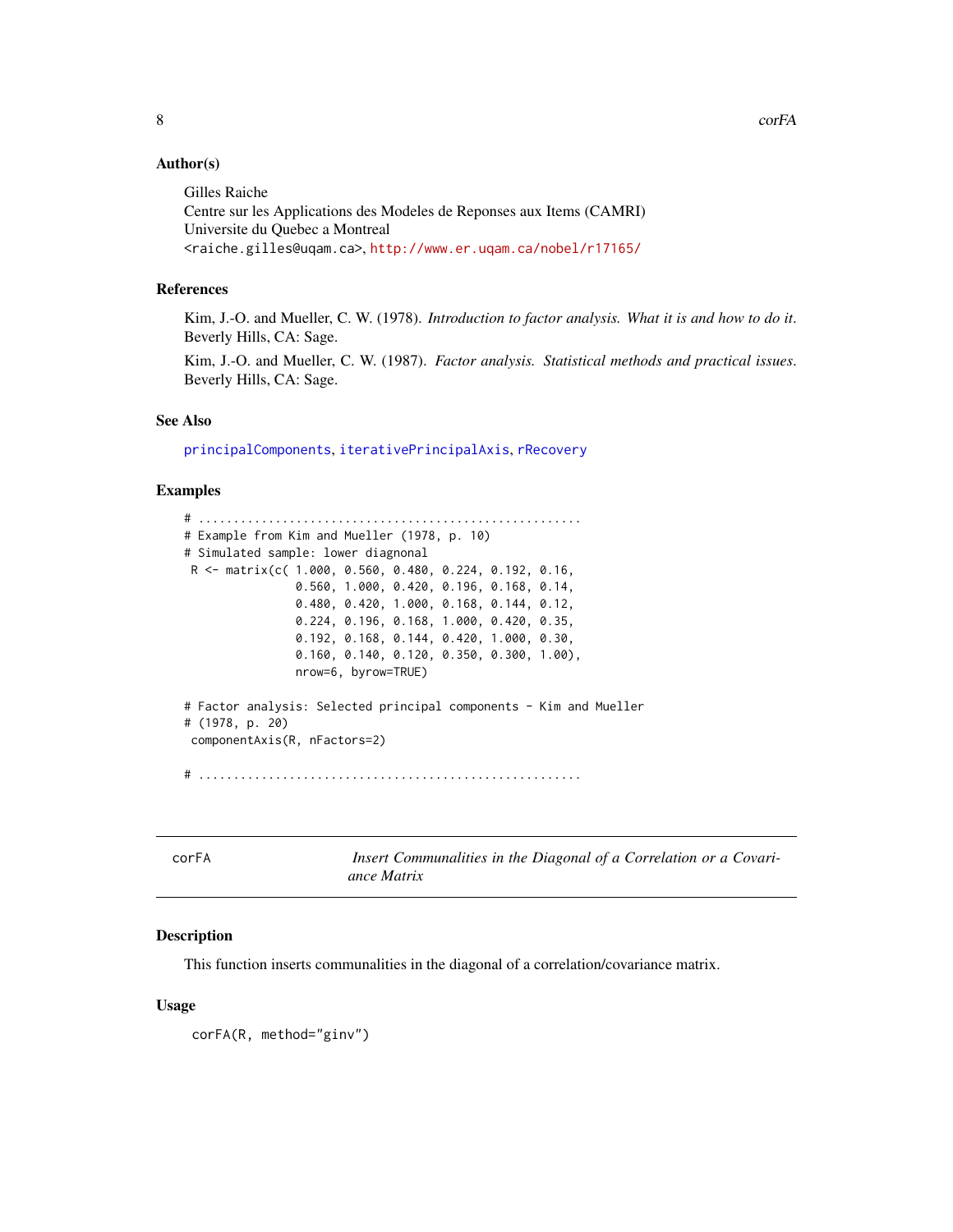### Author(s)

Gilles Raiche
Centre sur les Applications des Modeles de Reponses aux Items (CAMRI)
Universite du Quebec a Montreal
<raiche.gilles@uqam.ca>, http://www.er.uqam.ca/nobel/r17165/

### References

Kim, J.-O. and Mueller, C. W. (1978). *Introduction to factor analysis. What it is and how to do it*. Beverly Hills, CA: Sage.

Kim, J.-O. and Mueller, C. W. (1987). *Factor analysis. Statistical methods and practical issues*. Beverly Hills, CA: Sage.

### See Also

principalComponents, iterativePrincipalAxis, rRecovery

### Examples

```
# ......................................................
# Example from Kim and Mueller (1978, p. 10)
# Simulated sample: lower diagnonal
 R <- matrix(c( 1.000, 0.560, 0.480, 0.224, 0.192, 0.16,
               0.560, 1.000, 0.420, 0.196, 0.168, 0.14,
               0.480, 0.420, 1.000, 0.168, 0.144, 0.12,
               0.224, 0.196, 0.168, 1.000, 0.420, 0.35,
               0.192, 0.168, 0.144, 0.420, 1.000, 0.30,
               0.160, 0.140, 0.120, 0.350, 0.300, 1.00),
               nrow=6, byrow=TRUE)

# Factor analysis: Selected principal components - Kim and Mueller
# (1978, p. 20)
 componentAxis(R, nFactors=2)

# ......................................................
```

## corFA — *Insert Communalities in the Diagonal of a Correlation or a Covariance Matrix*

### Description

This function inserts communalities in the diagonal of a correlation/covariance matrix.

### Usage

```
corFA(R, method="ginv")
```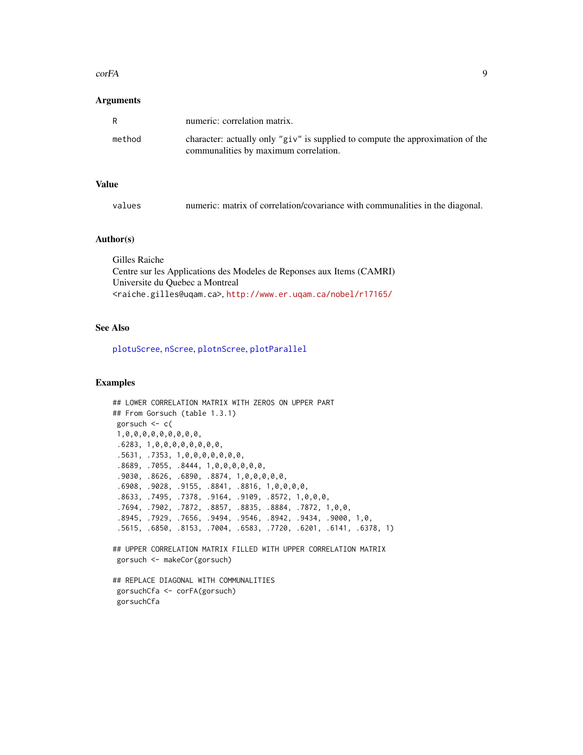### Arguments

| | |
|---|---|
| R | numeric: correlation matrix. |
| method | character: actually only "giv" is supplied to compute the approximation of the communalities by maximum correlation. |

### Value

| | |
|---|---|
| values | numeric: matrix of correlation/covariance with communalities in the diagonal. |

### Author(s)

Gilles Raiche
Centre sur les Applications des Modeles de Reponses aux Items (CAMRI)
Universite du Quebec a Montreal
<raiche.gilles@uqam.ca>, http://www.er.uqam.ca/nobel/r17165/

### See Also

plotuScree, nScree, plotnScree, plotParallel

### Examples

```
## LOWER CORRELATION MATRIX WITH ZEROS ON UPPER PART
## From Gorsuch (table 1.3.1)
 gorsuch <- c(
 1,0,0,0,0,0,0,0,0,0,
 .6283, 1,0,0,0,0,0,0,0,0,
 .5631, .7353, 1,0,0,0,0,0,0,0,
 .8689, .7055, .8444, 1,0,0,0,0,0,0,
 .9030, .8626, .6890, .8874, 1,0,0,0,0,0,
 .6908, .9028, .9155, .8841, .8816, 1,0,0,0,0,
 .8633, .7495, .7378, .9164, .9109, .8572, 1,0,0,0,
 .7694, .7902, .7872, .8857, .8835, .8884, .7872, 1,0,0,
 .8945, .7929, .7656, .9494, .9546, .8942, .9434, .9000, 1,0,
 .5615, .6850, .8153, .7004, .6583, .7720, .6201, .6141, .6378, 1)

## UPPER CORRELATION MATRIX FILLED WITH UPPER CORRELATION MATRIX
 gorsuch <- makeCor(gorsuch)

## REPLACE DIAGONAL WITH COMMUNALITIES
 gorsuchCfa <- corFA(gorsuch)
 gorsuchCfa
```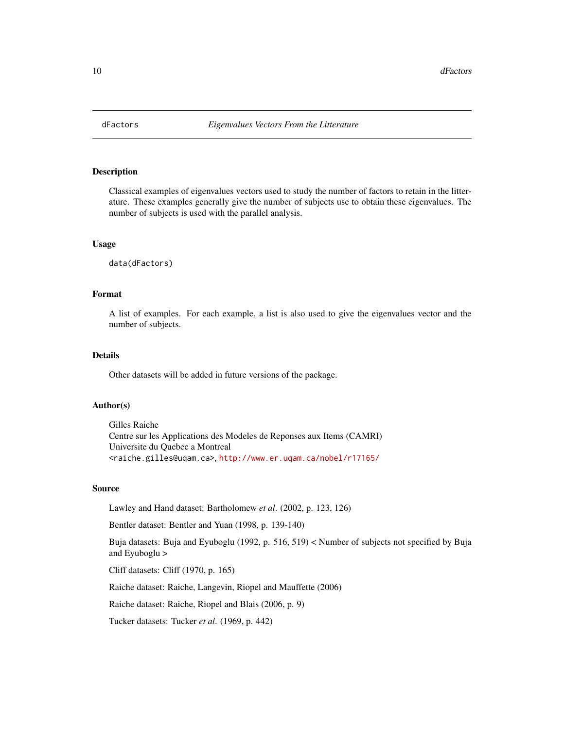dFactors *Eigenvalues Vectors From the Litterature*

## Description

Classical examples of eigenvalues vectors used to study the number of factors to retain in the litterature. These examples generally give the number of subjects use to obtain these eigenvalues. The number of subjects is used with the parallel analysis.

## Usage

```
data(dFactors)
```

## Format

A list of examples. For each example, a list is also used to give the eigenvalues vector and the number of subjects.

## Details

Other datasets will be added in future versions of the package.

## Author(s)

Gilles Raiche  
Centre sur les Applications des Modeles de Reponses aux Items (CAMRI)  
Universite du Quebec a Montreal  
<raiche.gilles@uqam.ca>, http://www.er.uqam.ca/nobel/r17165/

## Source

Lawley and Hand dataset: Bartholomew *et al*. (2002, p. 123, 126)

Bentler dataset: Bentler and Yuan (1998, p. 139-140)

Buja datasets: Buja and Eyuboglu (1992, p. 516, 519) < Number of subjects not specified by Buja and Eyuboglu >

Cliff datasets: Cliff (1970, p. 165)

Raiche dataset: Raiche, Langevin, Riopel and Mauffette (2006)

Raiche dataset: Raiche, Riopel and Blais (2006, p. 9)

Tucker datasets: Tucker *et al*. (1969, p. 442)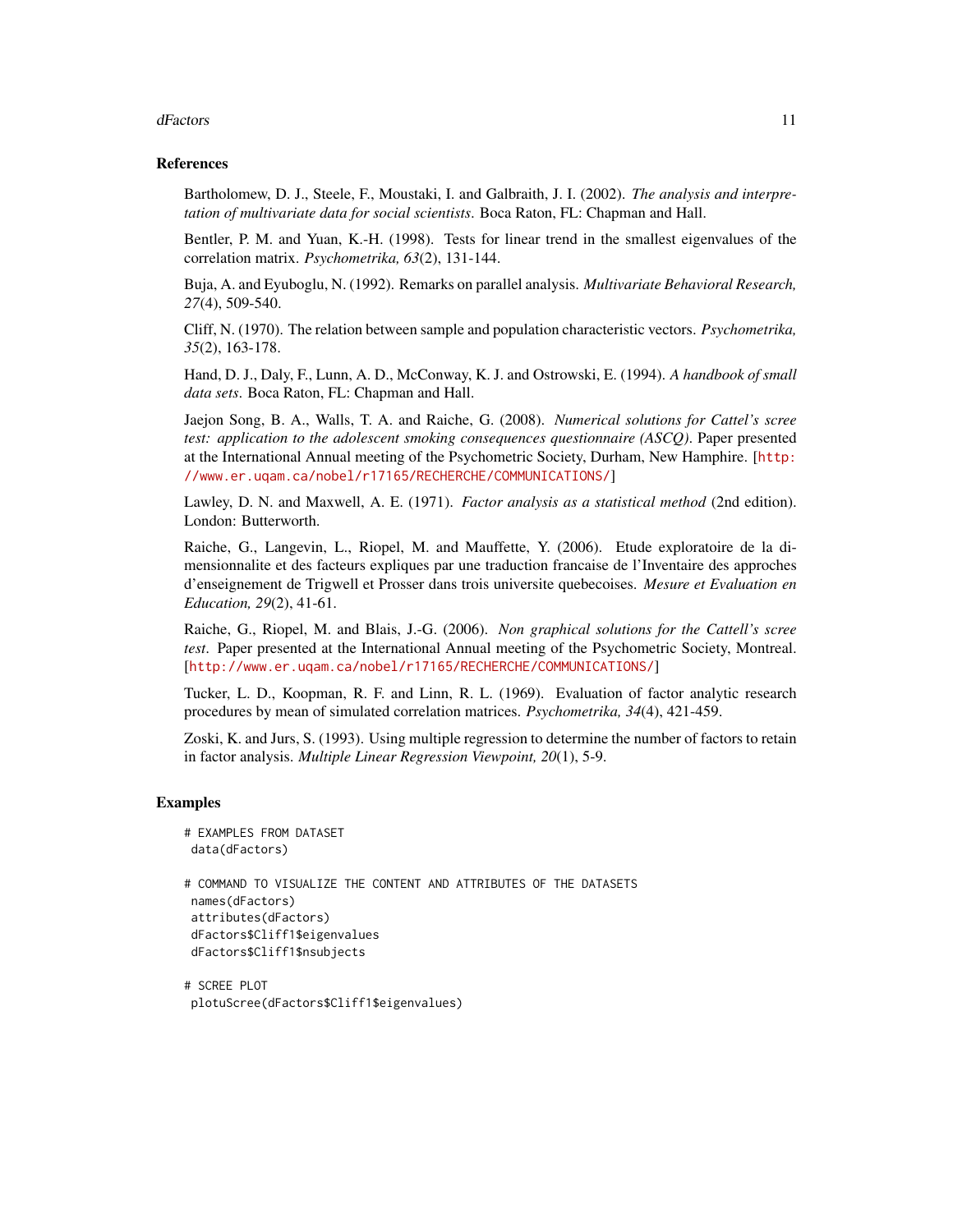## References

Bartholomew, D. J., Steele, F., Moustaki, I. and Galbraith, J. I. (2002). *The analysis and interpretation of multivariate data for social scientists*. Boca Raton, FL: Chapman and Hall.

Bentler, P. M. and Yuan, K.-H. (1998). Tests for linear trend in the smallest eigenvalues of the correlation matrix. *Psychometrika, 63*(2), 131-144.

Buja, A. and Eyuboglu, N. (1992). Remarks on parallel analysis. *Multivariate Behavioral Research, 27*(4), 509-540.

Cliff, N. (1970). The relation between sample and population characteristic vectors. *Psychometrika, 35*(2), 163-178.

Hand, D. J., Daly, F., Lunn, A. D., McConway, K. J. and Ostrowski, E. (1994). *A handbook of small data sets*. Boca Raton, FL: Chapman and Hall.

Jaejon Song, B. A., Walls, T. A. and Raiche, G. (2008). *Numerical solutions for Cattel's scree test: application to the adolescent smoking consequences questionnaire (ASCQ)*. Paper presented at the International Annual meeting of the Psychometric Society, Durham, New Hamphire. [http://www.er.uqam.ca/nobel/r17165/RECHERCHE/COMMUNICATIONS/]

Lawley, D. N. and Maxwell, A. E. (1971). *Factor analysis as a statistical method* (2nd edition). London: Butterworth.

Raiche, G., Langevin, L., Riopel, M. and Mauffette, Y. (2006). Etude exploratoire de la dimensionnalite et des facteurs expliques par une traduction francaise de l'Inventaire des approches d'enseignement de Trigwell et Prosser dans trois universite quebecoises. *Mesure et Evaluation en Education, 29*(2), 41-61.

Raiche, G., Riopel, M. and Blais, J.-G. (2006). *Non graphical solutions for the Cattell's scree test*. Paper presented at the International Annual meeting of the Psychometric Society, Montreal. [http://www.er.uqam.ca/nobel/r17165/RECHERCHE/COMMUNICATIONS/]

Tucker, L. D., Koopman, R. F. and Linn, R. L. (1969). Evaluation of factor analytic research procedures by mean of simulated correlation matrices. *Psychometrika, 34*(4), 421-459.

Zoski, K. and Jurs, S. (1993). Using multiple regression to determine the number of factors to retain in factor analysis. *Multiple Linear Regression Viewpoint, 20*(1), 5-9.

## Examples

```
# EXAMPLES FROM DATASET
 data(dFactors)

# COMMAND TO VISUALIZE THE CONTENT AND ATTRIBUTES OF THE DATASETS
 names(dFactors)
 attributes(dFactors)
 dFactors$Cliff1$eigenvalues
 dFactors$Cliff1$nsubjects

# SCREE PLOT
 plotuScree(dFactors$Cliff1$eigenvalues)
```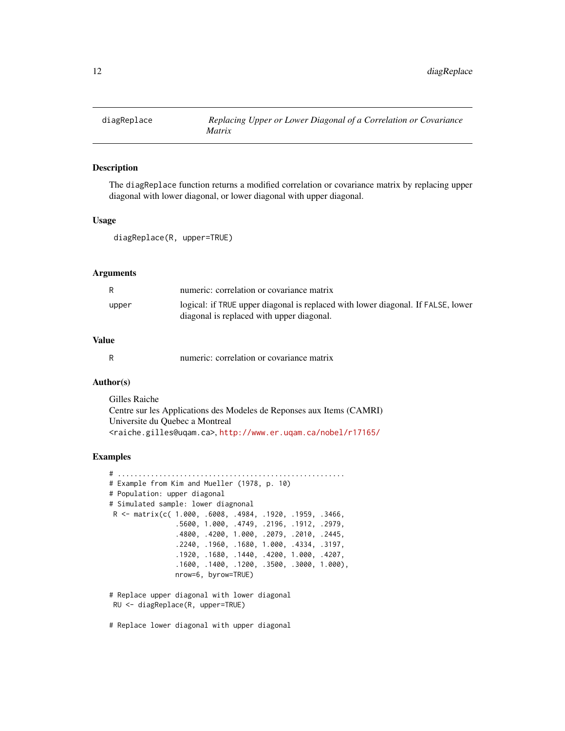## diagReplace — *Replacing Upper or Lower Diagonal of a Correlation or Covariance Matrix*

### Description

The `diagReplace` function returns a modified correlation or covariance matrix by replacing upper diagonal with lower diagonal, or lower diagonal with upper diagonal.

### Usage

```
diagReplace(R, upper=TRUE)
```

### Arguments

| | |
|---|---|
| `R` | numeric: correlation or covariance matrix |
| `upper` | logical: if `TRUE` upper diagonal is replaced with lower diagonal. If `FALSE`, lower diagonal is replaced with upper diagonal. |

### Value

| | |
|---|---|
| `R` | numeric: correlation or covariance matrix |

### Author(s)

Gilles Raiche
Centre sur les Applications des Modeles de Reponses aux Items (CAMRI)
Universite du Quebec a Montreal
`<raiche.gilles@uqam.ca>`, http://www.er.uqam.ca/nobel/r17165/

### Examples

```
# ......................................................
# Example from Kim and Mueller (1978, p. 10)
# Population: upper diagonal
# Simulated sample: lower diagnonal
 R <- matrix(c( 1.000, .6008, .4984, .1920, .1959, .3466,
               .5600, 1.000, .4749, .2196, .1912, .2979,
               .4800, .4200, 1.000, .2079, .2010, .2445,
               .2240, .1960, .1680, 1.000, .4334, .3197,
               .1920, .1680, .1440, .4200, 1.000, .4207,
               .1600, .1400, .1200, .3500, .3000, 1.000),
               nrow=6, byrow=TRUE)

# Replace upper diagonal with lower diagonal
 RU <- diagReplace(R, upper=TRUE)

# Replace lower diagonal with upper diagonal
```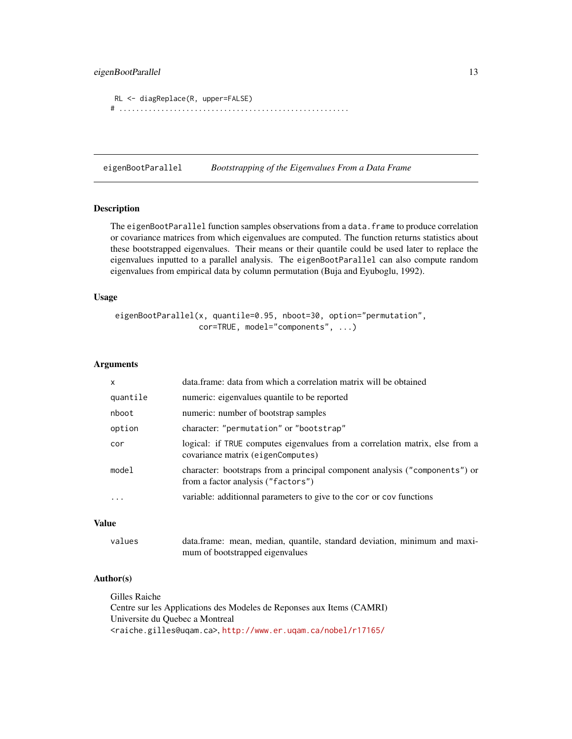```
RL <- diagReplace(R, upper=FALSE)
# ......................................................
```

## eigenBootParallel *Bootstrapping of the Eigenvalues From a Data Frame*

### Description

The `eigenBootParallel` function samples observations from a `data.frame` to produce correlation or covariance matrices from which eigenvalues are computed. The function returns statistics about these bootstrapped eigenvalues. Their means or their quantile could be used later to replace the eigenvalues inputted to a parallel analysis. The `eigenBootParallel` can also compute random eigenvalues from empirical data by column permutation (Buja and Eyuboglu, 1992).

### Usage

```
eigenBootParallel(x, quantile=0.95, nboot=30, option="permutation",
                  cor=TRUE, model="components", ...)
```

### Arguments

| | |
|---|---|
| `x` | data.frame: data from which a correlation matrix will be obtained |
| `quantile` | numeric: eigenvalues quantile to be reported |
| `nboot` | numeric: number of bootstrap samples |
| `option` | character: `"permutation"` or `"bootstrap"` |
| `cor` | logical: if `TRUE` computes eigenvalues from a correlation matrix, else from a covariance matrix (`eigenComputes`) |
| `model` | character: bootstraps from a principal component analysis (`"components"`) or from a factor analysis (`"factors"`) |
| `...` | variable: additionnal parameters to give to the `cor` or `cov` functions |

### Value

| | |
|---|---|
| `values` | data.frame: mean, median, quantile, standard deviation, minimum and maximum of bootstrapped eigenvalues |

### Author(s)

Gilles Raiche
Centre sur les Applications des Modeles de Reponses aux Items (CAMRI)
Universite du Quebec a Montreal
<raiche.gilles@uqam.ca>, http://www.er.uqam.ca/nobel/r17165/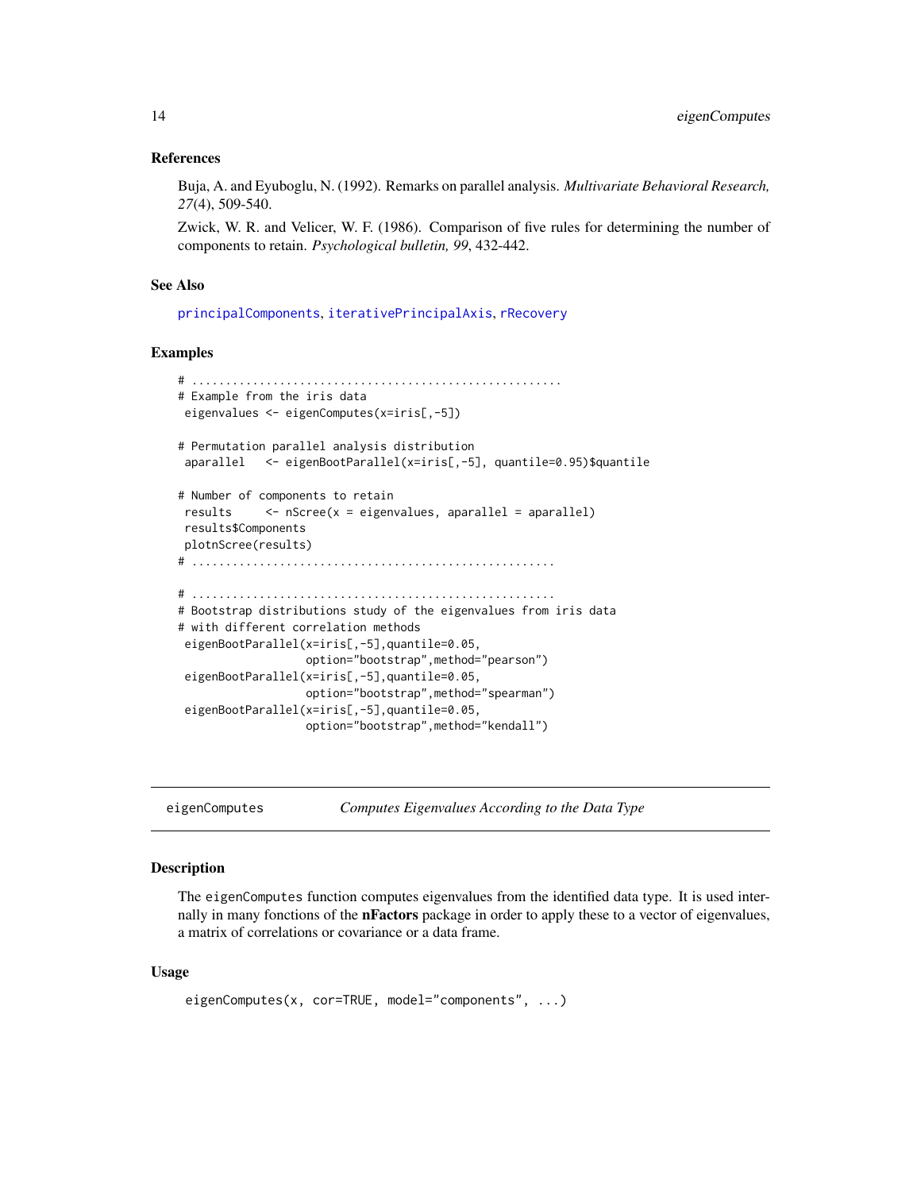### References

Buja, A. and Eyuboglu, N. (1992). Remarks on parallel analysis. *Multivariate Behavioral Research, 27*(4), 509-540.

Zwick, W. R. and Velicer, W. F. (1986). Comparison of five rules for determining the number of components to retain. *Psychological bulletin, 99*, 432-442.

### See Also

principalComponents, iterativePrincipalAxis, rRecovery

### Examples

```
# ......................................................
# Example from the iris data
 eigenvalues <- eigenComputes(x=iris[,-5])

# Permutation parallel analysis distribution
 aparallel   <- eigenBootParallel(x=iris[,-5], quantile=0.95)$quantile

# Number of components to retain
 results     <- nScree(x = eigenvalues, aparallel = aparallel)
 results$Components
 plotnScree(results)
# ......................................................

# ......................................................
# Bootstrap distributions study of the eigenvalues from iris data
# with different correlation methods
 eigenBootParallel(x=iris[,-5],quantile=0.05,
                   option="bootstrap",method="pearson")
 eigenBootParallel(x=iris[,-5],quantile=0.05,
                   option="bootstrap",method="spearman")
 eigenBootParallel(x=iris[,-5],quantile=0.05,
                   option="bootstrap",method="kendall")
```

---

## eigenComputes — *Computes Eigenvalues According to the Data Type*

### Description

The eigenComputes function computes eigenvalues from the identified data type. It is used internally in many fonctions of the **nFactors** package in order to apply these to a vector of eigenvalues, a matrix of correlations or covariance or a data frame.

### Usage

```
eigenComputes(x, cor=TRUE, model="components", ...)
```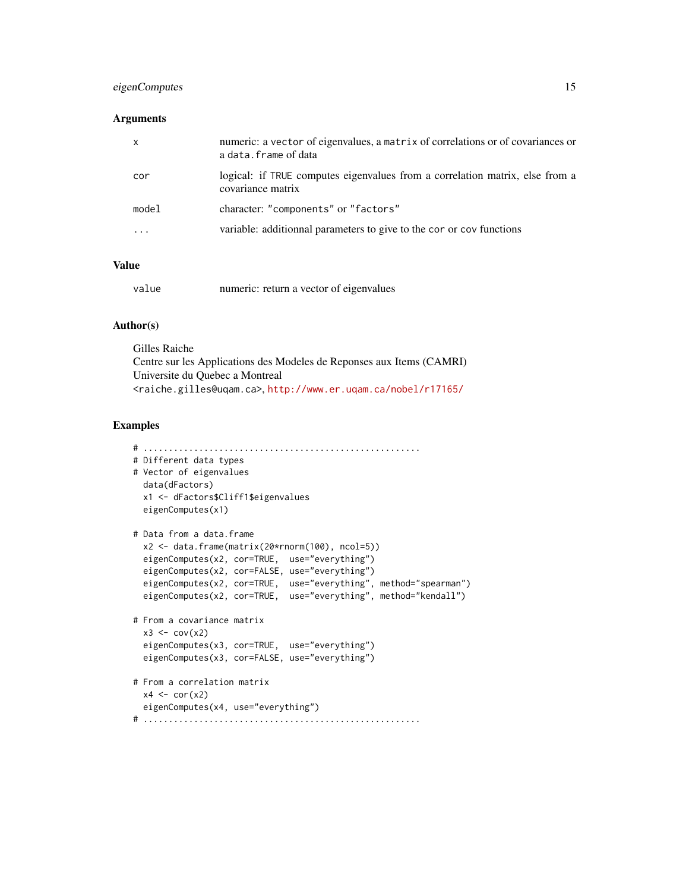### Arguments

| | |
|---|---|
| x | numeric: a `vector` of eigenvalues, a `matrix` of correlations or of covariances or a `data.frame` of data |
| cor | logical: if `TRUE` computes eigenvalues from a correlation matrix, else from a covariance matrix |
| model | character: `"components"` or `"factors"` |
| ... | variable: additionnal parameters to give to the `cor` or `cov` functions |

### Value

| | |
|---|---|
| value | numeric: return a vector of eigenvalues |

### Author(s)

Gilles Raiche
Centre sur les Applications des Modeles de Reponses aux Items (CAMRI)
Universite du Quebec a Montreal
<raiche.gilles@uqam.ca>, http://www.er.uqam.ca/nobel/r17165/

### Examples

```
# .......................................................
# Different data types
# Vector of eigenvalues
  data(dFactors)
  x1 <- dFactors$Cliff1$eigenvalues
  eigenComputes(x1)

# Data from a data.frame
  x2 <- data.frame(matrix(20*rnorm(100), ncol=5))
  eigenComputes(x2, cor=TRUE,  use="everything")
  eigenComputes(x2, cor=FALSE, use="everything")
  eigenComputes(x2, cor=TRUE,  use="everything", method="spearman")
  eigenComputes(x2, cor=TRUE,  use="everything", method="kendall")

# From a covariance matrix
  x3 <- cov(x2)
  eigenComputes(x3, cor=TRUE,  use="everything")
  eigenComputes(x3, cor=FALSE, use="everything")

# From a correlation matrix
  x4 <- cor(x2)
  eigenComputes(x4, use="everything")
# .......................................................
```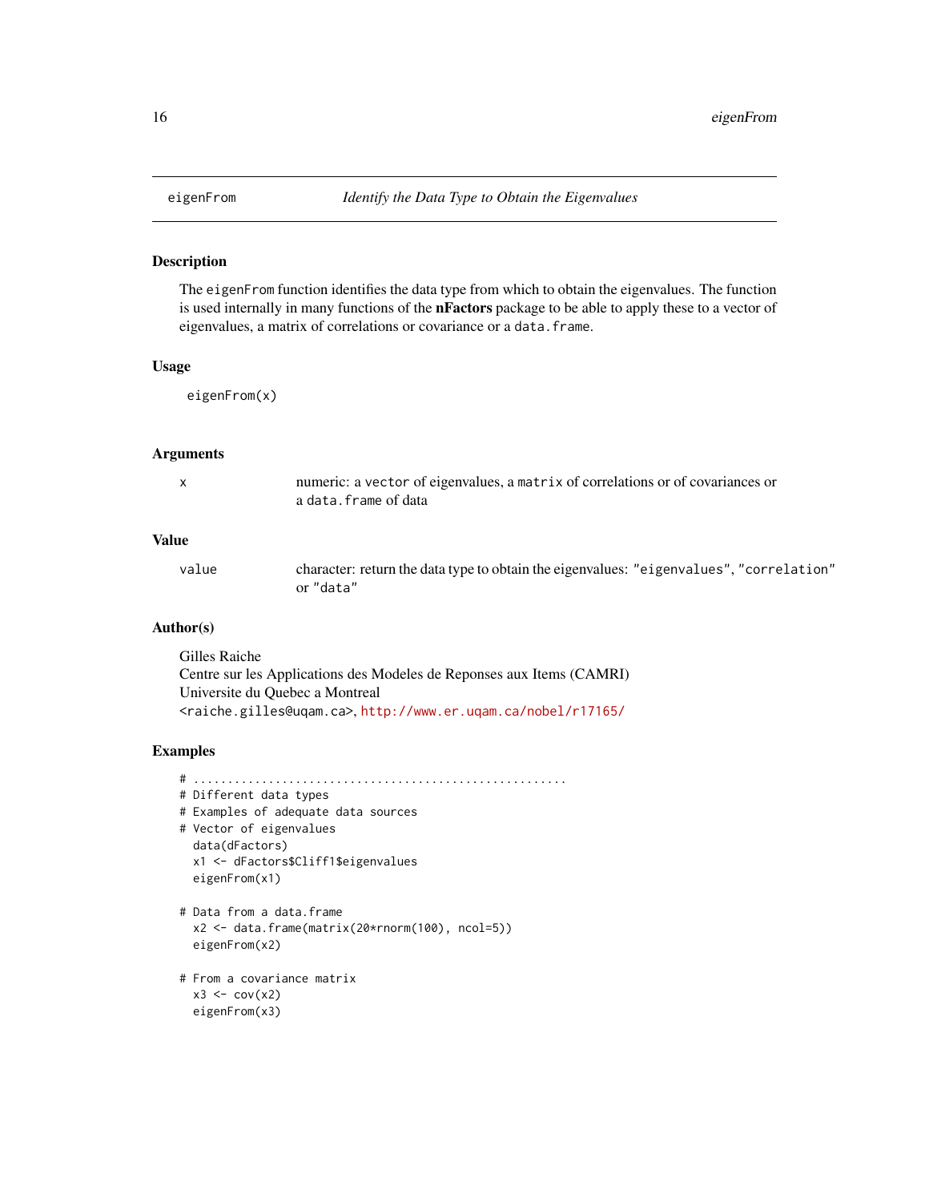# eigenFrom *Identify the Data Type to Obtain the Eigenvalues*

## Description

The `eigenFrom` function identifies the data type from which to obtain the eigenvalues. The function is used internally in many functions of the **nFactors** package to be able to apply these to a vector of eigenvalues, a matrix of correlations or covariance or a `data.frame`.

## Usage

```
eigenFrom(x)
```

## Arguments

| | |
|---|---|
| x | numeric: a `vector` of eigenvalues, a `matrix` of correlations or of covariances or a `data.frame` of data |

## Value

| | |
|---|---|
| value | character: return the data type to obtain the eigenvalues: `"eigenvalues"`, `"correlation"` or `"data"` |

## Author(s)

Gilles Raiche
Centre sur les Applications des Modeles de Reponses aux Items (CAMRI)
Universite du Quebec a Montreal
<raiche.gilles@uqam.ca>, http://www.er.uqam.ca/nobel/r17165/

## Examples

```
# .......................................................
# Different data types
# Examples of adequate data sources
# Vector of eigenvalues
  data(dFactors)
  x1 <- dFactors$Cliff1$eigenvalues
  eigenFrom(x1)

# Data from a data.frame
  x2 <- data.frame(matrix(20*rnorm(100), ncol=5))
  eigenFrom(x2)

# From a covariance matrix
  x3 <- cov(x2)
  eigenFrom(x3)
```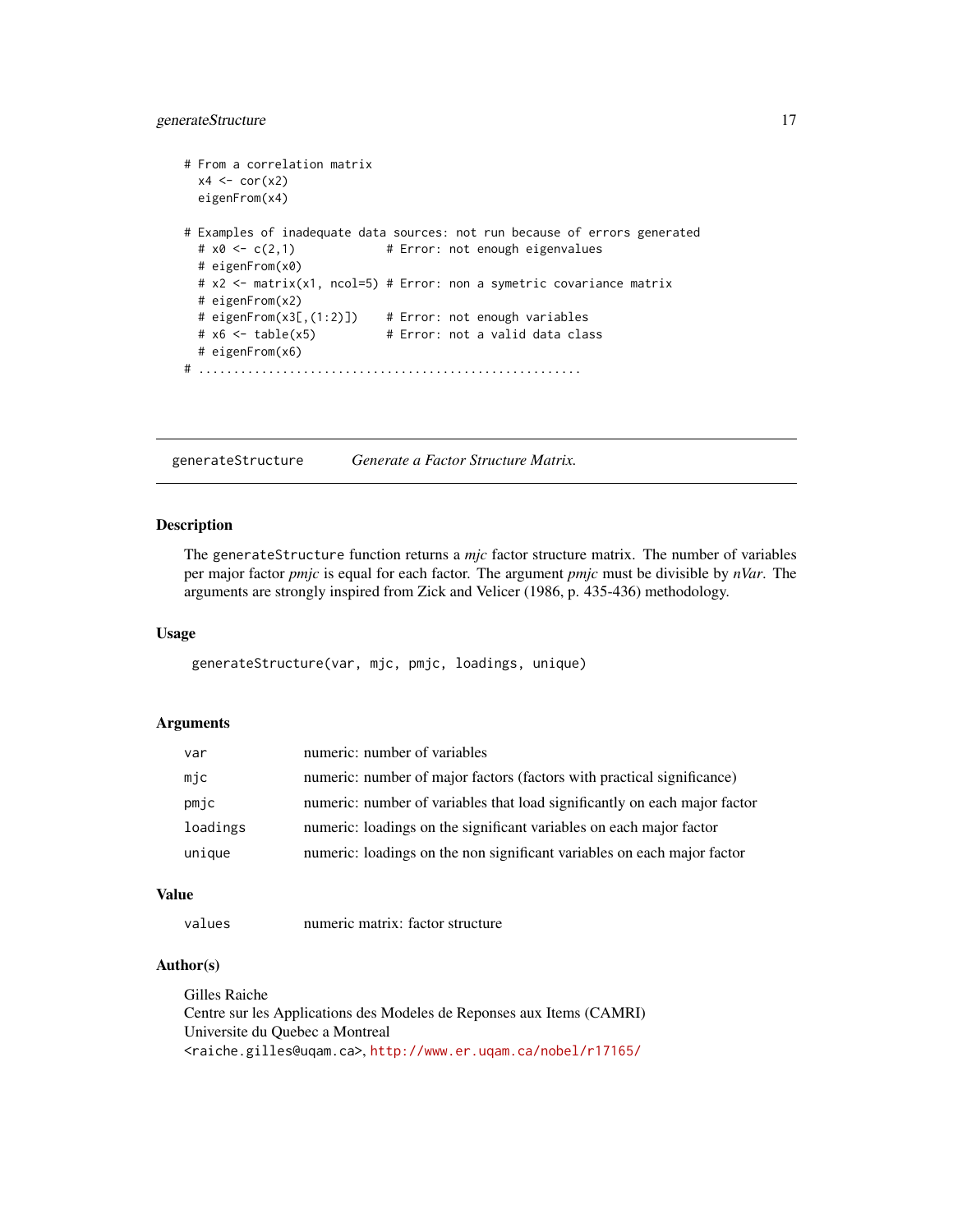```
# From a correlation matrix
  x4 <- cor(x2)
  eigenFrom(x4)

# Examples of inadequate data sources: not run because of errors generated
  # x0 <- c(2,1)              # Error: not enough eigenvalues
  # eigenFrom(x0)
  # x2 <- matrix(x1, ncol=5) # Error: non a symetric covariance matrix
  # eigenFrom(x2)
  # eigenFrom(x3[,(1:2)])    # Error: not enough variables
  # x6 <- table(x5)          # Error: not a valid data class
  # eigenFrom(x6)
# ......................................................
```

## generateStructure — *Generate a Factor Structure Matrix.*

### Description

The generateStructure function returns a *mjc* factor structure matrix. The number of variables per major factor *pmjc* is equal for each factor. The argument *pmjc* must be divisible by *nVar*. The arguments are strongly inspired from Zick and Velicer (1986, p. 435-436) methodology.

### Usage

```
generateStructure(var, mjc, pmjc, loadings, unique)
```

### Arguments

| | |
|---|---|
| var | numeric: number of variables |
| mjc | numeric: number of major factors (factors with practical significance) |
| pmjc | numeric: number of variables that load significantly on each major factor |
| loadings | numeric: loadings on the significant variables on each major factor |
| unique | numeric: loadings on the non significant variables on each major factor |

### Value

| | |
|---|---|
| values | numeric matrix: factor structure |

### Author(s)

Gilles Raiche
Centre sur les Applications des Modeles de Reponses aux Items (CAMRI)
Universite du Quebec a Montreal
<raiche.gilles@uqam.ca>, http://www.er.uqam.ca/nobel/r17165/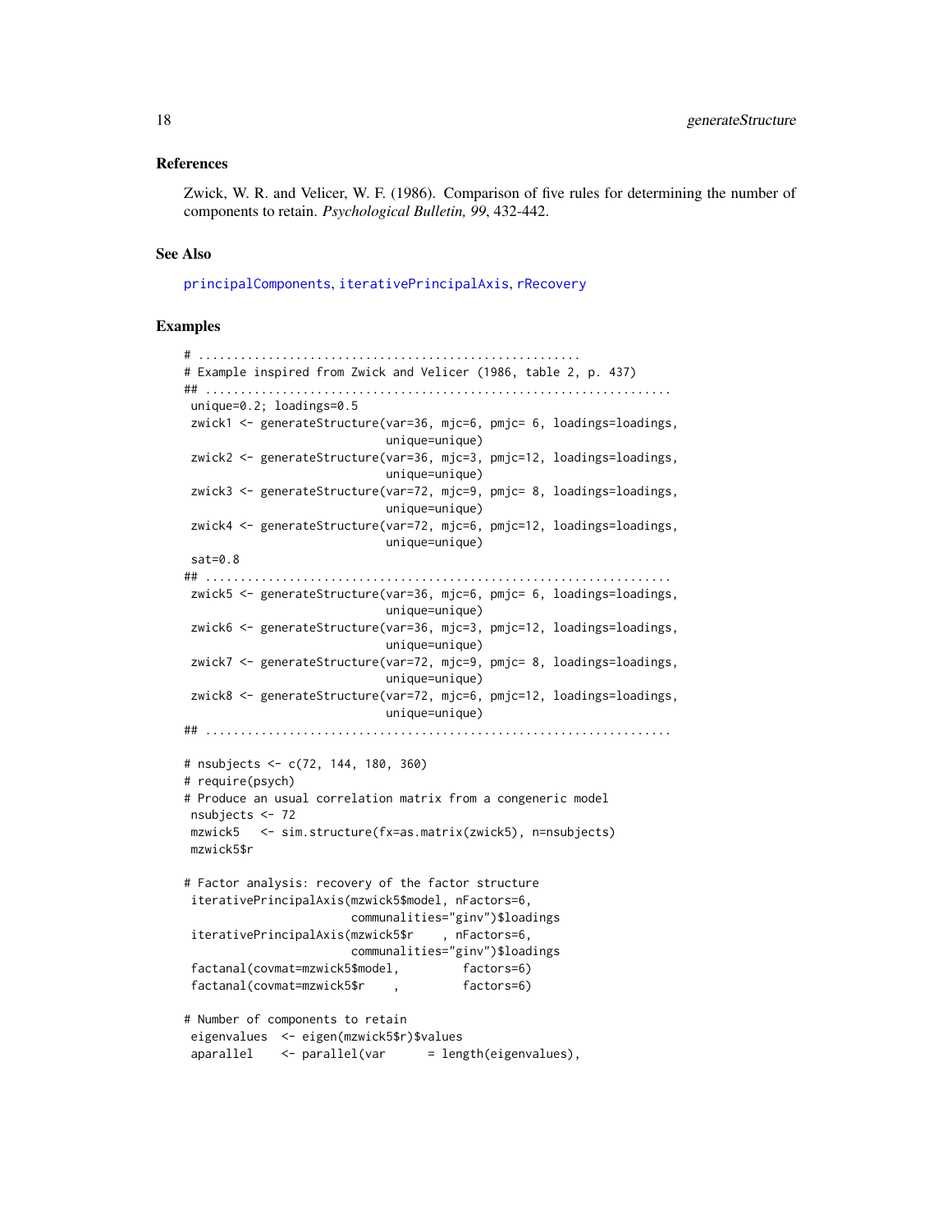### References

Zwick, W. R. and Velicer, W. F. (1986). Comparison of five rules for determining the number of components to retain. *Psychological Bulletin, 99*, 432-442.

### See Also

principalComponents, iterativePrincipalAxis, rRecovery

### Examples

```
# ......................................................
# Example inspired from Zwick and Velicer (1986, table 2, p. 437)
## ...................................................................
 unique=0.2; loadings=0.5
 zwick1 <- generateStructure(var=36, mjc=6, pmjc= 6, loadings=loadings,
                             unique=unique)
 zwick2 <- generateStructure(var=36, mjc=3, pmjc=12, loadings=loadings,
                             unique=unique)
 zwick3 <- generateStructure(var=72, mjc=9, pmjc= 8, loadings=loadings,
                             unique=unique)
 zwick4 <- generateStructure(var=72, mjc=6, pmjc=12, loadings=loadings,
                             unique=unique)
 sat=0.8
## ...................................................................
 zwick5 <- generateStructure(var=36, mjc=6, pmjc= 6, loadings=loadings,
                             unique=unique)
 zwick6 <- generateStructure(var=36, mjc=3, pmjc=12, loadings=loadings,
                             unique=unique)
 zwick7 <- generateStructure(var=72, mjc=9, pmjc= 8, loadings=loadings,
                             unique=unique)
 zwick8 <- generateStructure(var=72, mjc=6, pmjc=12, loadings=loadings,
                             unique=unique)
## ...................................................................

# nsubjects <- c(72, 144, 180, 360)
# require(psych)
# Produce an usual correlation matrix from a congeneric model
 nsubjects <- 72
 mzwick5   <- sim.structure(fx=as.matrix(zwick5), n=nsubjects)
 mzwick5$r

# Factor analysis: recovery of the factor structure
 iterativePrincipalAxis(mzwick5$model, nFactors=6,
                        communalities="ginv")$loadings
 iterativePrincipalAxis(mzwick5$r    , nFactors=6,
                        communalities="ginv")$loadings
 factanal(covmat=mzwick5$model,         factors=6)
 factanal(covmat=mzwick5$r    ,         factors=6)

# Number of components to retain
 eigenvalues  <- eigen(mzwick5$r)$values
 aparallel    <- parallel(var      = length(eigenvalues),
```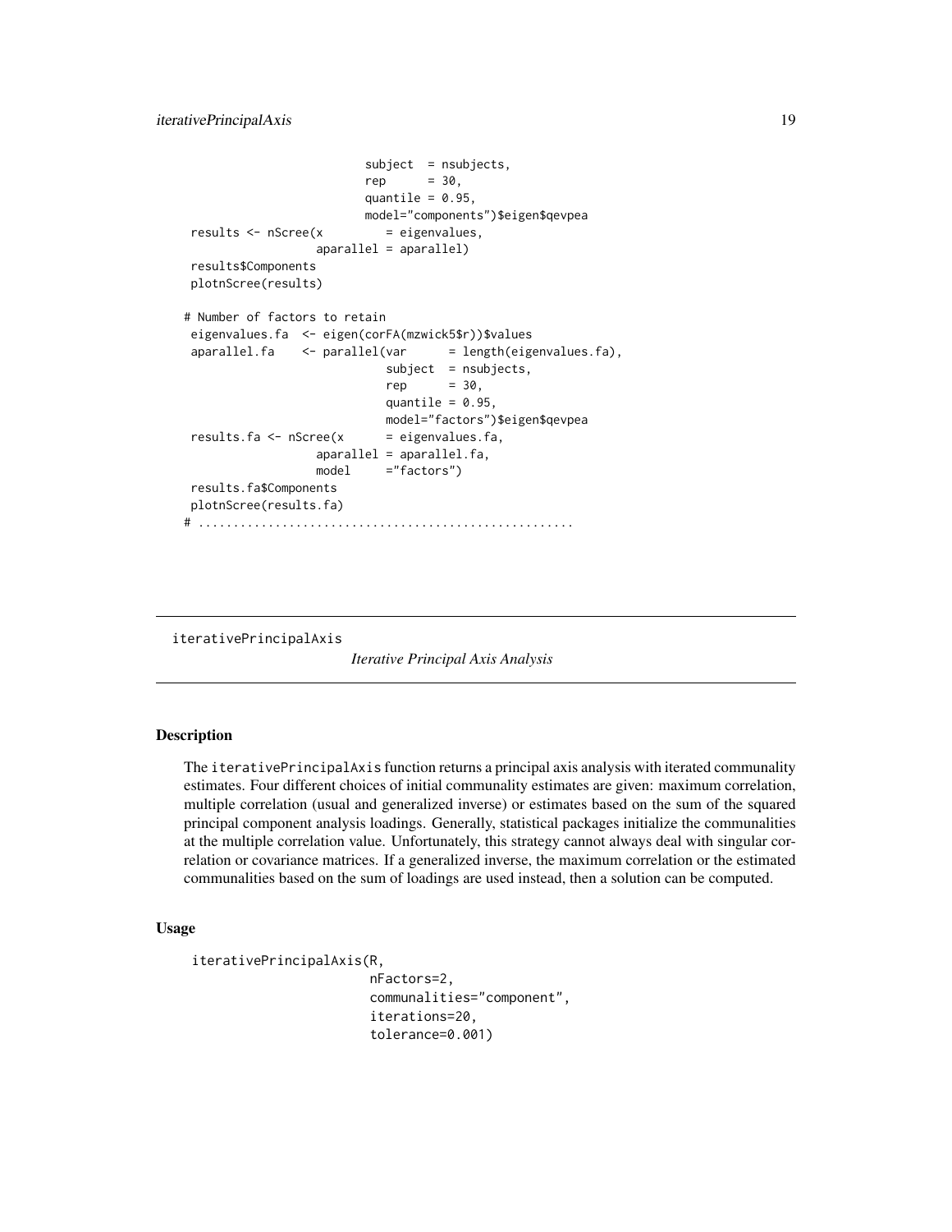```
                          subject  = nsubjects,
                          rep      = 30,
                          quantile = 0.95,
                          model="components")$eigen$qevpea
 results <- nScree(x         = eigenvalues,
                   aparallel = aparallel)
 results$Components
 plotnScree(results)

# Number of factors to retain
 eigenvalues.fa  <- eigen(corFA(mzwick5$r))$values
 aparallel.fa    <- parallel(var      = length(eigenvalues.fa),
                             subject  = nsubjects,
                             rep      = 30,
                             quantile = 0.95,
                             model="factors")$eigen$qevpea
 results.fa <- nScree(x      = eigenvalues.fa,
                   aparallel = aparallel.fa,
                   model     ="factors")
 results.fa$Components
 plotnScree(results.fa)
# ......................................................
```

## iterativePrincipalAxis — *Iterative Principal Axis Analysis*

### Description

The iterativePrincipalAxis function returns a principal axis analysis with iterated communality estimates. Four different choices of initial communality estimates are given: maximum correlation, multiple correlation (usual and generalized inverse) or estimates based on the sum of the squared principal component analysis loadings. Generally, statistical packages initialize the communalities at the multiple correlation value. Unfortunately, this strategy cannot always deal with singular correlation or covariance matrices. If a generalized inverse, the maximum correlation or the estimated communalities based on the sum of loadings are used instead, then a solution can be computed.

### Usage

```
iterativePrincipalAxis(R,
                       nFactors=2,
                       communalities="component",
                       iterations=20,
                       tolerance=0.001)
```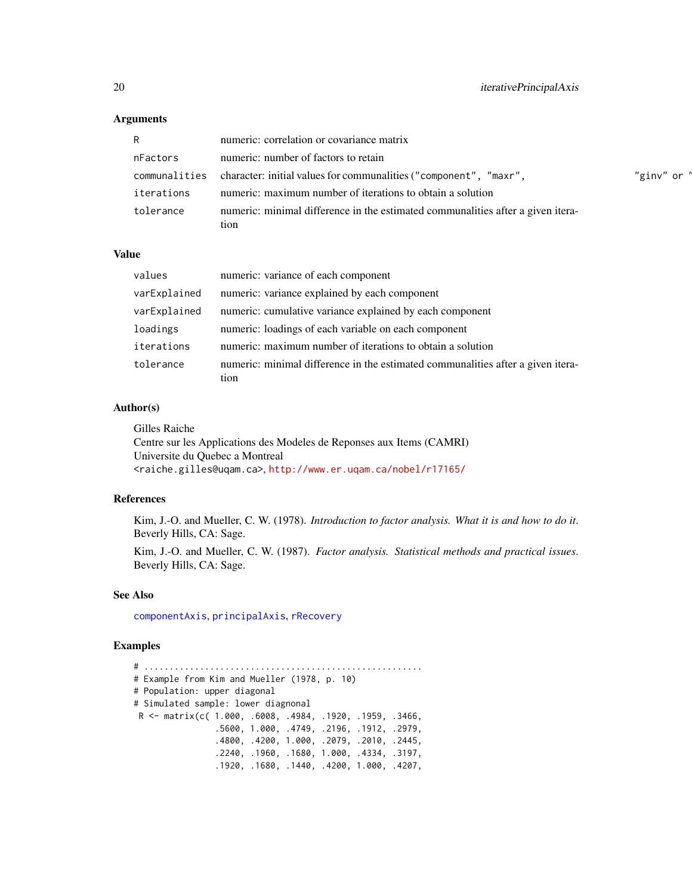## Arguments

| | |
|---|---|
| `R` | numeric: correlation or covariance matrix |
| `nFactors` | numeric: number of factors to retain |
| `communalities` | character: initial values for communalities (`"component"`, `"maxr"`, `"ginv"` or `"` |
| `iterations` | numeric: maximum number of iterations to obtain a solution |
| `tolerance` | numeric: minimal difference in the estimated communalities after a given iteration |

## Value

| | |
|---|---|
| `values` | numeric: variance of each component |
| `varExplained` | numeric: variance explained by each component |
| `varExplained` | numeric: cumulative variance explained by each component |
| `loadings` | numeric: loadings of each variable on each component |
| `iterations` | numeric: maximum number of iterations to obtain a solution |
| `tolerance` | numeric: minimal difference in the estimated communalities after a given iteration |

## Author(s)

Gilles Raiche
Centre sur les Applications des Modeles de Reponses aux Items (CAMRI)
Universite du Quebec a Montreal
<raiche.gilles@uqam.ca>, http://www.er.uqam.ca/nobel/r17165/

## References

Kim, J.-O. and Mueller, C. W. (1978). *Introduction to factor analysis. What it is and how to do it*. Beverly Hills, CA: Sage.

Kim, J.-O. and Mueller, C. W. (1987). *Factor analysis. Statistical methods and practical issues*. Beverly Hills, CA: Sage.

## See Also

`componentAxis`, `principalAxis`, `rRecovery`

## Examples

```
# .......................................................
# Example from Kim and Mueller (1978, p. 10)
# Population: upper diagonal
# Simulated sample: lower diagnonal
 R <- matrix(c( 1.000, .6008, .4984, .1920, .1959, .3466,
               .5600, 1.000, .4749, .2196, .1912, .2979,
               .4800, .4200, 1.000, .2079, .2010, .2445,
               .2240, .1960, .1680, 1.000, .4334, .3197,
               .1920, .1680, .1440, .4200, 1.000, .4207,
```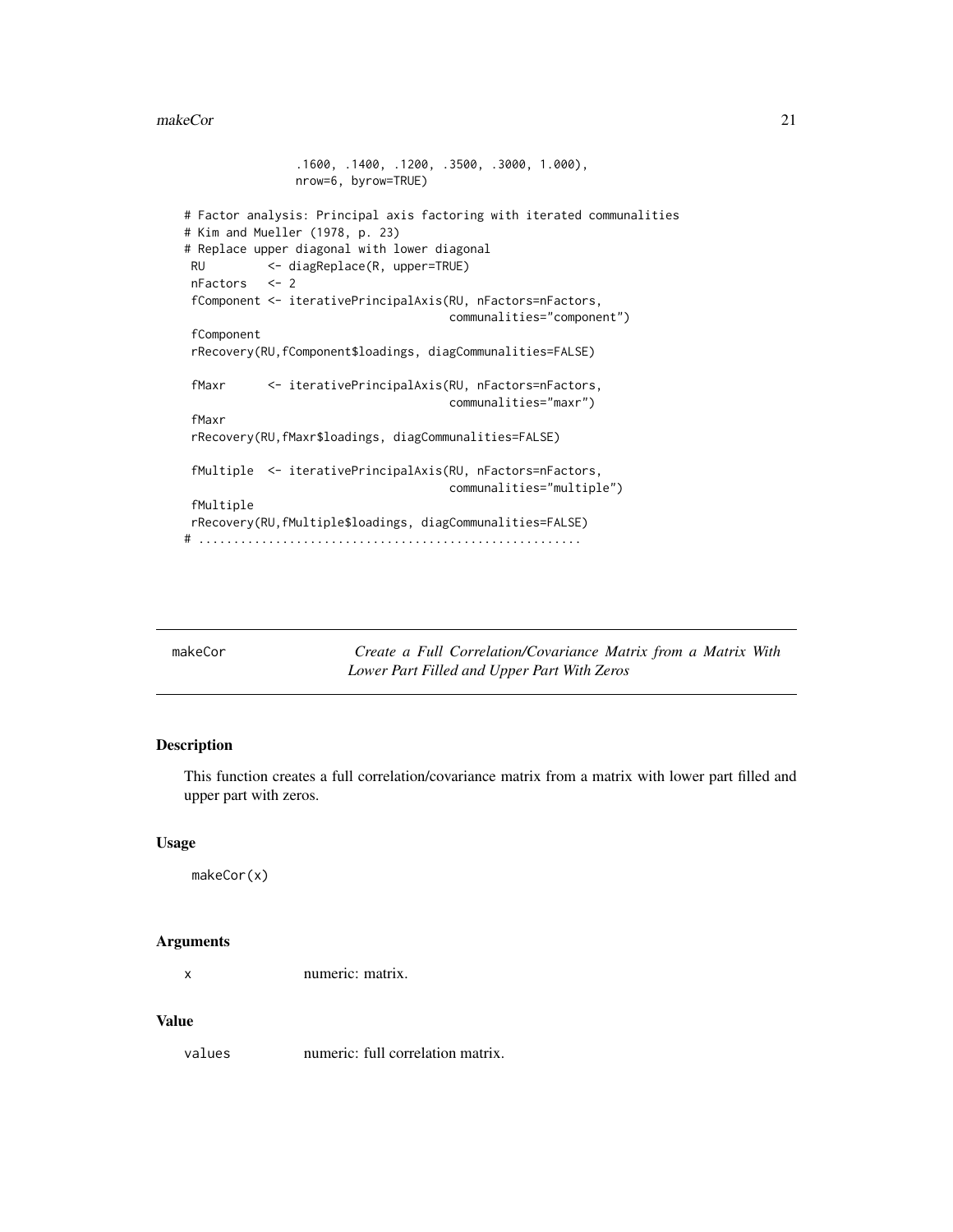```
                .1600, .1400, .1200, .3500, .3000, 1.000),
                nrow=6, byrow=TRUE)

# Factor analysis: Principal axis factoring with iterated communalities
# Kim and Mueller (1978, p. 23)
# Replace upper diagonal with lower diagonal
 RU         <- diagReplace(R, upper=TRUE)
 nFactors   <- 2
 fComponent <- iterativePrincipalAxis(RU, nFactors=nFactors,
                                      communalities="component")
 fComponent
 rRecovery(RU,fComponent$loadings, diagCommunalities=FALSE)

 fMaxr      <- iterativePrincipalAxis(RU, nFactors=nFactors,
                                      communalities="maxr")
 fMaxr
 rRecovery(RU,fMaxr$loadings, diagCommunalities=FALSE)

 fMultiple  <- iterativePrincipalAxis(RU, nFactors=nFactors,
                                      communalities="multiple")
 fMultiple
 rRecovery(RU,fMultiple$loadings, diagCommunalities=FALSE)
# ......................................................
```

## makeCor — *Create a Full Correlation/Covariance Matrix from a Matrix With Lower Part Filled and Upper Part With Zeros*

### Description

This function creates a full correlation/covariance matrix from a matrix with lower part filled and upper part with zeros.

### Usage

```
makeCor(x)
```

### Arguments

| | |
|---|---|
| x | numeric: matrix. |

### Value

| | |
|---|---|
| values | numeric: full correlation matrix. |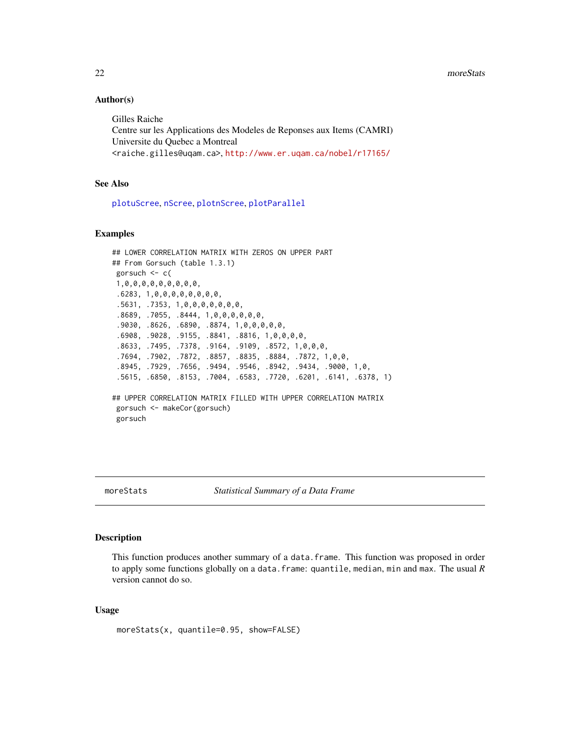### Author(s)

Gilles Raiche
Centre sur les Applications des Modeles de Reponses aux Items (CAMRI)
Universite du Quebec a Montreal
<raiche.gilles@uqam.ca>, http://www.er.uqam.ca/nobel/r17165/

### See Also

plotuScree, nScree, plotnScree, plotParallel

### Examples

```
## LOWER CORRELATION MATRIX WITH ZEROS ON UPPER PART
## From Gorsuch (table 1.3.1)
 gorsuch <- c(
 1,0,0,0,0,0,0,0,0,0,
 .6283, 1,0,0,0,0,0,0,0,0,
 .5631, .7353, 1,0,0,0,0,0,0,0,
 .8689, .7055, .8444, 1,0,0,0,0,0,0,
 .9030, .8626, .6890, .8874, 1,0,0,0,0,0,
 .6908, .9028, .9155, .8841, .8816, 1,0,0,0,0,
 .8633, .7495, .7378, .9164, .9109, .8572, 1,0,0,0,
 .7694, .7902, .7872, .8857, .8835, .8884, .7872, 1,0,0,
 .8945, .7929, .7656, .9494, .9546, .8942, .9434, .9000, 1,0,
 .5615, .6850, .8153, .7004, .6583, .7720, .6201, .6141, .6378, 1)

## UPPER CORRELATION MATRIX FILLED WITH UPPER CORRELATION MATRIX
 gorsuch <- makeCor(gorsuch)
 gorsuch
```

---

## moreStats — *Statistical Summary of a Data Frame*

### Description

This function produces another summary of a `data.frame`. This function was proposed in order to apply some functions globally on a `data.frame`: `quantile`, `median`, `min` and `max`. The usual *R* version cannot do so.

### Usage

```
moreStats(x, quantile=0.95, show=FALSE)
```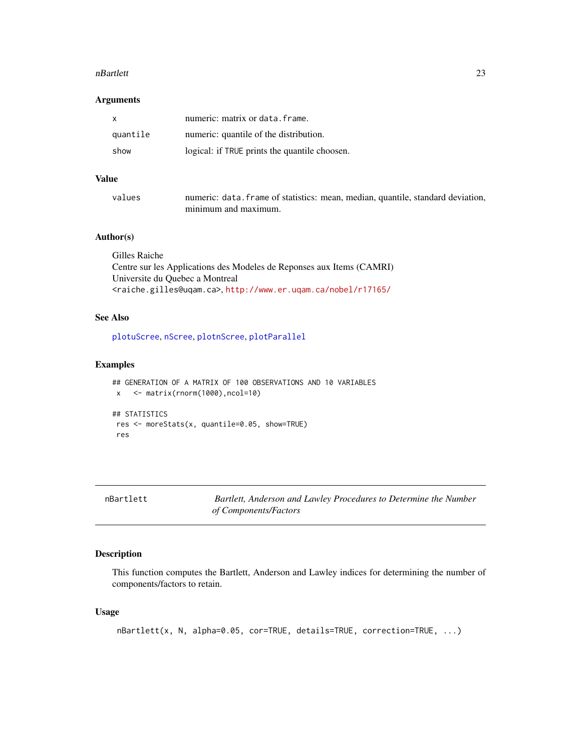### Arguments

| | |
|---|---|
| `x` | numeric: matrix or `data.frame`. |
| `quantile` | numeric: quantile of the distribution. |
| `show` | logical: if `TRUE` prints the quantile choosen. |

### Value

| | |
|---|---|
| `values` | numeric: `data.frame` of statistics: mean, median, quantile, standard deviation, minimum and maximum. |

### Author(s)

Gilles Raiche
Centre sur les Applications des Modeles de Reponses aux Items (CAMRI)
Universite du Quebec a Montreal
`<raiche.gilles@uqam.ca>`, http://www.er.uqam.ca/nobel/r17165/

### See Also

`plotuScree`, `nScree`, `plotnScree`, `plotParallel`

### Examples

```
## GENERATION OF A MATRIX OF 100 OBSERVATIONS AND 10 VARIABLES
 x   <- matrix(rnorm(1000),ncol=10)

## STATISTICS
 res <- moreStats(x, quantile=0.05, show=TRUE)
 res
```

---

## nBartlett — *Bartlett, Anderson and Lawley Procedures to Determine the Number of Components/Factors*

### Description

This function computes the Bartlett, Anderson and Lawley indices for determining the number of components/factors to retain.

### Usage

```
nBartlett(x, N, alpha=0.05, cor=TRUE, details=TRUE, correction=TRUE, ...)
```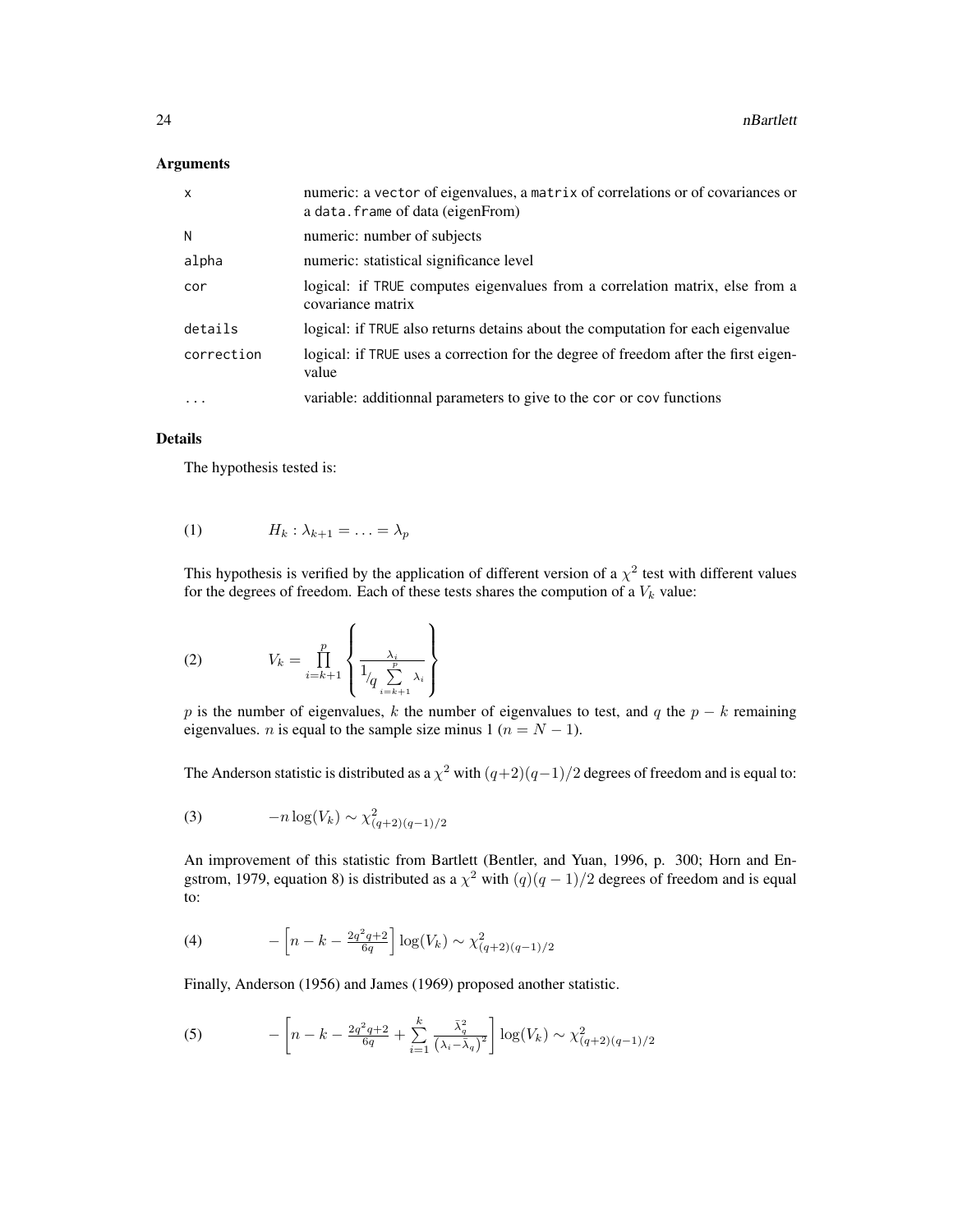### Arguments

| | |
|---|---|
| x | numeric: a vector of eigenvalues, a matrix of correlations or of covariances or a data.frame of data (eigenFrom) |
| N | numeric: number of subjects |
| alpha | numeric: statistical significance level |
| cor | logical: if TRUE computes eigenvalues from a correlation matrix, else from a covariance matrix |
| details | logical: if TRUE also returns detains about the computation for each eigenvalue |
| correction | logical: if TRUE uses a correction for the degree of freedom after the first eigenvalue |
| ... | variable: additionnal parameters to give to the cor or cov functions |

### Details

The hypothesis tested is:

$$(1) \qquad H_k : \lambda_{k+1} = \ldots = \lambda_p$$

This hypothesis is verified by the application of different version of a $\chi^2$ test with different values for the degrees of freedom. Each of these tests shares the compution of a $V_k$ value:

$$(2) \qquad V_k = \prod_{i=k+1}^{p} \left\{ \frac{\lambda_i}{{}^1\!/_q \sum_{i=k+1}^{p} \lambda_i} \right\}$$

$p$ is the number of eigenvalues, $k$ the number of eigenvalues to test, and $q$ the $p - k$ remaining eigenvalues. $n$ is equal to the sample size minus 1 ($n = N - 1$).

The Anderson statistic is distributed as a $\chi^2$ with $(q+2)(q-1)/2$ degrees of freedom and is equal to:

$$(3) \qquad -n \log(V_k) \sim \chi^2_{(q+2)(q-1)/2}$$

An improvement of this statistic from Bartlett (Bentler, and Yuan, 1996, p. 300; Horn and Engstrom, 1979, equation 8) is distributed as a $\chi^2$ with $(q)(q-1)/2$ degrees of freedom and is equal to:

$$(4) \qquad -\left[ n - k - \frac{2q^2q+2}{6q} \right] \log(V_k) \sim \chi^2_{(q+2)(q-1)/2}$$

Finally, Anderson (1956) and James (1969) proposed another statistic.

$$(5) \qquad -\left[ n - k - \frac{2q^2q+2}{6q} + \sum_{i=1}^{k} \frac{\bar{\lambda}_q^2}{\left(\lambda_i - \bar{\lambda}_q\right)^2} \right] \log(V_k) \sim \chi^2_{(q+2)(q-1)/2}$$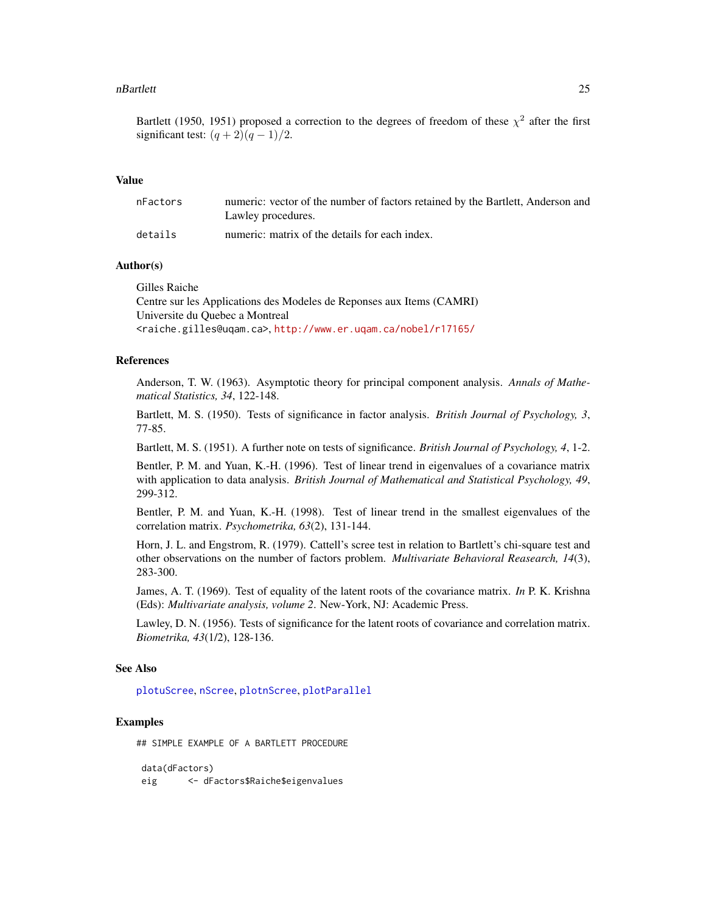Bartlett (1950, 1951) proposed a correction to the degrees of freedom of these $\chi^2$ after the first significant test: $(q + 2)(q - 1)/2$.

## Value

| | |
|---|---|
| nFactors | numeric: vector of the number of factors retained by the Bartlett, Anderson and Lawley procedures. |
| details | numeric: matrix of the details for each index. |

## Author(s)

Gilles Raiche
Centre sur les Applications des Modeles de Reponses aux Items (CAMRI)
Universite du Quebec a Montreal
<raiche.gilles@uqam.ca>, http://www.er.uqam.ca/nobel/r17165/

## References

Anderson, T. W. (1963). Asymptotic theory for principal component analysis. *Annals of Mathematical Statistics, 34*, 122-148.

Bartlett, M. S. (1950). Tests of significance in factor analysis. *British Journal of Psychology, 3*, 77-85.

Bartlett, M. S. (1951). A further note on tests of significance. *British Journal of Psychology, 4*, 1-2.

Bentler, P. M. and Yuan, K.-H. (1996). Test of linear trend in eigenvalues of a covariance matrix with application to data analysis. *British Journal of Mathematical and Statistical Psychology, 49*, 299-312.

Bentler, P. M. and Yuan, K.-H. (1998). Test of linear trend in the smallest eigenvalues of the correlation matrix. *Psychometrika, 63*(2), 131-144.

Horn, J. L. and Engstrom, R. (1979). Cattell's scree test in relation to Bartlett's chi-square test and other observations on the number of factors problem. *Multivariate Behavioral Reasearch, 14*(3), 283-300.

James, A. T. (1969). Test of equality of the latent roots of the covariance matrix. *In* P. K. Krishna (Eds): *Multivariate analysis, volume 2*. New-York, NJ: Academic Press.

Lawley, D. N. (1956). Tests of significance for the latent roots of covariance and correlation matrix. *Biometrika, 43*(1/2), 128-136.

## See Also

plotuScree, nScree, plotnScree, plotParallel

## Examples

```
## SIMPLE EXAMPLE OF A BARTLETT PROCEDURE

 data(dFactors)
 eig      <- dFactors$Raiche$eigenvalues
```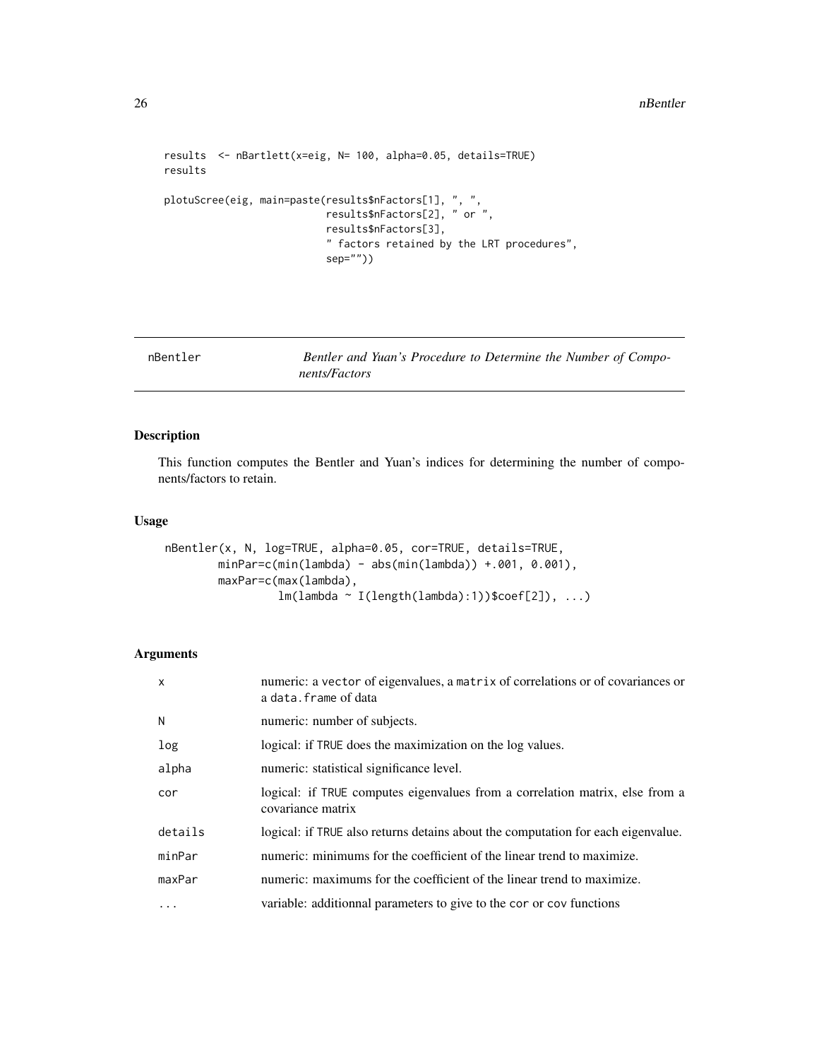```
results  <- nBartlett(x=eig, N= 100, alpha=0.05, details=TRUE)
results

plotuScree(eig, main=paste(results$nFactors[1], ", ",
                           results$nFactors[2], " or ",
                           results$nFactors[3],
                           " factors retained by the LRT procedures",
                           sep=""))
```

## nBentler — *Bentler and Yuan's Procedure to Determine the Number of Components/Factors*

### Description

This function computes the Bentler and Yuan's indices for determining the number of components/factors to retain.

### Usage

```
nBentler(x, N, log=TRUE, alpha=0.05, cor=TRUE, details=TRUE,
        minPar=c(min(lambda) - abs(min(lambda)) +.001, 0.001),
        maxPar=c(max(lambda),
                 lm(lambda ~ I(length(lambda):1))$coef[2]), ...)
```

### Arguments

| | |
|---|---|
| x | numeric: a vector of eigenvalues, a matrix of correlations or of covariances or a data.frame of data |
| N | numeric: number of subjects. |
| log | logical: if TRUE does the maximization on the log values. |
| alpha | numeric: statistical significance level. |
| cor | logical: if TRUE computes eigenvalues from a correlation matrix, else from a covariance matrix |
| details | logical: if TRUE also returns detains about the computation for each eigenvalue. |
| minPar | numeric: minimums for the coefficient of the linear trend to maximize. |
| maxPar | numeric: maximums for the coefficient of the linear trend to maximize. |
| ... | variable: additionnal parameters to give to the cor or cov functions |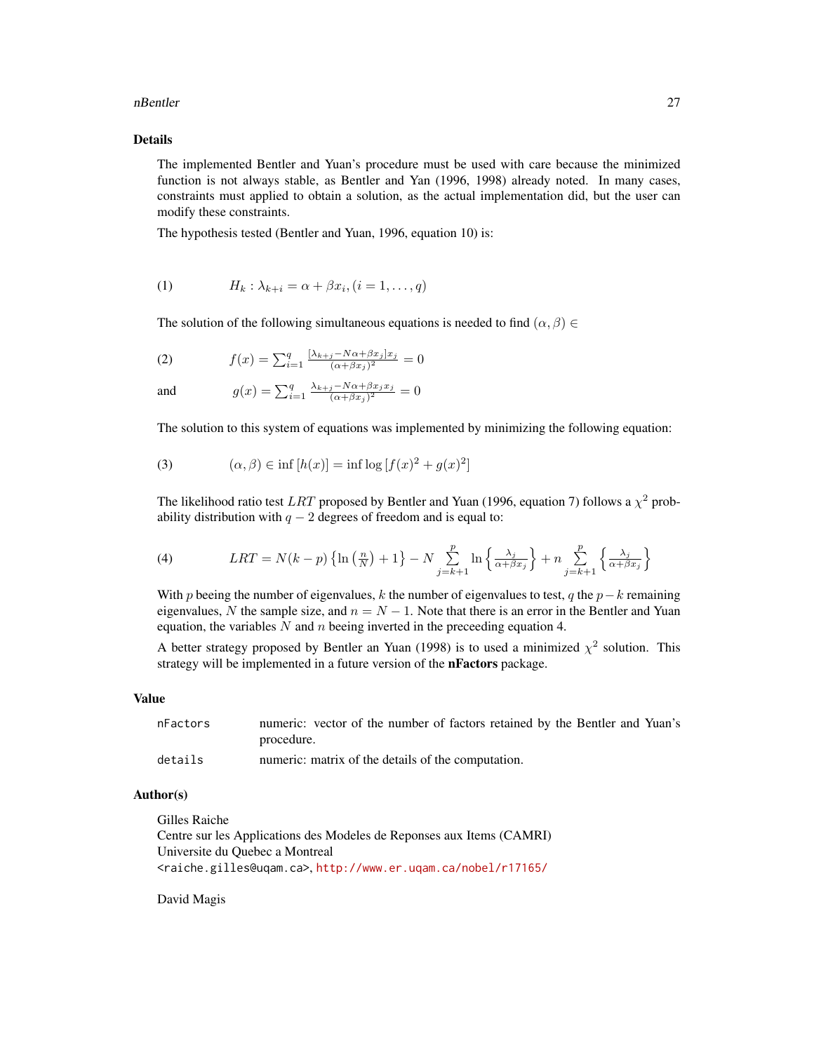## Details

The implemented Bentler and Yuan's procedure must be used with care because the minimized function is not always stable, as Bentler and Yan (1996, 1998) already noted. In many cases, constraints must applied to obtain a solution, as the actual implementation did, but the user can modify these constraints.

The hypothesis tested (Bentler and Yuan, 1996, equation 10) is:

$$(1) \qquad H_k : \lambda_{k+i} = \alpha + \beta x_i, (i = 1, \ldots, q)$$

The solution of the following simultaneous equations is needed to find $(\alpha, \beta) \in$

$$(2) \qquad f(x) = \sum_{i=1}^{q} \frac{[\lambda_{k+j} - N\alpha + \beta x_j] x_j}{(\alpha + \beta x_j)^2} = 0$$

$$\text{and} \qquad g(x) = \sum_{i=1}^{q} \frac{\lambda_{k+j} - N\alpha + \beta x_j x_j}{(\alpha + \beta x_j)^2} = 0$$

The solution to this system of equations was implemented by minimizing the following equation:

$$(3) \qquad (\alpha, \beta) \in \inf [h(x)] = \inf \log [f(x)^2 + g(x)^2]$$

The likelihood ratio test $LRT$ proposed by Bentler and Yuan (1996, equation 7) follows a $\chi^2$ probability distribution with $q - 2$ degrees of freedom and is equal to:

$$(4) \qquad LRT = N(k-p)\left\{\ln\left(\frac{n}{N}\right) + 1\right\} - N \sum_{j=k+1}^{p} \ln\left\{\frac{\lambda_j}{\alpha + \beta x_j}\right\} + n \sum_{j=k+1}^{p} \left\{\frac{\lambda_j}{\alpha + \beta x_j}\right\}$$

With $p$ beeing the number of eigenvalues, $k$ the number of eigenvalues to test, $q$ the $p - k$ remaining eigenvalues, $N$ the sample size, and $n = N - 1$. Note that there is an error in the Bentler and Yuan equation, the variables $N$ and $n$ beeing inverted in the preceeding equation 4.

A better strategy proposed by Bentler an Yuan (1998) is to used a minimized $\chi^2$ solution. This strategy will be implemented in a future version of the **nFactors** package.

## Value

| | |
|---|---|
| `nFactors` | numeric: vector of the number of factors retained by the Bentler and Yuan's procedure. |
| `details` | numeric: matrix of the details of the computation. |

## Author(s)

Gilles Raiche
Centre sur les Applications des Modeles de Reponses aux Items (CAMRI)
Universite du Quebec a Montreal
`<raiche.gilles@uqam.ca>`, http://www.er.uqam.ca/nobel/r17165/

David Magis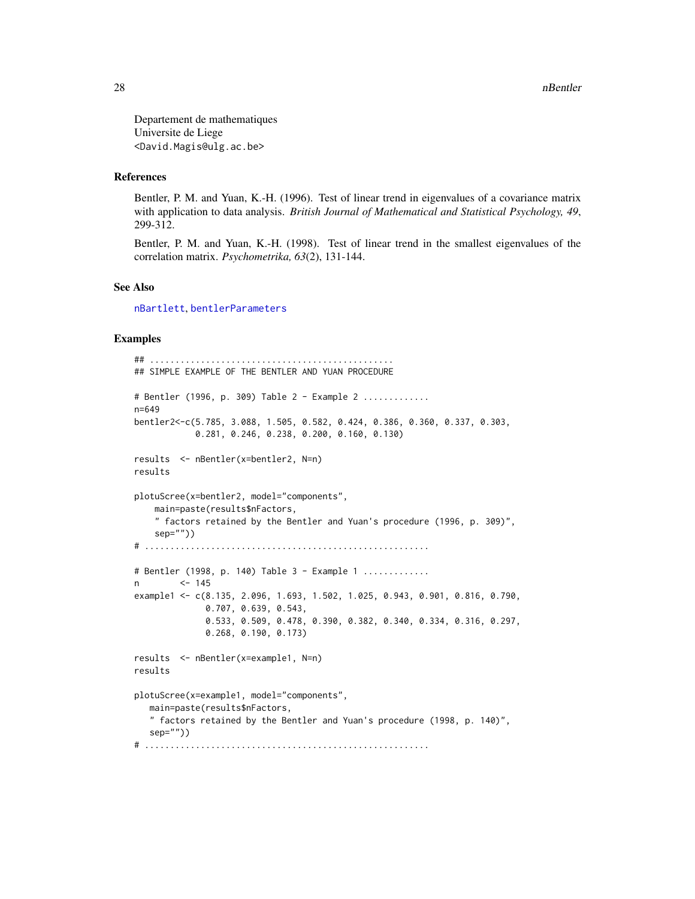Departement de mathematiques
Universite de Liege
<David.Magis@ulg.ac.be>

### References

Bentler, P. M. and Yuan, K.-H. (1996). Test of linear trend in eigenvalues of a covariance matrix with application to data analysis. *British Journal of Mathematical and Statistical Psychology, 49*, 299-312.

Bentler, P. M. and Yuan, K.-H. (1998). Test of linear trend in the smallest eigenvalues of the correlation matrix. *Psychometrika, 63*(2), 131-144.

### See Also

nBartlett, bentlerParameters

### Examples

```
## ................................................
## SIMPLE EXAMPLE OF THE BENTLER AND YUAN PROCEDURE

# Bentler (1996, p. 309) Table 2 - Example 2 .............
n=649
bentler2<-c(5.785, 3.088, 1.505, 0.582, 0.424, 0.386, 0.360, 0.337, 0.303,
            0.281, 0.246, 0.238, 0.200, 0.160, 0.130)

results  <- nBentler(x=bentler2, N=n)
results

plotuScree(x=bentler2, model="components",
    main=paste(results$nFactors,
    " factors retained by the Bentler and Yuan's procedure (1996, p. 309)",
    sep=""))
# ........................................................

# Bentler (1998, p. 140) Table 3 - Example 1 .............
n        <- 145
example1 <- c(8.135, 2.096, 1.693, 1.502, 1.025, 0.943, 0.901, 0.816, 0.790,
              0.707, 0.639, 0.543,
              0.533, 0.509, 0.478, 0.390, 0.382, 0.340, 0.334, 0.316, 0.297,
              0.268, 0.190, 0.173)

results  <- nBentler(x=example1, N=n)
results

plotuScree(x=example1, model="components",
   main=paste(results$nFactors,
   " factors retained by the Bentler and Yuan's procedure (1998, p. 140)",
   sep=""))
# ........................................................
```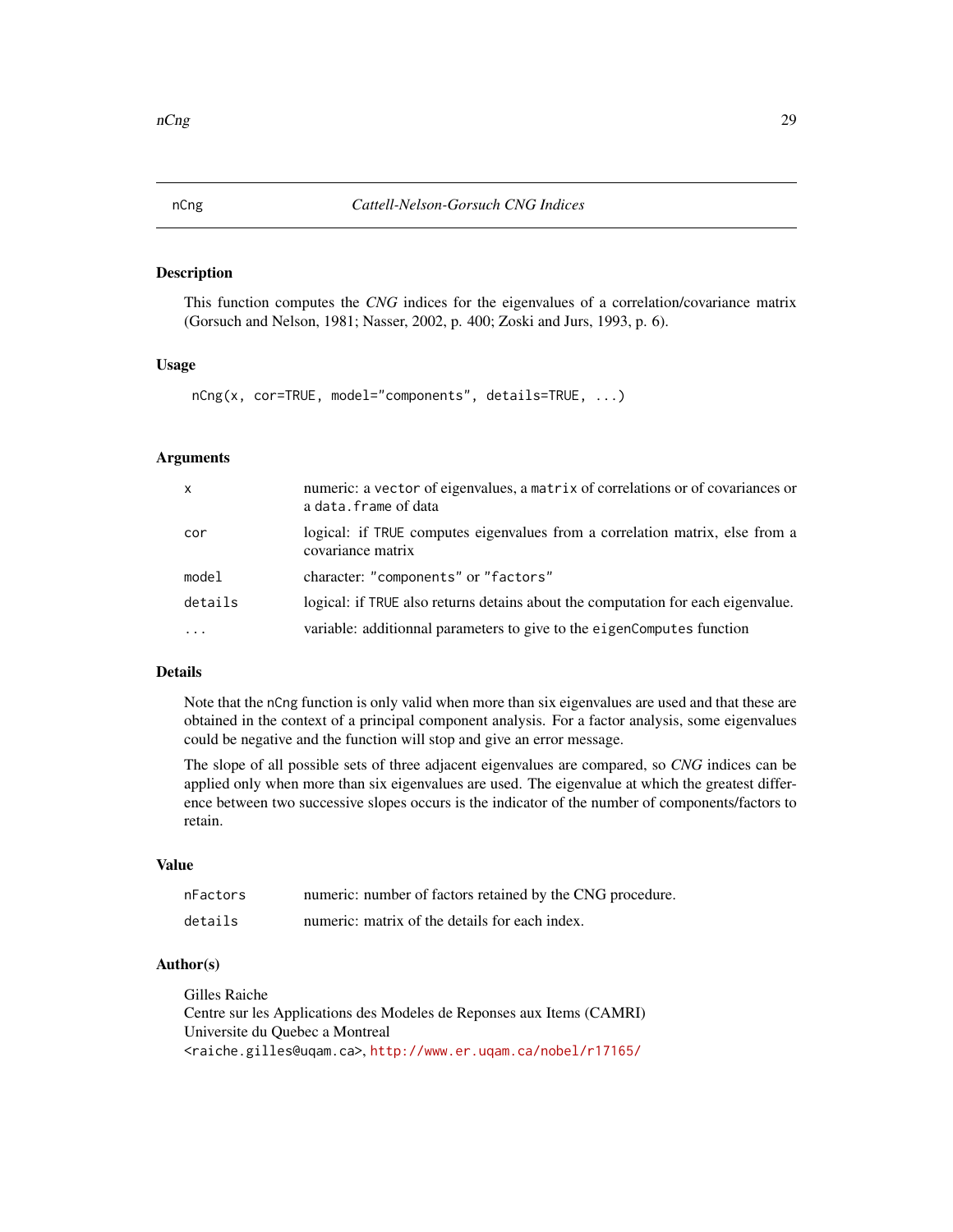## nCng — *Cattell-Nelson-Gorsuch CNG Indices*

### Description

This function computes the *CNG* indices for the eigenvalues of a correlation/covariance matrix (Gorsuch and Nelson, 1981; Nasser, 2002, p. 400; Zoski and Jurs, 1993, p. 6).

### Usage

```
nCng(x, cor=TRUE, model="components", details=TRUE, ...)
```

### Arguments

| | |
|---|---|
| `x` | numeric: a `vector` of eigenvalues, a `matrix` of correlations or of covariances or a `data.frame` of data |
| `cor` | logical: if `TRUE` computes eigenvalues from a correlation matrix, else from a covariance matrix |
| `model` | character: `"components"` or `"factors"` |
| `details` | logical: if `TRUE` also returns detains about the computation for each eigenvalue. |
| `...` | variable: additionnal parameters to give to the `eigenComputes` function |

### Details

Note that the `nCng` function is only valid when more than six eigenvalues are used and that these are obtained in the context of a principal component analysis. For a factor analysis, some eigenvalues could be negative and the function will stop and give an error message.

The slope of all possible sets of three adjacent eigenvalues are compared, so *CNG* indices can be applied only when more than six eigenvalues are used. The eigenvalue at which the greatest difference between two successive slopes occurs is the indicator of the number of components/factors to retain.

### Value

| | |
|---|---|
| `nFactors` | numeric: number of factors retained by the CNG procedure. |
| `details` | numeric: matrix of the details for each index. |

### Author(s)

Gilles Raiche  
Centre sur les Applications des Modeles de Reponses aux Items (CAMRI)  
Universite du Quebec a Montreal  
<raiche.gilles@uqam.ca>, http://www.er.uqam.ca/nobel/r17165/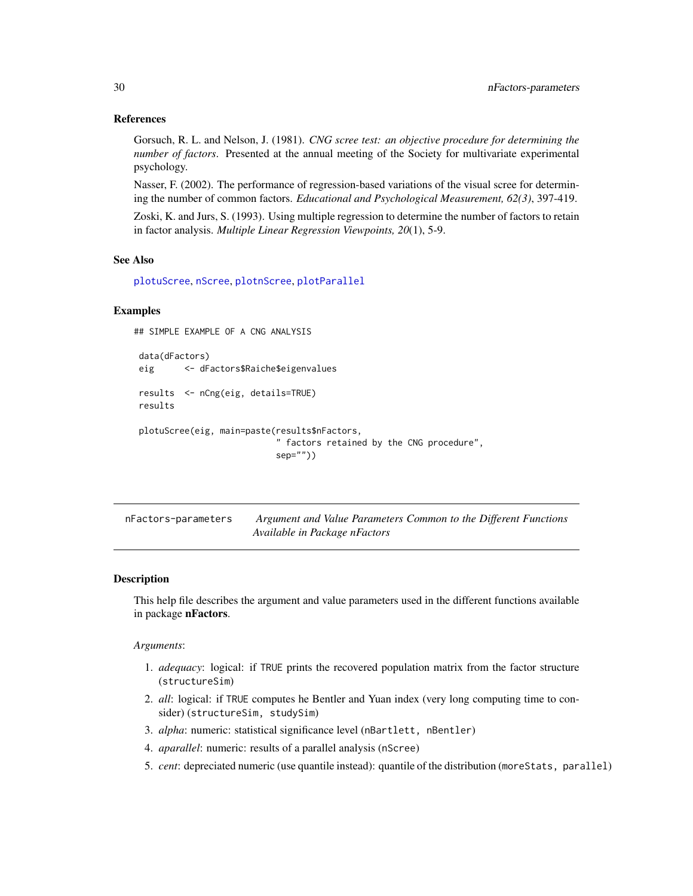### References

Gorsuch, R. L. and Nelson, J. (1981). *CNG scree test: an objective procedure for determining the number of factors*. Presented at the annual meeting of the Society for multivariate experimental psychology.

Nasser, F. (2002). The performance of regression-based variations of the visual scree for determining the number of common factors. *Educational and Psychological Measurement, 62(3)*, 397-419.

Zoski, K. and Jurs, S. (1993). Using multiple regression to determine the number of factors to retain in factor analysis. *Multiple Linear Regression Viewpoints, 20*(1), 5-9.

### See Also

`plotuScree`, `nScree`, `plotnScree`, `plotParallel`

### Examples

```
## SIMPLE EXAMPLE OF A CNG ANALYSIS

 data(dFactors)
 eig      <- dFactors$Raiche$eigenvalues

 results  <- nCng(eig, details=TRUE)
 results

 plotuScree(eig, main=paste(results$nFactors,
                             " factors retained by the CNG procedure",
                             sep=""))
```

---

## nFactors-parameters — *Argument and Value Parameters Common to the Different Functions Available in Package nFactors*

### Description

This help file describes the argument and value parameters used in the different functions available in package **nFactors**.

*Arguments*:

1. *adequacy*: logical: if `TRUE` prints the recovered population matrix from the factor structure (`structureSim`)
2. *all*: logical: if `TRUE` computes he Bentler and Yuan index (very long computing time to consider) (`structureSim, studySim`)
3. *alpha*: numeric: statistical significance level (`nBartlett, nBentler`)
4. *aparallel*: numeric: results of a parallel analysis (`nScree`)
5. *cent*: depreciated numeric (use quantile instead): quantile of the distribution (`moreStats, parallel`)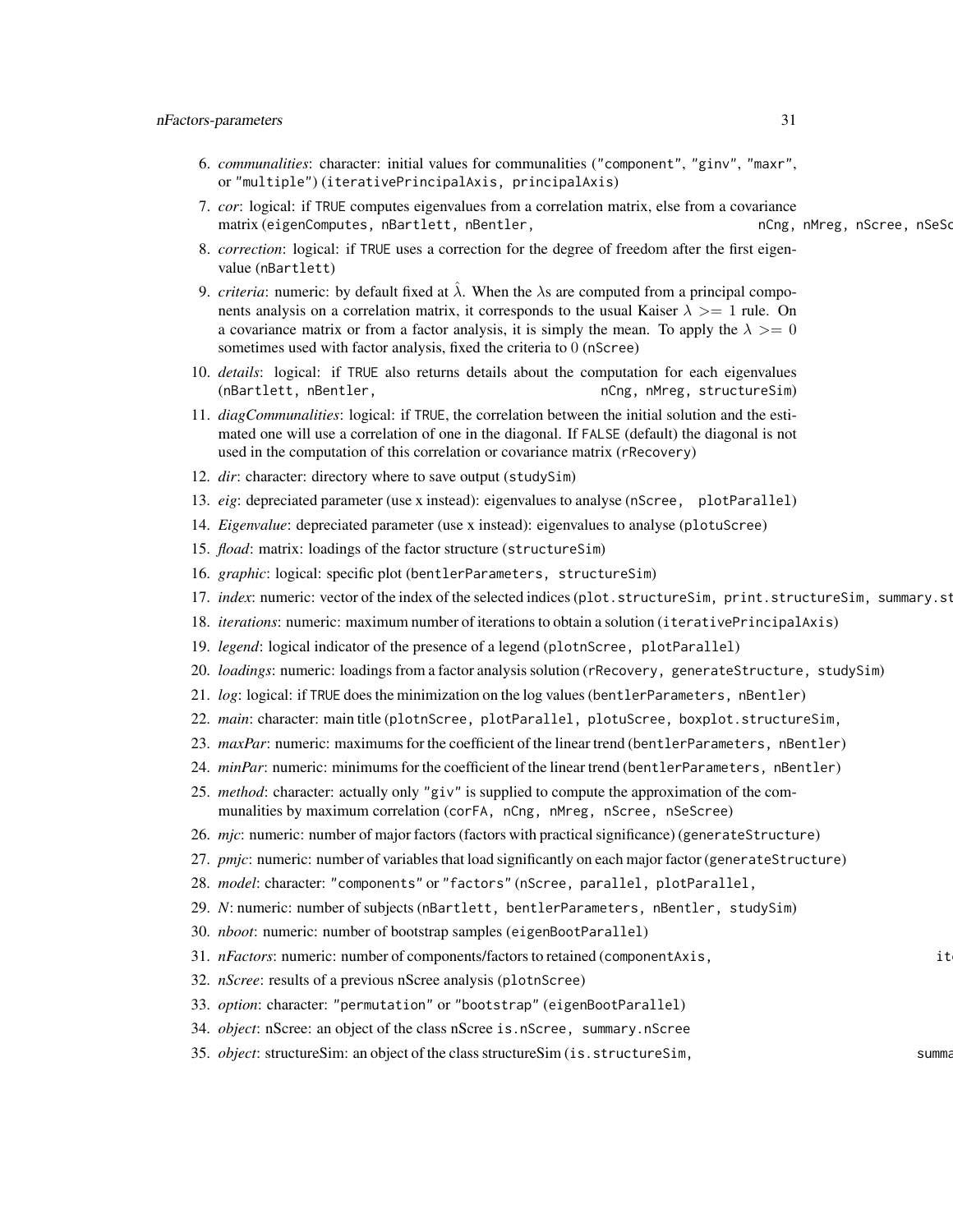6. *communalities*: character: initial values for communalities ("component", "ginv", "maxr", or "multiple") (iterativePrincipalAxis, principalAxis)
7. *cor*: logical: if TRUE computes eigenvalues from a correlation matrix, else from a covariance matrix (eigenComputes, nBartlett, nBentler, nCng, nMreg, nScree, nSeSc
8. *correction*: logical: if TRUE uses a correction for the degree of freedom after the first eigenvalue (nBartlett)
9. *criteria*: numeric: by default fixed at $\hat{\lambda}$. When the $\lambda$s are computed from a principal components analysis on a correlation matrix, it corresponds to the usual Kaiser $\lambda >= 1$ rule. On a covariance matrix or from a factor analysis, it is simply the mean. To apply the $\lambda >= 0$ sometimes used with factor analysis, fixed the criteria to $0$ (nScree)
10. *details*: logical: if TRUE also returns details about the computation for each eigenvalues (nBartlett, nBentler, nCng, nMreg, structureSim)
11. *diagCommunalities*: logical: if TRUE, the correlation between the initial solution and the estimated one will use a correlation of one in the diagonal. If FALSE (default) the diagonal is not used in the computation of this correlation or covariance matrix (rRecovery)
12. *dir*: character: directory where to save output (studySim)
13. *eig*: depreciated parameter (use x instead): eigenvalues to analyse (nScree, plotParallel)
14. *Eigenvalue*: depreciated parameter (use x instead): eigenvalues to analyse (plotuScree)
15. *fload*: matrix: loadings of the factor structure (structureSim)
16. *graphic*: logical: specific plot (bentlerParameters, structureSim)
17. *index*: numeric: vector of the index of the selected indices (plot.structureSim, print.structureSim, summary.st
18. *iterations*: numeric: maximum number of iterations to obtain a solution (iterativePrincipalAxis)
19. *legend*: logical indicator of the presence of a legend (plotnScree, plotParallel)
20. *loadings*: numeric: loadings from a factor analysis solution (rRecovery, generateStructure, studySim)
21. *log*: logical: if TRUE does the minimization on the log values (bentlerParameters, nBentler)
22. *main*: character: main title (plotnScree, plotParallel, plotuScree, boxplot.structureSim,
23. *maxPar*: numeric: maximums for the coefficient of the linear trend (bentlerParameters, nBentler)
24. *minPar*: numeric: minimums for the coefficient of the linear trend (bentlerParameters, nBentler)
25. *method*: character: actually only "giv" is supplied to compute the approximation of the communalities by maximum correlation (corFA, nCng, nMreg, nScree, nSeScree)
26. *mjc*: numeric: number of major factors (factors with practical significance) (generateStructure)
27. *pmjc*: numeric: number of variables that load significantly on each major factor (generateStructure)
28. *model*: character: "components" or "factors" (nScree, parallel, plotParallel,
29. *N*: numeric: number of subjects (nBartlett, bentlerParameters, nBentler, studySim)
30. *nboot*: numeric: number of bootstrap samples (eigenBootParallel)
31. *nFactors*: numeric: number of components/factors to retained (componentAxis, it
32. *nScree*: results of a previous nScree analysis (plotnScree)
33. *option*: character: "permutation" or "bootstrap" (eigenBootParallel)
34. *object*: nScree: an object of the class nScree is.nScree, summary.nScree
35. *object*: structureSim: an object of the class structureSim (is.structureSim, summa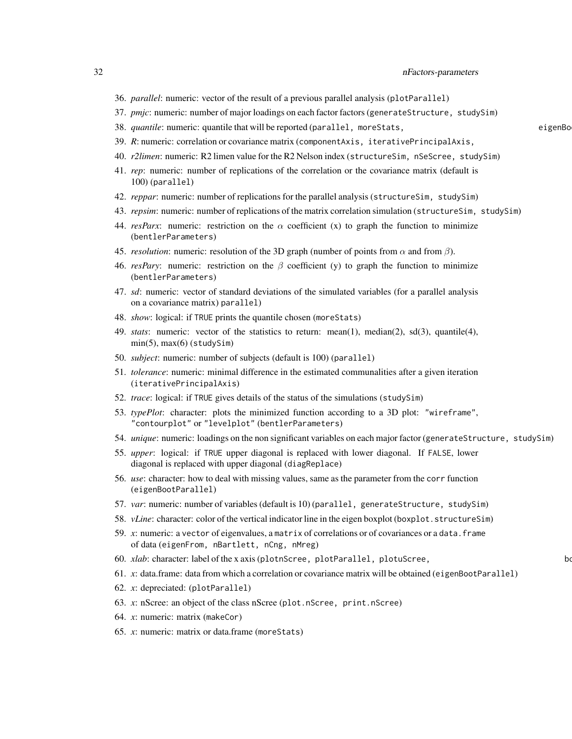36. *parallel*: numeric: vector of the result of a previous parallel analysis (`plotParallel`)
37. *pmjc*: numeric: number of major loadings on each factor factors (`generateStructure, studySim`)
38. *quantile*: numeric: quantile that will be reported (`parallel, moreStats,` `eigenBo`
39. *R*: numeric: correlation or covariance matrix (`componentAxis, iterativePrincipalAxis,`
40. *r2limen*: numeric: R2 limen value for the R2 Nelson index (`structureSim, nSeScree, studySim`)
41. *rep*: numeric: number of replications of the correlation or the covariance matrix (default is 100) (`parallel`)
42. *reppar*: numeric: number of replications for the parallel analysis (`structureSim, studySim`)
43. *repsim*: numeric: number of replications of the matrix correlation simulation (`structureSim, studySim`)
44. *resParx*: numeric: restriction on the $\alpha$ coefficient (x) to graph the function to minimize (`bentlerParameters`)
45. *resolution*: numeric: resolution of the 3D graph (number of points from $\alpha$ and from $\beta$).
46. *resPary*: numeric: restriction on the $\beta$ coefficient (y) to graph the function to minimize (`bentlerParameters`)
47. *sd*: numeric: vector of standard deviations of the simulated variables (for a parallel analysis on a covariance matrix) `parallel`)
48. *show*: logical: if `TRUE` prints the quantile chosen (`moreStats`)
49. *stats*: numeric: vector of the statistics to return: mean(1), median(2), sd(3), quantile(4), min(5), max(6) (`studySim`)
50. *subject*: numeric: number of subjects (default is 100) (`parallel`)
51. *tolerance*: numeric: minimal difference in the estimated communalities after a given iteration (`iterativePrincipalAxis`)
52. *trace*: logical: if `TRUE` gives details of the status of the simulations (`studySim`)
53. *typePlot*: character: plots the minimized function according to a 3D plot: `"wireframe"`, `"contourplot"` or `"levelplot"` (`bentlerParameters`)
54. *unique*: numeric: loadings on the non significant variables on each major factor (`generateStructure, studySim`)
55. *upper*: logical: if `TRUE` upper diagonal is replaced with lower diagonal. If `FALSE`, lower diagonal is replaced with upper diagonal (`diagReplace`)
56. *use*: character: how to deal with missing values, same as the parameter from the `corr` function (`eigenBootParallel`)
57. *var*: numeric: number of variables (default is 10) (`parallel, generateStructure, studySim`)
58. *vLine*: character: color of the vertical indicator line in the eigen boxplot (`boxplot.structureSim`)
59. *x*: numeric: a `vector` of eigenvalues, a `matrix` of correlations or of covariances or a `data.frame` of data (`eigenFrom, nBartlett, nCng, nMreg`)
60. *xlab*: character: label of the x axis (`plotnScree, plotParallel, plotuScree,` `bo`
61. *x*: data.frame: data from which a correlation or covariance matrix will be obtained (`eigenBootParallel`)
62. *x*: depreciated: (`plotParallel`)
63. *x*: nScree: an object of the class nScree (`plot.nScree, print.nScree`)
64. *x*: numeric: matrix (`makeCor`)
65. *x*: numeric: matrix or data.frame (`moreStats`)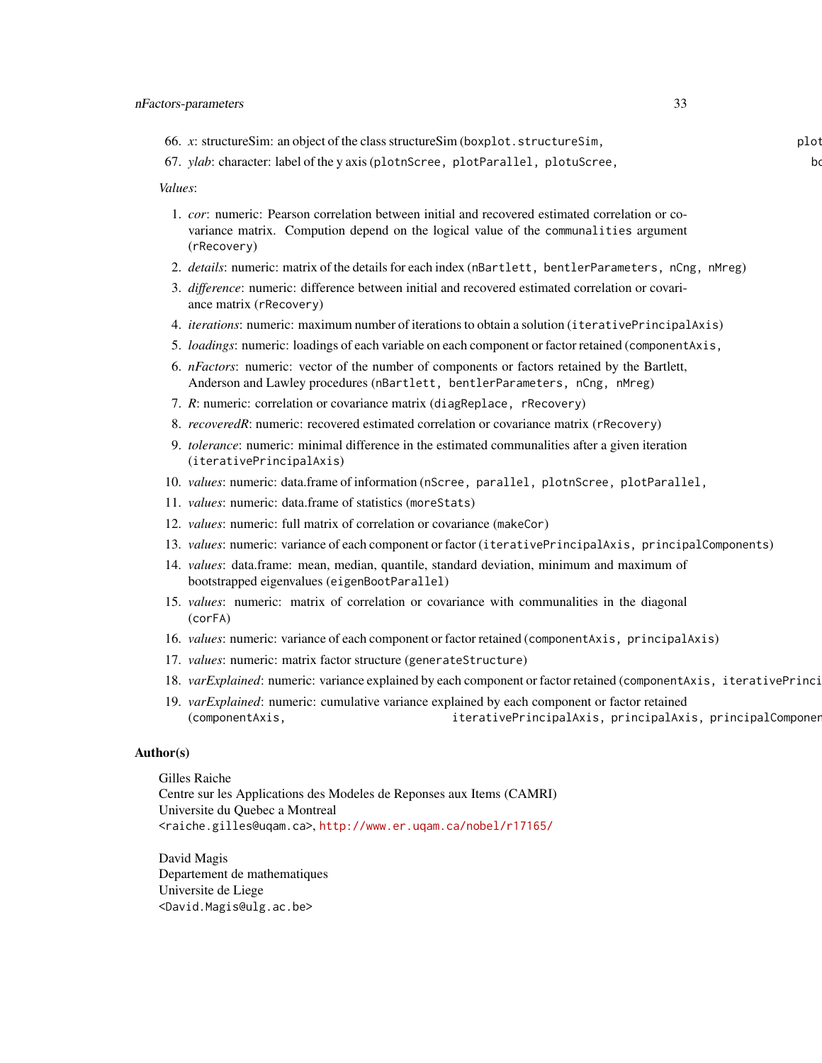66. *x*: structureSim: an object of the class structureSim (`boxplot.structureSim`, `plot`

67. *ylab*: character: label of the y axis (`plotnScree`, `plotParallel`, `plotuScree`, `bo`

*Values*:

1. *cor*: numeric: Pearson correlation between initial and recovered estimated correlation or covariance matrix. Compution depend on the logical value of the `communalities` argument (`rRecovery`)
2. *details*: numeric: matrix of the details for each index (`nBartlett`, `bentlerParameters`, `nCng`, `nMreg`)
3. *difference*: numeric: difference between initial and recovered estimated correlation or covariance matrix (`rRecovery`)
4. *iterations*: numeric: maximum number of iterations to obtain a solution (`iterativePrincipalAxis`)
5. *loadings*: numeric: loadings of each variable on each component or factor retained (`componentAxis`,
6. *nFactors*: numeric: vector of the number of components or factors retained by the Bartlett, Anderson and Lawley procedures (`nBartlett`, `bentlerParameters`, `nCng`, `nMreg`)
7. *R*: numeric: correlation or covariance matrix (`diagReplace`, `rRecovery`)
8. *recoveredR*: numeric: recovered estimated correlation or covariance matrix (`rRecovery`)
9. *tolerance*: numeric: minimal difference in the estimated communalities after a given iteration (`iterativePrincipalAxis`)
10. *values*: numeric: data.frame of information (`nScree`, `parallel`, `plotnScree`, `plotParallel`,
11. *values*: numeric: data.frame of statistics (`moreStats`)
12. *values*: numeric: full matrix of correlation or covariance (`makeCor`)
13. *values*: numeric: variance of each component or factor (`iterativePrincipalAxis`, `principalComponents`)
14. *values*: data.frame: mean, median, quantile, standard deviation, minimum and maximum of bootstrapped eigenvalues (`eigenBootParallel`)
15. *values*: numeric: matrix of correlation or covariance with communalities in the diagonal (`corFA`)
16. *values*: numeric: variance of each component or factor retained (`componentAxis`, `principalAxis`)
17. *values*: numeric: matrix factor structure (`generateStructure`)
18. *varExplained*: numeric: variance explained by each component or factor retained (`componentAxis`, `iterativePrinci`
19. *varExplained*: numeric: cumulative variance explained by each component or factor retained (`componentAxis`, `iterativePrincipalAxis`, `principalAxis`, `principalComponen`

## Author(s)

Gilles Raiche
Centre sur les Applications des Modeles de Reponses aux Items (CAMRI)
Universite du Quebec a Montreal
<raiche.gilles@uqam.ca>, http://www.er.uqam.ca/nobel/r17165/

David Magis
Departement de mathematiques
Universite de Liege
<David.Magis@ulg.ac.be>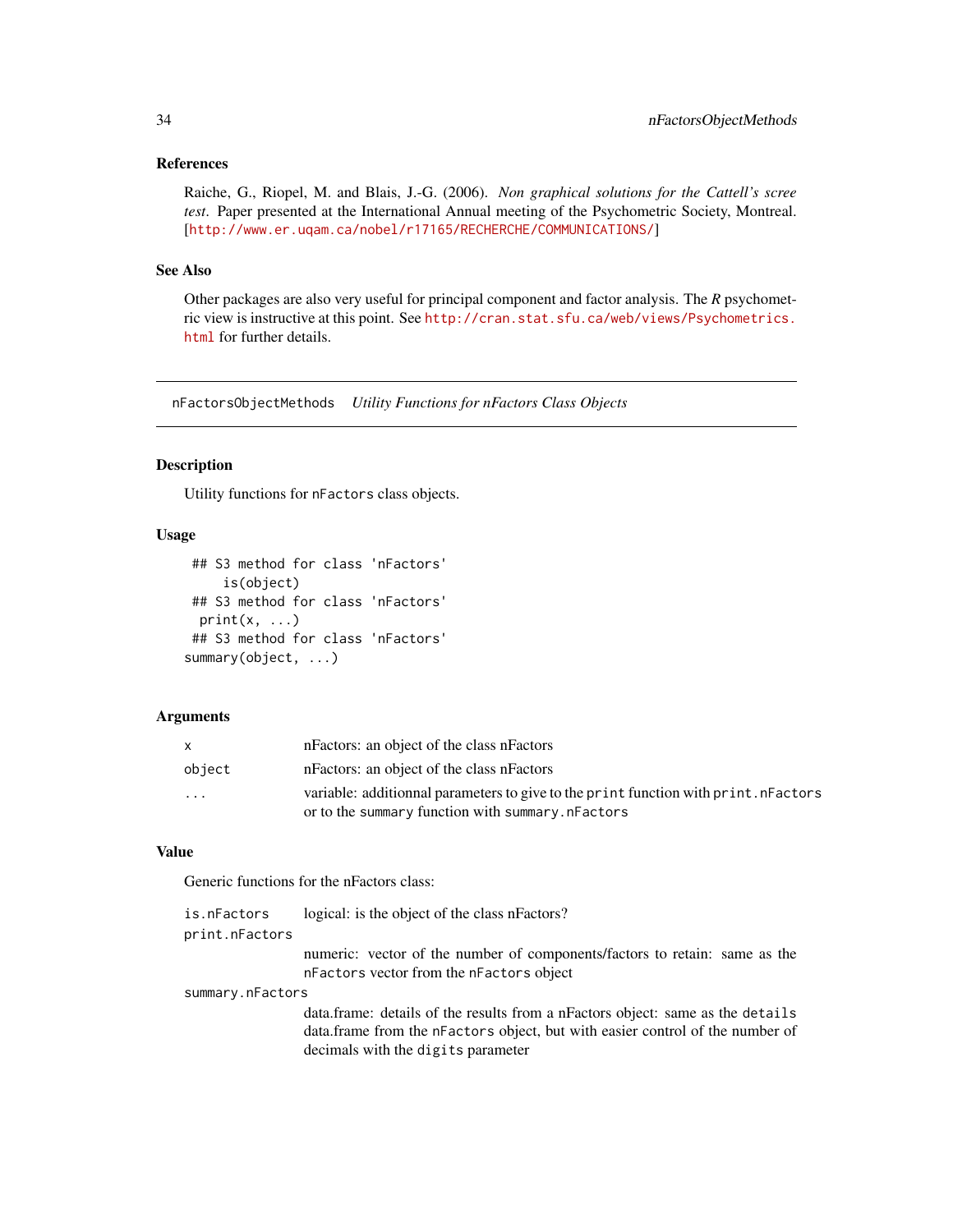### References

Raiche, G., Riopel, M. and Blais, J.-G. (2006). *Non graphical solutions for the Cattell's scree test*. Paper presented at the International Annual meeting of the Psychometric Society, Montreal. [http://www.er.uqam.ca/nobel/r17165/RECHERCHE/COMMUNICATIONS/]

### See Also

Other packages are also very useful for principal component and factor analysis. The *R* psychometric view is instructive at this point. See http://cran.stat.sfu.ca/web/views/Psychometrics.html for further details.

---

## nFactorsObjectMethods *Utility Functions for nFactors Class Objects*

### Description

Utility functions for `nFactors` class objects.

### Usage

```
 ## S3 method for class 'nFactors'
     is(object)
 ## S3 method for class 'nFactors'
  print(x, ...)
 ## S3 method for class 'nFactors'
summary(object, ...)
```

### Arguments

| | |
|---|---|
| `x` | nFactors: an object of the class nFactors |
| `object` | nFactors: an object of the class nFactors |
| `...` | variable: additionnal parameters to give to the `print` function with `print.nFactors` or to the `summary` function with `summary.nFactors` |

### Value

Generic functions for the nFactors class:

| | |
|---|---|
| `is.nFactors` | logical: is the object of the class nFactors? |
| `print.nFactors` | numeric: vector of the number of components/factors to retain: same as the `nFactors` vector from the `nFactors` object |
| `summary.nFactors` | data.frame: details of the results from a nFactors object: same as the `details` data.frame from the `nFactors` object, but with easier control of the number of decimals with the `digits` parameter |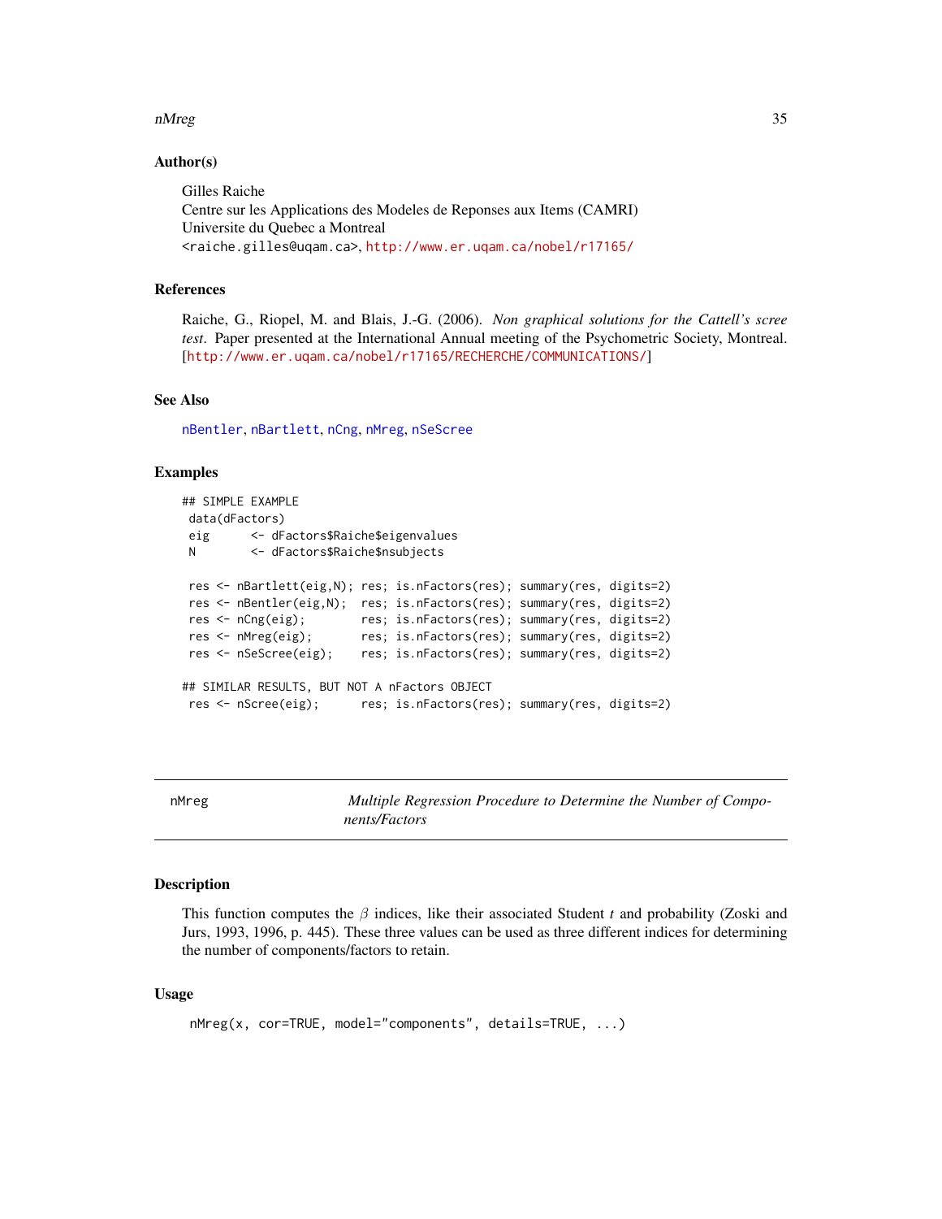### Author(s)

Gilles Raiche
Centre sur les Applications des Modeles de Reponses aux Items (CAMRI)
Universite du Quebec a Montreal
<raiche.gilles@uqam.ca>, http://www.er.uqam.ca/nobel/r17165/

### References

Raiche, G., Riopel, M. and Blais, J.-G. (2006). *Non graphical solutions for the Cattell's scree test*. Paper presented at the International Annual meeting of the Psychometric Society, Montreal. [http://www.er.uqam.ca/nobel/r17165/RECHERCHE/COMMUNICATIONS/]

### See Also

nBentler, nBartlett, nCng, nMreg, nSeScree

### Examples

```
## SIMPLE EXAMPLE
 data(dFactors)
 eig      <- dFactors$Raiche$eigenvalues
 N        <- dFactors$Raiche$nsubjects

 res <- nBartlett(eig,N); res; is.nFactors(res); summary(res, digits=2)
 res <- nBentler(eig,N);  res; is.nFactors(res); summary(res, digits=2)
 res <- nCng(eig);        res; is.nFactors(res); summary(res, digits=2)
 res <- nMreg(eig);       res; is.nFactors(res); summary(res, digits=2)
 res <- nSeScree(eig);    res; is.nFactors(res); summary(res, digits=2)

## SIMILAR RESULTS, BUT NOT A nFactors OBJECT
 res <- nScree(eig);      res; is.nFactors(res); summary(res, digits=2)
```

---

## nMreg — *Multiple Regression Procedure to Determine the Number of Components/Factors*

### Description

This function computes the $\beta$ indices, like their associated Student *t* and probability (Zoski and Jurs, 1993, 1996, p. 445). These three values can be used as three different indices for determining the number of components/factors to retain.

### Usage

```
nMreg(x, cor=TRUE, model="components", details=TRUE, ...)
```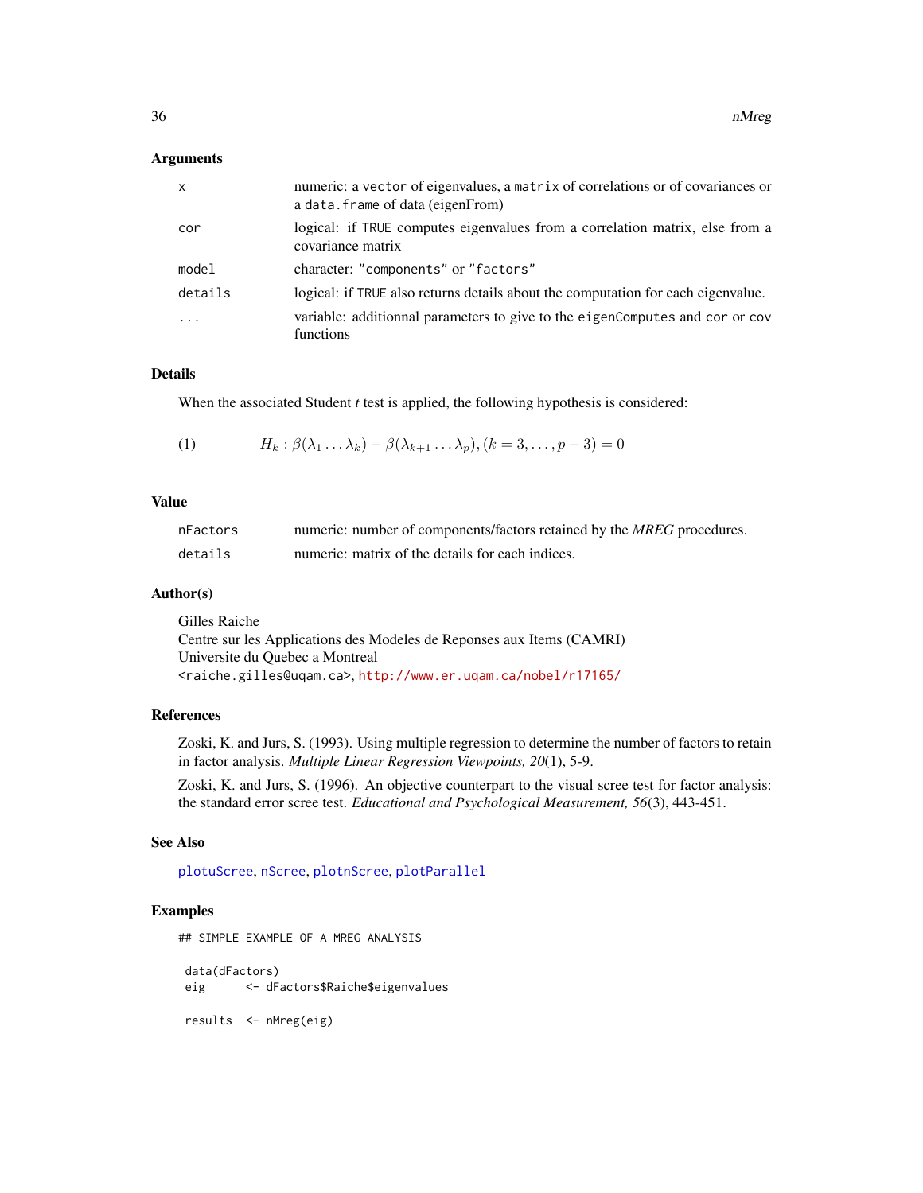### Arguments

| | |
|---|---|
| `x` | numeric: a `vector` of eigenvalues, a `matrix` of correlations or of covariances or a `data.frame` of data (eigenFrom) |
| `cor` | logical: if `TRUE` computes eigenvalues from a correlation matrix, else from a covariance matrix |
| `model` | character: `"components"` or `"factors"` |
| `details` | logical: if `TRUE` also returns details about the computation for each eigenvalue. |
| `...` | variable: additionnal parameters to give to the `eigenComputes` and `cor` or `cov` functions |

### Details

When the associated Student *t* test is applied, the following hypothesis is considered:

$$(1) \qquad H_k : \beta(\lambda_1 \ldots \lambda_k) - \beta(\lambda_{k+1} \ldots \lambda_p), (k = 3, \ldots, p-3) = 0$$

### Value

| | |
|---|---|
| `nFactors` | numeric: number of components/factors retained by the *MREG* procedures. |
| `details` | numeric: matrix of the details for each indices. |

### Author(s)

Gilles Raiche
Centre sur les Applications des Modeles de Reponses aux Items (CAMRI)
Universite du Quebec a Montreal
`<raiche.gilles@uqam.ca>`, http://www.er.uqam.ca/nobel/r17165/

### References

Zoski, K. and Jurs, S. (1993). Using multiple regression to determine the number of factors to retain in factor analysis. *Multiple Linear Regression Viewpoints, 20*(1), 5-9.

Zoski, K. and Jurs, S. (1996). An objective counterpart to the visual scree test for factor analysis: the standard error scree test. *Educational and Psychological Measurement, 56*(3), 443-451.

### See Also

`plotuScree`, `nScree`, `plotnScree`, `plotParallel`

### Examples

```
## SIMPLE EXAMPLE OF A MREG ANALYSIS

 data(dFactors)
 eig      <- dFactors$Raiche$eigenvalues

 results  <- nMreg(eig)
```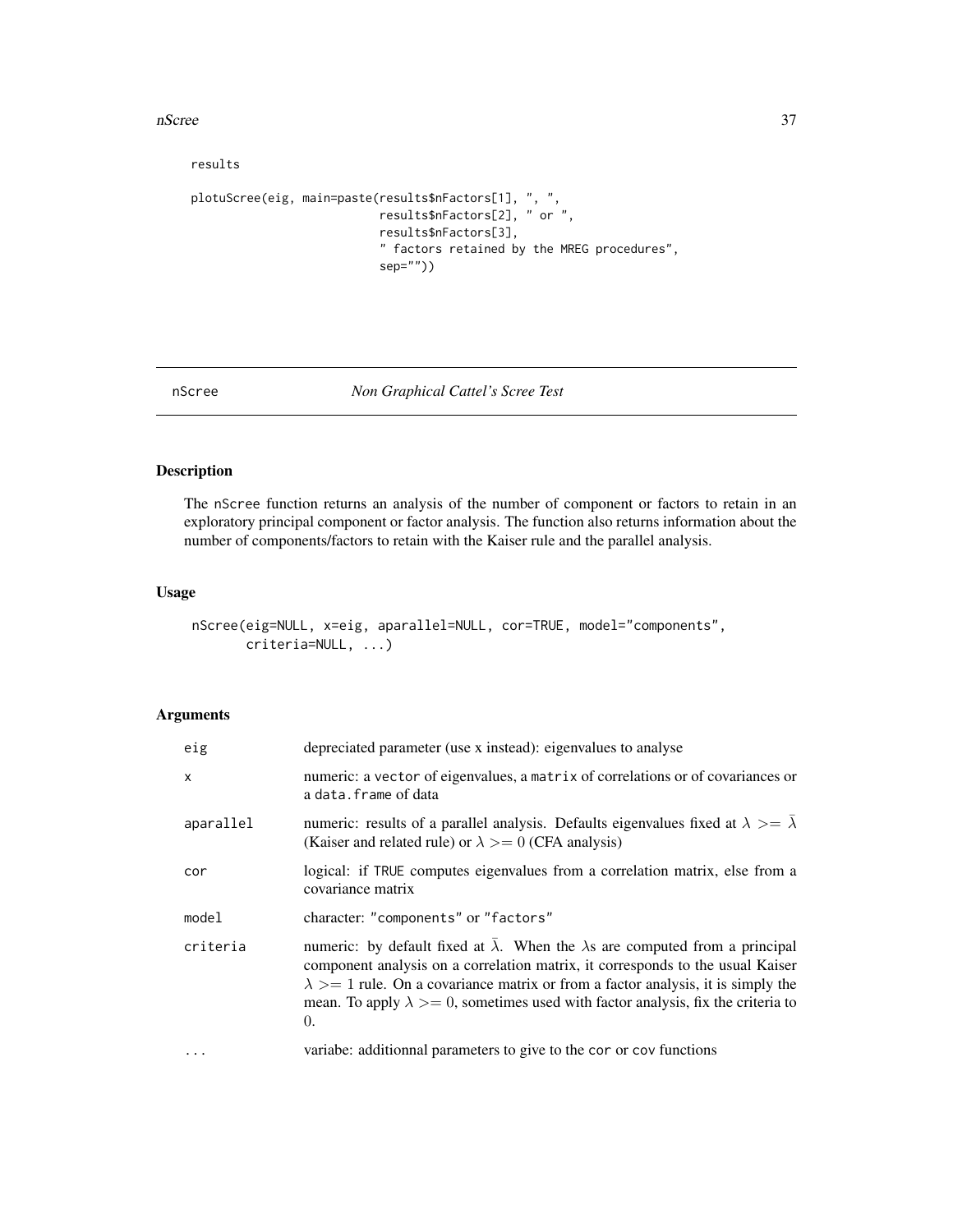```
results

plotuScree(eig, main=paste(results$nFactors[1], ", ",
                           results$nFactors[2], " or ",
                           results$nFactors[3],
                           " factors retained by the MREG procedures",
                           sep=""))
```

---

## nScree *Non Graphical Cattel's Scree Test*

### Description

The nScree function returns an analysis of the number of component or factors to retain in an exploratory principal component or factor analysis. The function also returns information about the number of components/factors to retain with the Kaiser rule and the parallel analysis.

### Usage

```
nScree(eig=NULL, x=eig, aparallel=NULL, cor=TRUE, model="components",
       criteria=NULL, ...)
```

### Arguments

| | |
|---|---|
| eig | depreciated parameter (use x instead): eigenvalues to analyse |
| x | numeric: a vector of eigenvalues, a matrix of correlations or of covariances or a data.frame of data |
| aparallel | numeric: results of a parallel analysis. Defaults eigenvalues fixed at $\lambda >= \bar{\lambda}$ (Kaiser and related rule) or $\lambda >= 0$ (CFA analysis) |
| cor | logical: if TRUE computes eigenvalues from a correlation matrix, else from a covariance matrix |
| model | character: "components" or "factors" |
| criteria | numeric: by default fixed at $\bar{\lambda}$. When the $\lambda$s are computed from a principal component analysis on a correlation matrix, it corresponds to the usual Kaiser $\lambda >= 1$ rule. On a covariance matrix or from a factor analysis, it is simply the mean. To apply $\lambda >= 0$, sometimes used with factor analysis, fix the criteria to 0. |
| ... | variabe: additionnal parameters to give to the cor or cov functions |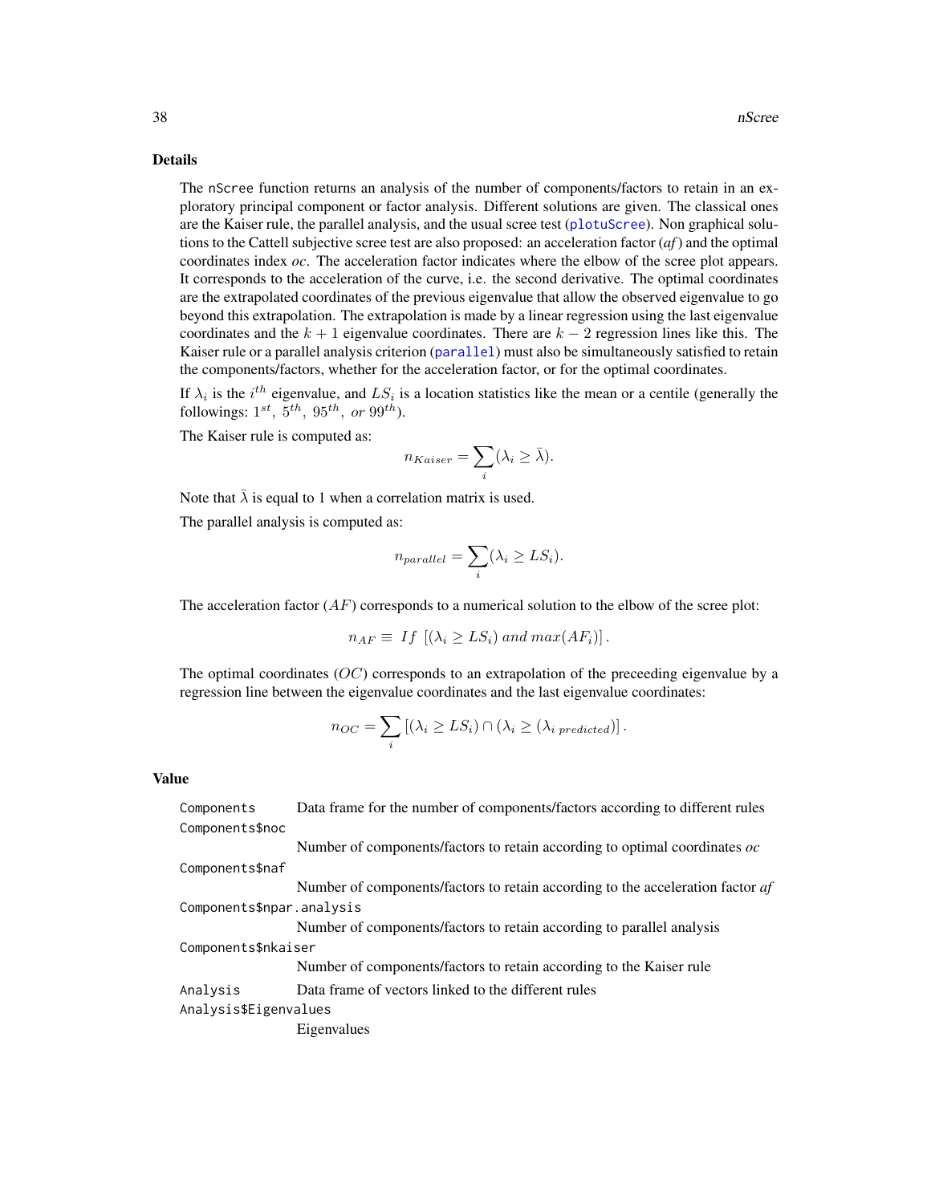## Details

The `nScree` function returns an analysis of the number of components/factors to retain in an exploratory principal component or factor analysis. Different solutions are given. The classical ones are the Kaiser rule, the parallel analysis, and the usual scree test (`plotuScree`). Non graphical solutions to the Cattell subjective scree test are also proposed: an acceleration factor (*af*) and the optimal coordinates index *oc*. The acceleration factor indicates where the elbow of the scree plot appears. It corresponds to the acceleration of the curve, i.e. the second derivative. The optimal coordinates are the extrapolated coordinates of the previous eigenvalue that allow the observed eigenvalue to go beyond this extrapolation. The extrapolation is made by a linear regression using the last eigenvalue coordinates and the $k+1$ eigenvalue coordinates. There are $k-2$ regression lines like this. The Kaiser rule or a parallel analysis criterion (`parallel`) must also be simultaneously satisfied to retain the components/factors, whether for the acceleration factor, or for the optimal coordinates.

If $\lambda_i$ is the $i^{th}$ eigenvalue, and $LS_i$ is a location statistics like the mean or a centile (generally the followings: $1^{st},\ 5^{th},\ 95^{th},\ or\ 99^{th}$).

The Kaiser rule is computed as:

$$n_{Kaiser} = \sum_{i} (\lambda_i \geq \bar{\lambda}).$$

Note that $\bar{\lambda}$ is equal to 1 when a correlation matrix is used.

The parallel analysis is computed as:

$$n_{parallel} = \sum_{i} (\lambda_i \geq LS_i).$$

The acceleration factor ($AF$) corresponds to a numerical solution to the elbow of the scree plot:

$$n_{AF} \equiv \ If\ \left[ (\lambda_i \geq LS_i) \ and \ max(AF_i) \right].$$

The optimal coordinates ($OC$) corresponds to an extrapolation of the preceeding eigenvalue by a regression line between the eigenvalue coordinates and the last eigenvalue coordinates:

$$n_{OC} = \sum_{i} \left[ (\lambda_i \geq LS_i) \cap (\lambda_i \geq (\lambda_{i\ predicted}) \right].$$

## Value

`Components` Data frame for the number of components/factors according to different rules

`Components$noc`
Number of components/factors to retain according to optimal coordinates *oc*

`Components$naf`
Number of components/factors to retain according to the acceleration factor *af*

`Components$npar.analysis`
Number of components/factors to retain according to parallel analysis

`Components$nkaiser`
Number of components/factors to retain according to the Kaiser rule

`Analysis` Data frame of vectors linked to the different rules

`Analysis$Eigenvalues`
Eigenvalues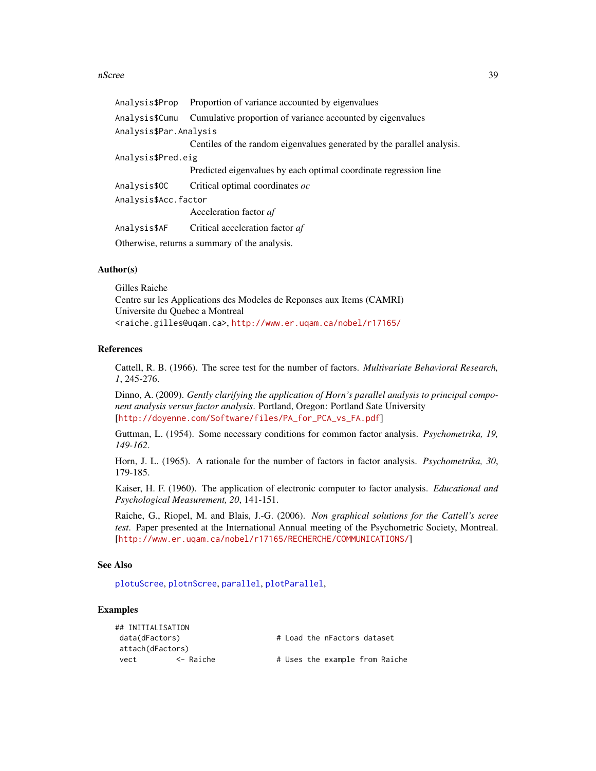`Analysis$Prop` Proportion of variance accounted by eigenvalues

`Analysis$Cumu` Cumulative proportion of variance accounted by eigenvalues

`Analysis$Par.Analysis`
Centiles of the random eigenvalues generated by the parallel analysis.

`Analysis$Pred.eig`
Predicted eigenvalues by each optimal coordinate regression line

`Analysis$OC` Critical optimal coordinates *oc*

`Analysis$Acc.factor`
Acceleration factor *af*

`Analysis$AF` Critical acceleration factor *af*

Otherwise, returns a summary of the analysis.

## Author(s)

Gilles Raiche
Centre sur les Applications des Modeles de Reponses aux Items (CAMRI)
Universite du Quebec a Montreal
<raiche.gilles@uqam.ca>, http://www.er.uqam.ca/nobel/r17165/

## References

Cattell, R. B. (1966). The scree test for the number of factors. *Multivariate Behavioral Research, 1*, 245-276.

Dinno, A. (2009). *Gently clarifying the application of Horn's parallel analysis to principal component analysis versus factor analysis*. Portland, Oregon: Portland Sate University [http://doyenne.com/Software/files/PA_for_PCA_vs_FA.pdf]

Guttman, L. (1954). Some necessary conditions for common factor analysis. *Psychometrika, 19, 149-162*.

Horn, J. L. (1965). A rationale for the number of factors in factor analysis. *Psychometrika, 30*, 179-185.

Kaiser, H. F. (1960). The application of electronic computer to factor analysis. *Educational and Psychological Measurement, 20*, 141-151.

Raiche, G., Riopel, M. and Blais, J.-G. (2006). *Non graphical solutions for the Cattell's scree test*. Paper presented at the International Annual meeting of the Psychometric Society, Montreal. [http://www.er.uqam.ca/nobel/r17165/RECHERCHE/COMMUNICATIONS/]

## See Also

plotuScree, plotnScree, parallel, plotParallel,

## Examples

```
## INITIALISATION
 data(dFactors)                      # Load the nFactors dataset
 attach(dFactors)
 vect         <- Raiche              # Uses the example from Raiche
```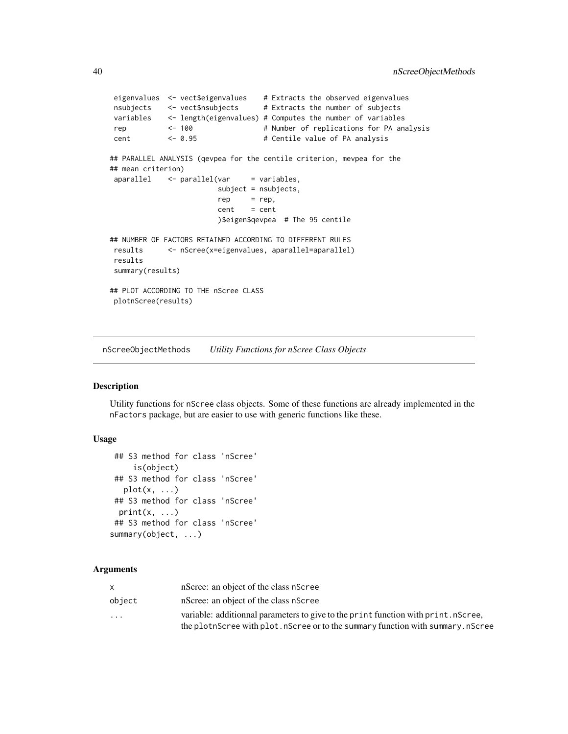```
 eigenvalues  <- vect$eigenvalues    # Extracts the observed eigenvalues
 nsubjects    <- vect$nsubjects      # Extracts the number of subjects
 variables    <- length(eigenvalues) # Computes the number of variables
 rep          <- 100                 # Number of replications for PA analysis
 cent         <- 0.95                # Centile value of PA analysis

## PARALLEL ANALYSIS (qevpea for the centile criterion, mevpea for the
## mean criterion)
 aparallel    <- parallel(var     = variables,
                          subject = nsubjects,
                          rep     = rep,
                          cent    = cent
                          )$eigen$qevpea  # The 95 centile

## NUMBER OF FACTORS RETAINED ACCORDING TO DIFFERENT RULES
 results      <- nScree(x=eigenvalues, aparallel=aparallel)
 results
 summary(results)

## PLOT ACCORDING TO THE nScree CLASS
 plotnScree(results)
```

## nScreeObjectMethods *Utility Functions for nScree Class Objects*

### Description

Utility functions for nScree class objects. Some of these functions are already implemented in the nFactors package, but are easier to use with generic functions like these.

### Usage

```
 ## S3 method for class 'nScree'
     is(object)
 ## S3 method for class 'nScree'
   plot(x, ...)
 ## S3 method for class 'nScree'
  print(x, ...)
 ## S3 method for class 'nScree'
summary(object, ...)
```

### Arguments

| | |
|---|---|
| x | nScree: an object of the class nScree |
| object | nScree: an object of the class nScree |
| ... | variable: additionnal parameters to give to the print function with print.nScree, the plotnScree with plot.nScree or to the summary function with summary.nScree |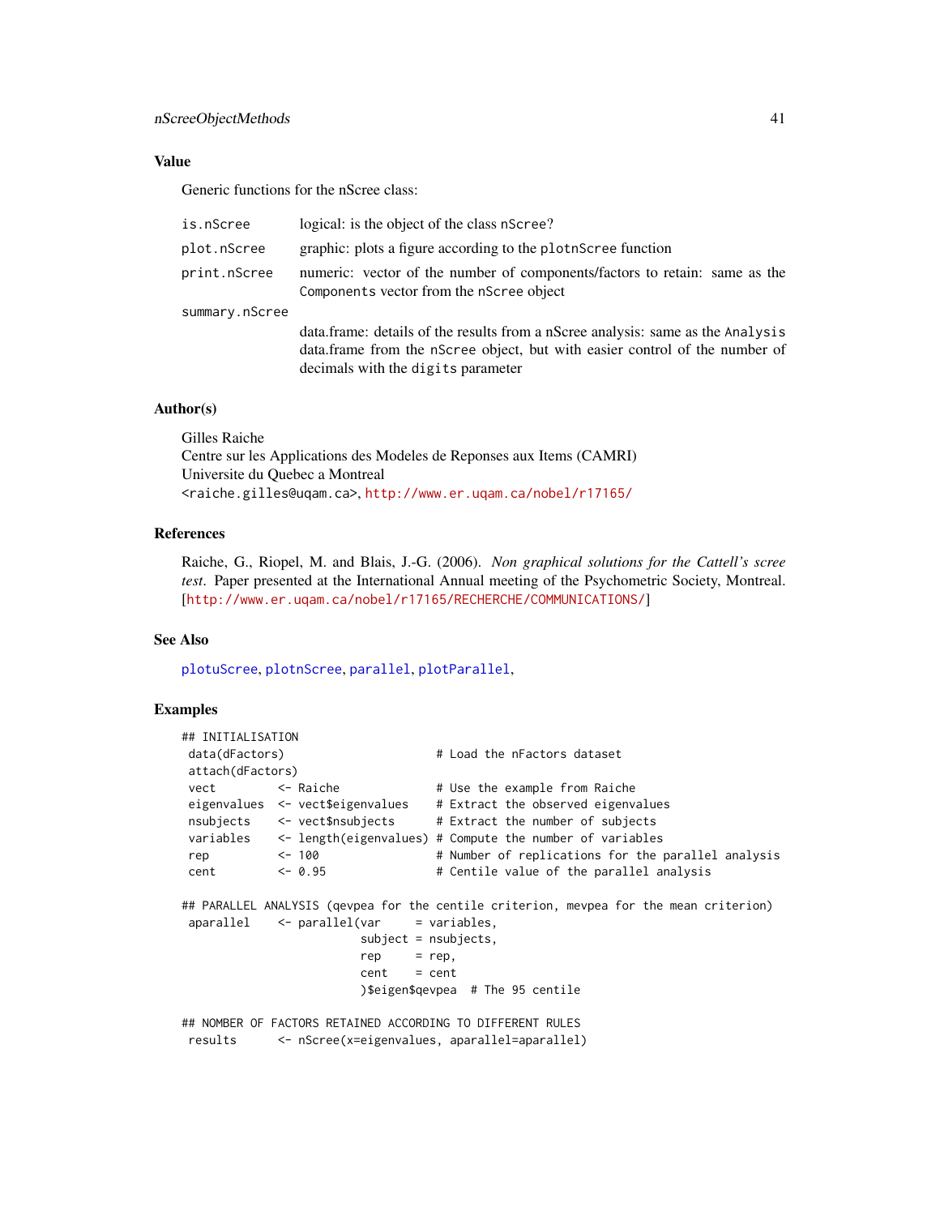## Value

Generic functions for the nScree class:

| | |
|---|---|
| `is.nScree` | logical: is the object of the class `nScree`? |
| `plot.nScree` | graphic: plots a figure according to the `plotnScree` function |
| `print.nScree` | numeric: vector of the number of components/factors to retain: same as the `Components` vector from the `nScree` object |
| `summary.nScree` | data.frame: details of the results from a nScree analysis: same as the `Analysis` data.frame from the `nScree` object, but with easier control of the number of decimals with the `digits` parameter |

## Author(s)

Gilles Raiche
Centre sur les Applications des Modeles de Reponses aux Items (CAMRI)
Universite du Quebec a Montreal
<raiche.gilles@uqam.ca>, http://www.er.uqam.ca/nobel/r17165/

## References

Raiche, G., Riopel, M. and Blais, J.-G. (2006). *Non graphical solutions for the Cattell's scree test*. Paper presented at the International Annual meeting of the Psychometric Society, Montreal. [http://www.er.uqam.ca/nobel/r17165/RECHERCHE/COMMUNICATIONS/]

## See Also

plotuScree, plotnScree, parallel, plotParallel,

## Examples

```
## INITIALISATION
 data(dFactors)                      # Load the nFactors dataset
 attach(dFactors)
 vect         <- Raiche              # Use the example from Raiche
 eigenvalues  <- vect$eigenvalues    # Extract the observed eigenvalues
 nsubjects    <- vect$nsubjects      # Extract the number of subjects
 variables    <- length(eigenvalues) # Compute the number of variables
 rep          <- 100                 # Number of replications for the parallel analysis
 cent         <- 0.95                # Centile value of the parallel analysis

## PARALLEL ANALYSIS (qevpea for the centile criterion, mevpea for the mean criterion)
 aparallel    <- parallel(var     = variables,
                          subject = nsubjects,
                          rep     = rep,
                          cent    = cent
                          )$eigen$qevpea  # The 95 centile

## NOMBER OF FACTORS RETAINED ACCORDING TO DIFFERENT RULES
 results      <- nScree(x=eigenvalues, aparallel=aparallel)
```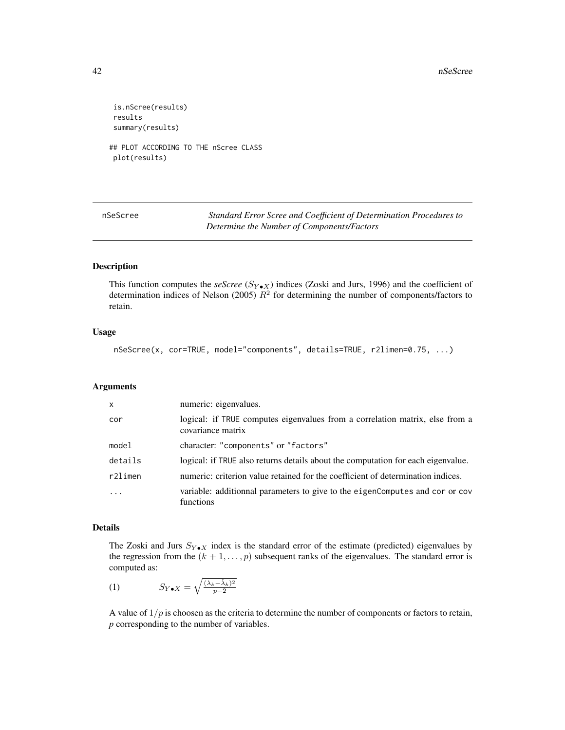```
 is.nScree(results)
 results
 summary(results)

## PLOT ACCORDING TO THE nScree CLASS
 plot(results)
```

---

## nSeScree — *Standard Error Scree and Coefficient of Determination Procedures to Determine the Number of Components/Factors*

---

### Description

This function computes the *seScree* ($S_{Y \bullet X}$) indices (Zoski and Jurs, 1996) and the coefficient of determination indices of Nelson (2005) $R^2$ for determining the number of components/factors to retain.

### Usage

```
nSeScree(x, cor=TRUE, model="components", details=TRUE, r2limen=0.75, ...)
```

### Arguments

| | |
|---|---|
| `x` | numeric: eigenvalues. |
| `cor` | logical: if `TRUE` computes eigenvalues from a correlation matrix, else from a covariance matrix |
| `model` | character: `"components"` or `"factors"` |
| `details` | logical: if `TRUE` also returns details about the computation for each eigenvalue. |
| `r2limen` | numeric: criterion value retained for the coefficient of determination indices. |
| `...` | variable: additionnal parameters to give to the `eigenComputes` and `cor` or `cov` functions |

### Details

The Zoski and Jurs $S_{Y \bullet X}$ index is the standard error of the estimate (predicted) eigenvalues by the regression from the $(k+1, \ldots, p)$ subsequent ranks of the eigenvalues. The standard error is computed as:

$$(1) \qquad S_{Y \bullet X} = \sqrt{\frac{(\lambda_k - \hat{\lambda}_k)^2}{p-2}}$$

A value of $1/p$ is choosen as the criteria to determine the number of components or factors to retain, *p* corresponding to the number of variables.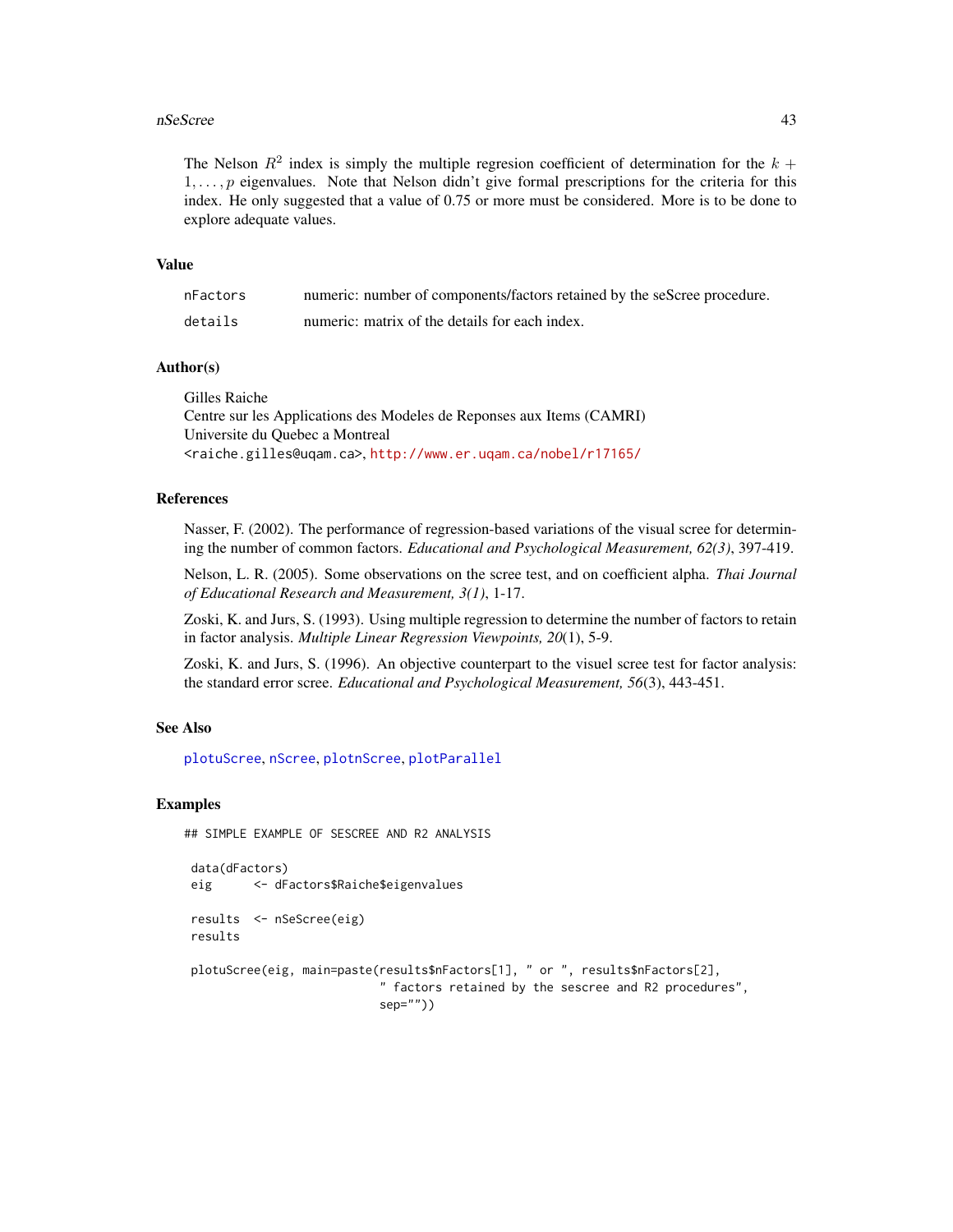The Nelson $R^2$ index is simply the multiple regresion coefficient of determination for the $k + 1, \ldots, p$ eigenvalues. Note that Nelson didn't give formal prescriptions for the criteria for this index. He only suggested that a value of 0.75 or more must be considered. More is to be done to explore adequate values.

## Value

| | |
|---|---|
| nFactors | numeric: number of components/factors retained by the seScree procedure. |
| details | numeric: matrix of the details for each index. |

## Author(s)

Gilles Raiche
Centre sur les Applications des Modeles de Reponses aux Items (CAMRI)
Universite du Quebec a Montreal
<raiche.gilles@uqam.ca>, http://www.er.uqam.ca/nobel/r17165/

## References

Nasser, F. (2002). The performance of regression-based variations of the visual scree for determining the number of common factors. *Educational and Psychological Measurement, 62(3)*, 397-419.

Nelson, L. R. (2005). Some observations on the scree test, and on coefficient alpha. *Thai Journal of Educational Research and Measurement, 3(1)*, 1-17.

Zoski, K. and Jurs, S. (1993). Using multiple regression to determine the number of factors to retain in factor analysis. *Multiple Linear Regression Viewpoints, 20*(1), 5-9.

Zoski, K. and Jurs, S. (1996). An objective counterpart to the visuel scree test for factor analysis: the standard error scree. *Educational and Psychological Measurement, 56*(3), 443-451.

## See Also

plotuScree, nScree, plotnScree, plotParallel

## Examples

```
## SIMPLE EXAMPLE OF SESCREE AND R2 ANALYSIS

 data(dFactors)
 eig      <- dFactors$Raiche$eigenvalues

 results  <- nSeScree(eig)
 results

 plotuScree(eig, main=paste(results$nFactors[1], " or ", results$nFactors[2],
                            " factors retained by the sescree and R2 procedures",
                            sep=""))
```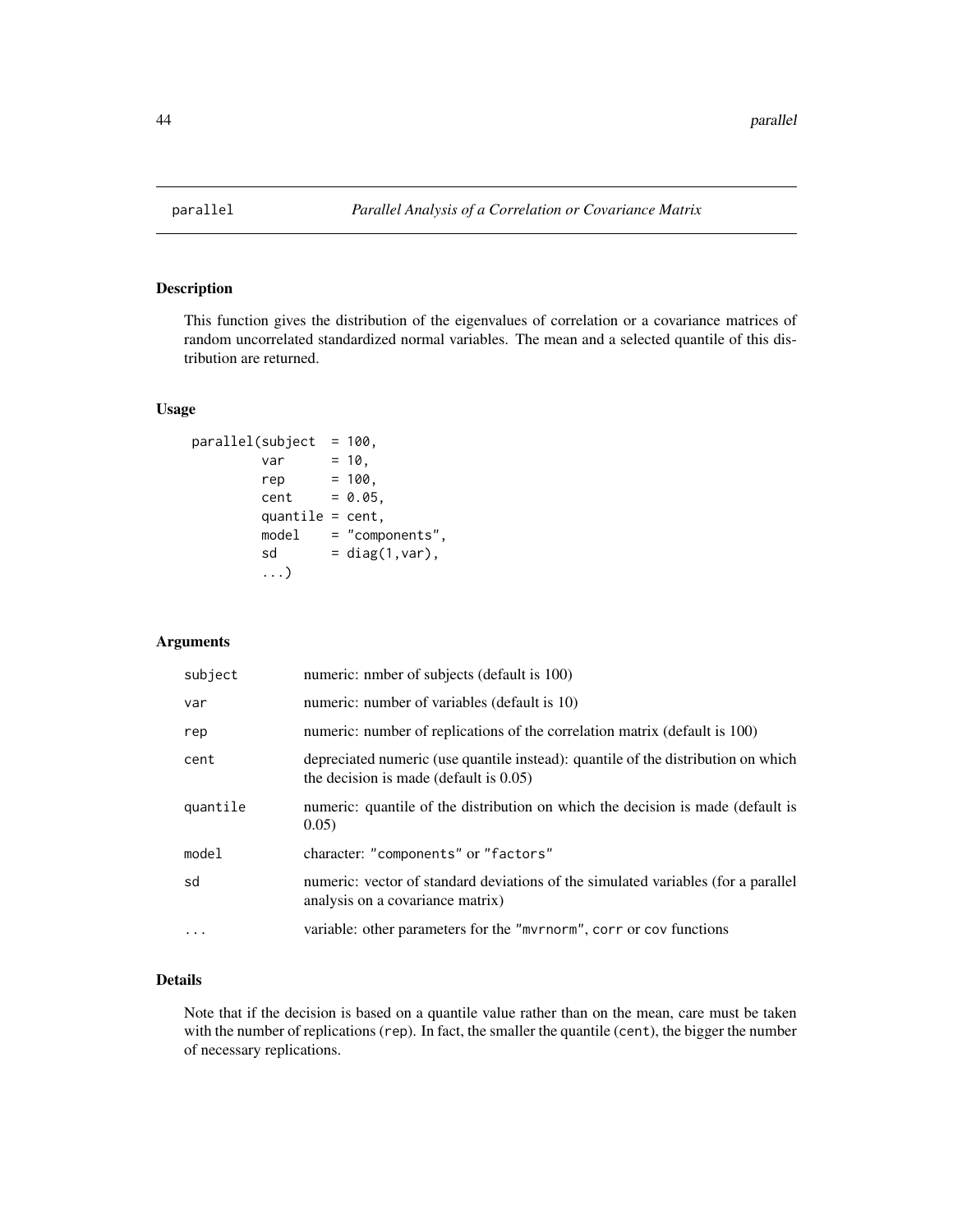# parallel — *Parallel Analysis of a Correlation or Covariance Matrix*

## Description

This function gives the distribution of the eigenvalues of correlation or a covariance matrices of random uncorrelated standardized normal variables. The mean and a selected quantile of this distribution are returned.

## Usage

```
parallel(subject  = 100,
         var      = 10,
         rep      = 100,
         cent     = 0.05,
         quantile = cent,
         model    = "components",
         sd       = diag(1,var),
         ...)
```

## Arguments

| | |
|---|---|
| `subject` | numeric: nmber of subjects (default is 100) |
| `var` | numeric: number of variables (default is 10) |
| `rep` | numeric: number of replications of the correlation matrix (default is 100) |
| `cent` | depreciated numeric (use quantile instead): quantile of the distribution on which the decision is made (default is 0.05) |
| `quantile` | numeric: quantile of the distribution on which the decision is made (default is 0.05) |
| `model` | character: `"components"` or `"factors"` |
| `sd` | numeric: vector of standard deviations of the simulated variables (for a parallel analysis on a covariance matrix) |
| `...` | variable: other parameters for the `"mvrnorm"`, `corr` or `cov` functions |

## Details

Note that if the decision is based on a quantile value rather than on the mean, care must be taken with the number of replications (`rep`). In fact, the smaller the quantile (`cent`), the bigger the number of necessary replications.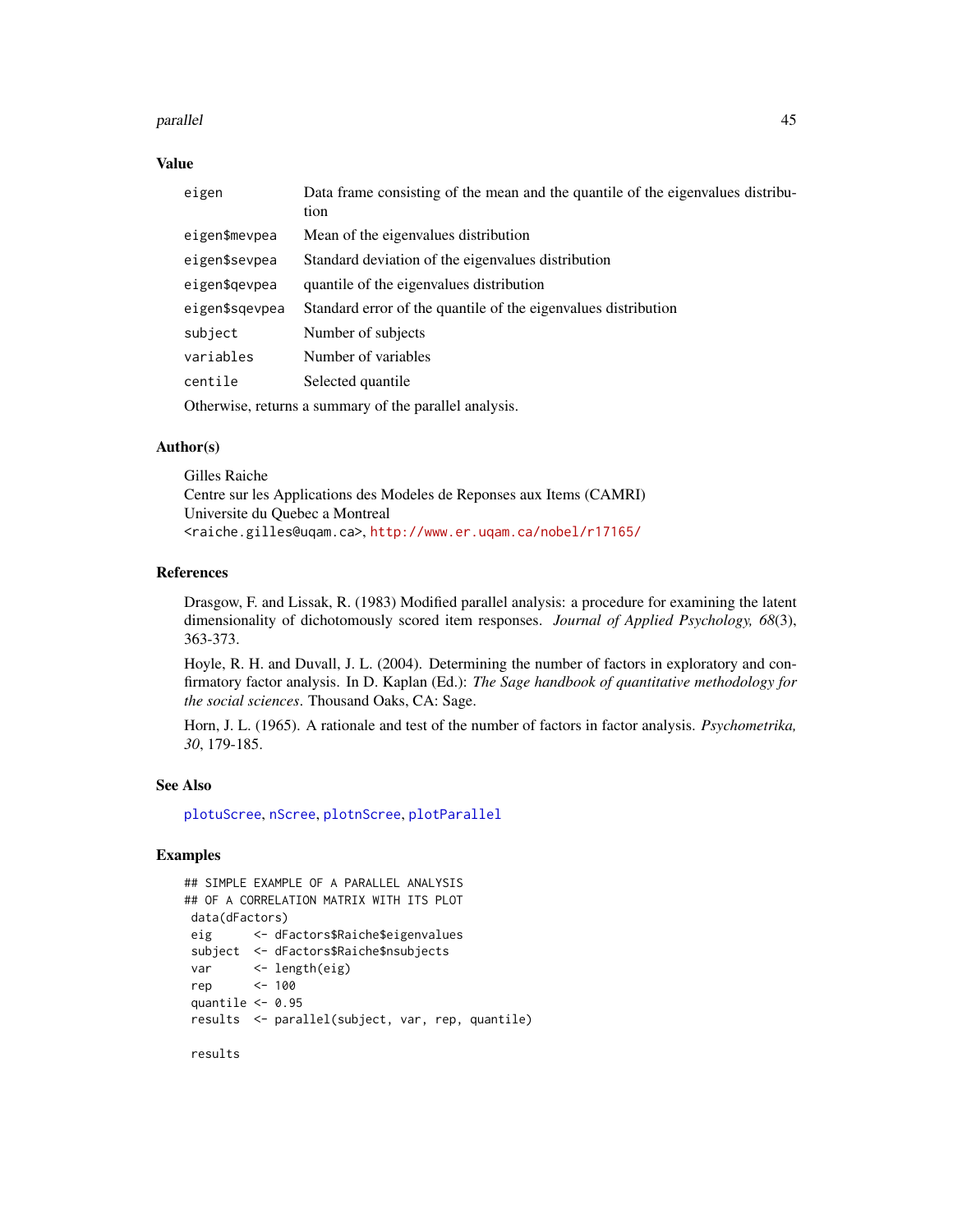## Value

| | |
|---|---|
| eigen | Data frame consisting of the mean and the quantile of the eigenvalues distribution |
| eigen$mevpea | Mean of the eigenvalues distribution |
| eigen$sevpea | Standard deviation of the eigenvalues distribution |
| eigen$qevpea | quantile of the eigenvalues distribution |
| eigen$sqevpea | Standard error of the quantile of the eigenvalues distribution |
| subject | Number of subjects |
| variables | Number of variables |
| centile | Selected quantile |

Otherwise, returns a summary of the parallel analysis.

## Author(s)

Gilles Raiche
Centre sur les Applications des Modeles de Reponses aux Items (CAMRI)
Universite du Quebec a Montreal
<raiche.gilles@uqam.ca>, http://www.er.uqam.ca/nobel/r17165/

## References

Drasgow, F. and Lissak, R. (1983) Modified parallel analysis: a procedure for examining the latent dimensionality of dichotomously scored item responses. *Journal of Applied Psychology, 68*(3), 363-373.

Hoyle, R. H. and Duvall, J. L. (2004). Determining the number of factors in exploratory and confirmatory factor analysis. In D. Kaplan (Ed.): *The Sage handbook of quantitative methodology for the social sciences*. Thousand Oaks, CA: Sage.

Horn, J. L. (1965). A rationale and test of the number of factors in factor analysis. *Psychometrika, 30*, 179-185.

## See Also

plotuScree, nScree, plotnScree, plotParallel

## Examples

```
## SIMPLE EXAMPLE OF A PARALLEL ANALYSIS
## OF A CORRELATION MATRIX WITH ITS PLOT
 data(dFactors)
 eig      <- dFactors$Raiche$eigenvalues
 subject  <- dFactors$Raiche$nsubjects
 var      <- length(eig)
 rep      <- 100
 quantile <- 0.95
 results  <- parallel(subject, var, rep, quantile)

 results
```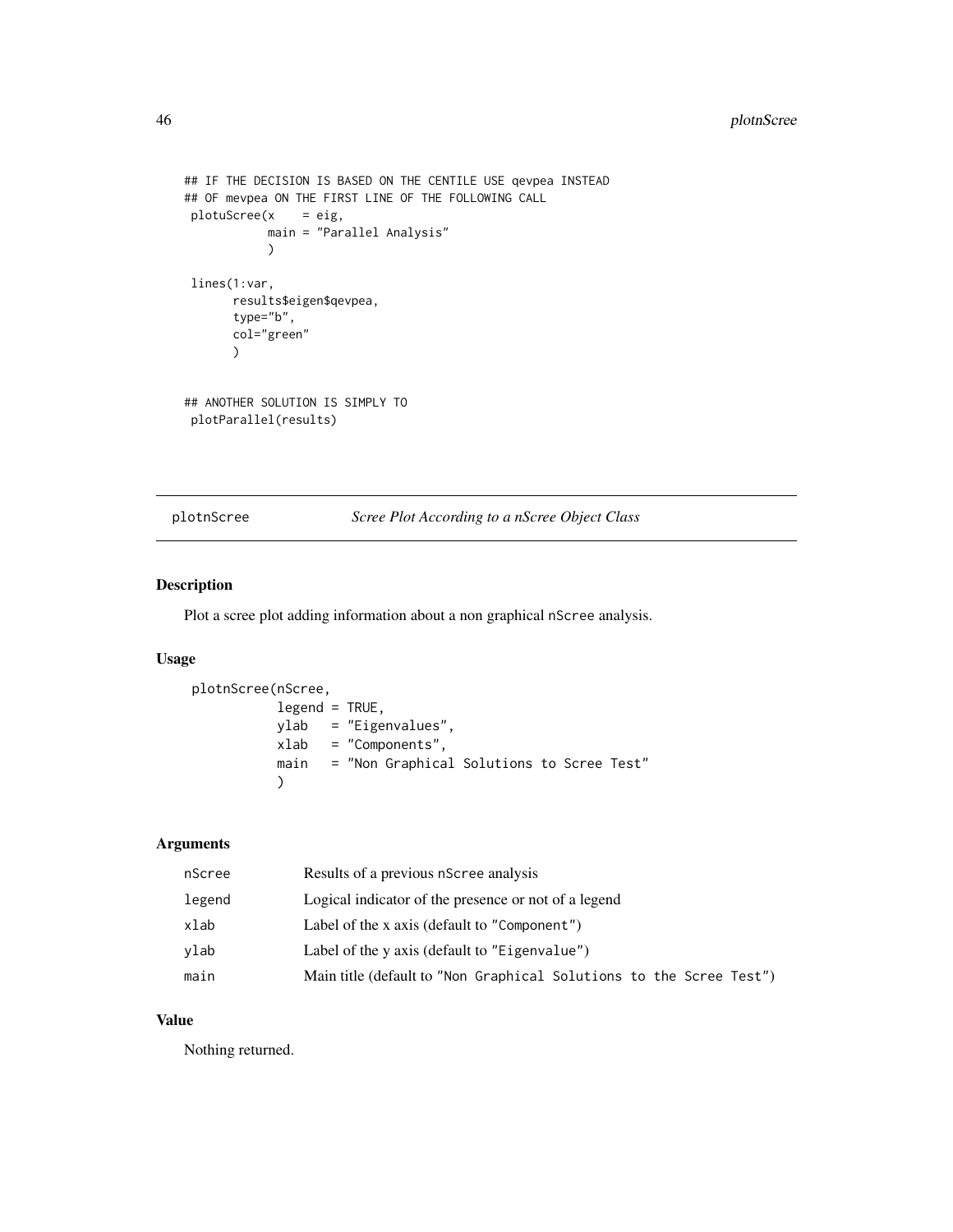```
## IF THE DECISION IS BASED ON THE CENTILE USE qevpea INSTEAD
## OF mevpea ON THE FIRST LINE OF THE FOLLOWING CALL
 plotuScree(x    = eig,
            main = "Parallel Analysis"
            )

 lines(1:var,
       results$eigen$qevpea,
       type="b",
       col="green"
       )


## ANOTHER SOLUTION IS SIMPLY TO
 plotParallel(results)
```

---

## plotnScree — *Scree Plot According to a nScree Object Class*

---

### Description

Plot a scree plot adding information about a non graphical `nScree` analysis.

### Usage

```
plotnScree(nScree,
           legend = TRUE,
           ylab   = "Eigenvalues",
           xlab   = "Components",
           main   = "Non Graphical Solutions to Scree Test"
           )
```

### Arguments

| | |
|---|---|
| `nScree` | Results of a previous `nScree` analysis |
| `legend` | Logical indicator of the presence or not of a legend |
| `xlab` | Label of the x axis (default to `"Component"`) |
| `ylab` | Label of the y axis (default to `"Eigenvalue"`) |
| `main` | Main title (default to `"Non Graphical Solutions to the Scree Test"`) |

### Value

Nothing returned.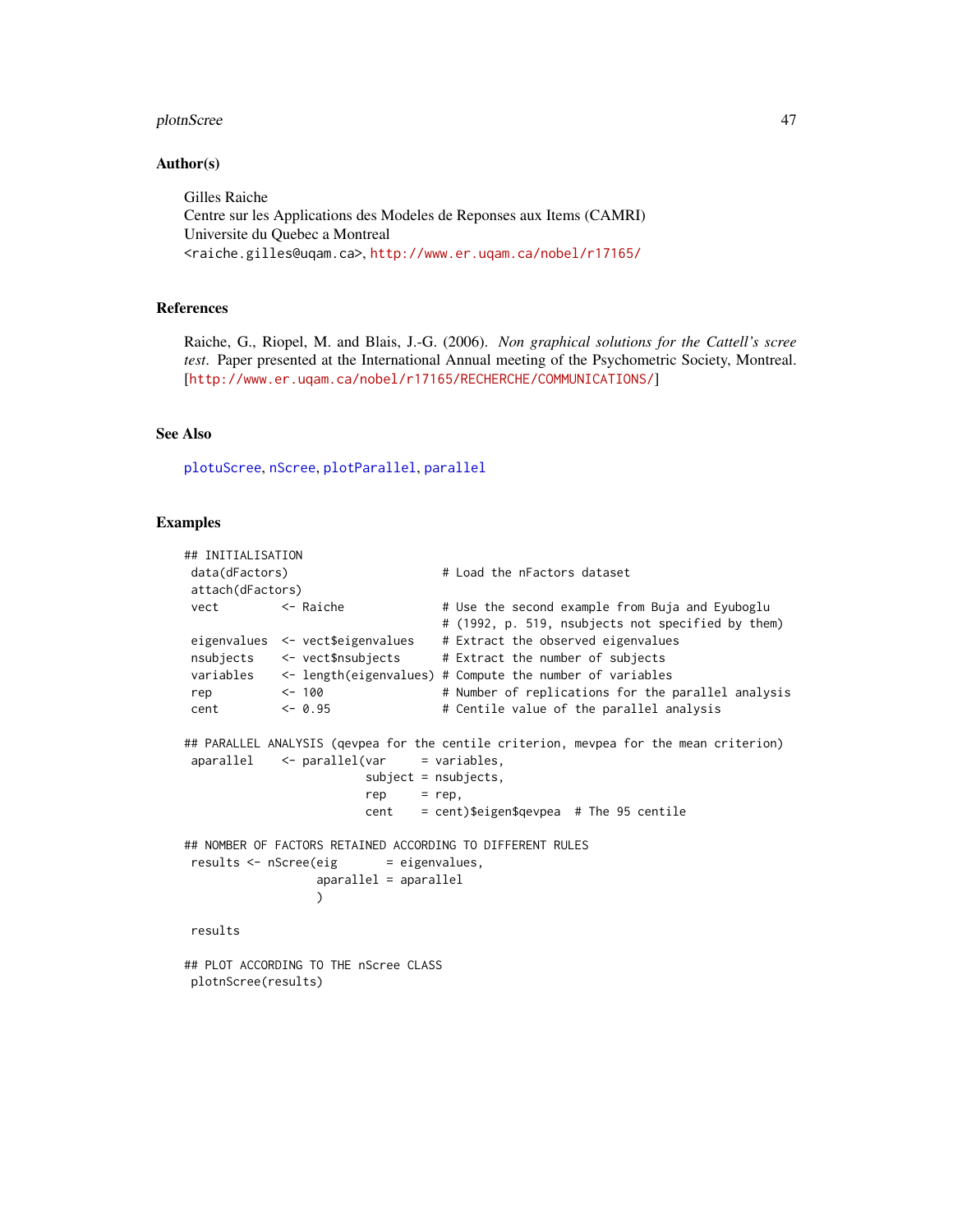## Author(s)

Gilles Raiche
Centre sur les Applications des Modeles de Reponses aux Items (CAMRI)
Universite du Quebec a Montreal
<raiche.gilles@uqam.ca>, http://www.er.uqam.ca/nobel/r17165/

## References

Raiche, G., Riopel, M. and Blais, J.-G. (2006). *Non graphical solutions for the Cattell's scree test*. Paper presented at the International Annual meeting of the Psychometric Society, Montreal. [http://www.er.uqam.ca/nobel/r17165/RECHERCHE/COMMUNICATIONS/]

## See Also

plotuScree, nScree, plotParallel, parallel

## Examples

```
## INITIALISATION
 data(dFactors)                      # Load the nFactors dataset
 attach(dFactors)
 vect         <- Raiche              # Use the second example from Buja and Eyuboglu
                                     # (1992, p. 519, nsubjects not specified by them)
 eigenvalues  <- vect$eigenvalues    # Extract the observed eigenvalues
 nsubjects    <- vect$nsubjects      # Extract the number of subjects
 variables    <- length(eigenvalues) # Compute the number of variables
 rep          <- 100                 # Number of replications for the parallel analysis
 cent         <- 0.95                # Centile value of the parallel analysis

## PARALLEL ANALYSIS (qevpea for the centile criterion, mevpea for the mean criterion)
 aparallel    <- parallel(var     = variables,
                          subject = nsubjects,
                          rep     = rep,
                          cent    = cent)$eigen$qevpea  # The 95 centile

## NOMBER OF FACTORS RETAINED ACCORDING TO DIFFERENT RULES
 results <- nScree(eig       = eigenvalues,
                   aparallel = aparallel
                   )

 results

## PLOT ACCORDING TO THE nScree CLASS
 plotnScree(results)
```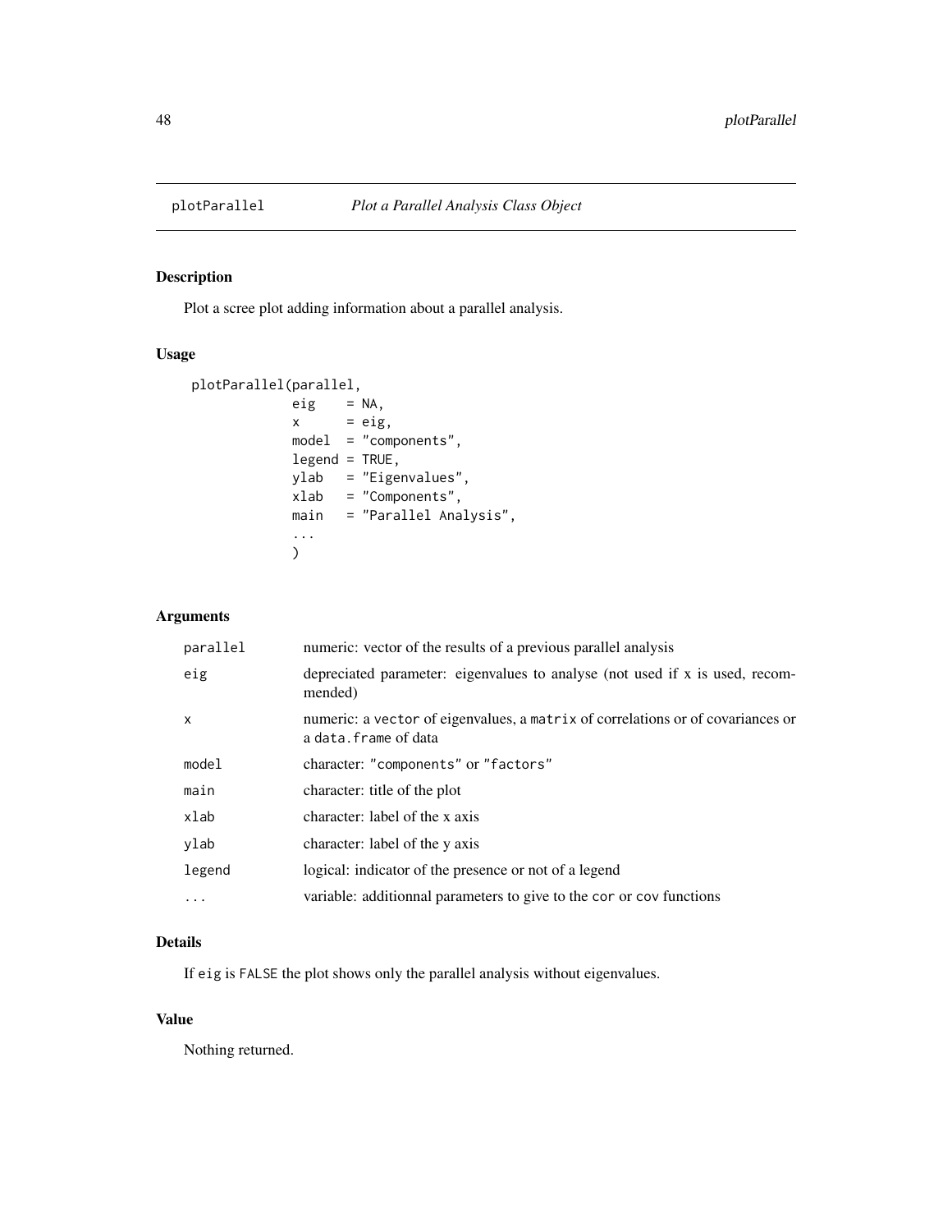## plotParallel *Plot a Parallel Analysis Class Object*

### Description

Plot a scree plot adding information about a parallel analysis.

### Usage

```
plotParallel(parallel,
             eig    = NA,
             x      = eig,
             model  = "components",
             legend = TRUE,
             ylab   = "Eigenvalues",
             xlab   = "Components",
             main   = "Parallel Analysis",
             ...
             )
```

### Arguments

| | |
|---|---|
| `parallel` | numeric: vector of the results of a previous parallel analysis |
| `eig` | depreciated parameter: eigenvalues to analyse (not used if x is used, recommended) |
| `x` | numeric: a `vector` of eigenvalues, a `matrix` of correlations or of covariances or a `data.frame` of data |
| `model` | character: `"components"` or `"factors"` |
| `main` | character: title of the plot |
| `xlab` | character: label of the x axis |
| `ylab` | character: label of the y axis |
| `legend` | logical: indicator of the presence or not of a legend |
| `...` | variable: additionnal parameters to give to the `cor` or `cov` functions |

### Details

If `eig` is `FALSE` the plot shows only the parallel analysis without eigenvalues.

### Value

Nothing returned.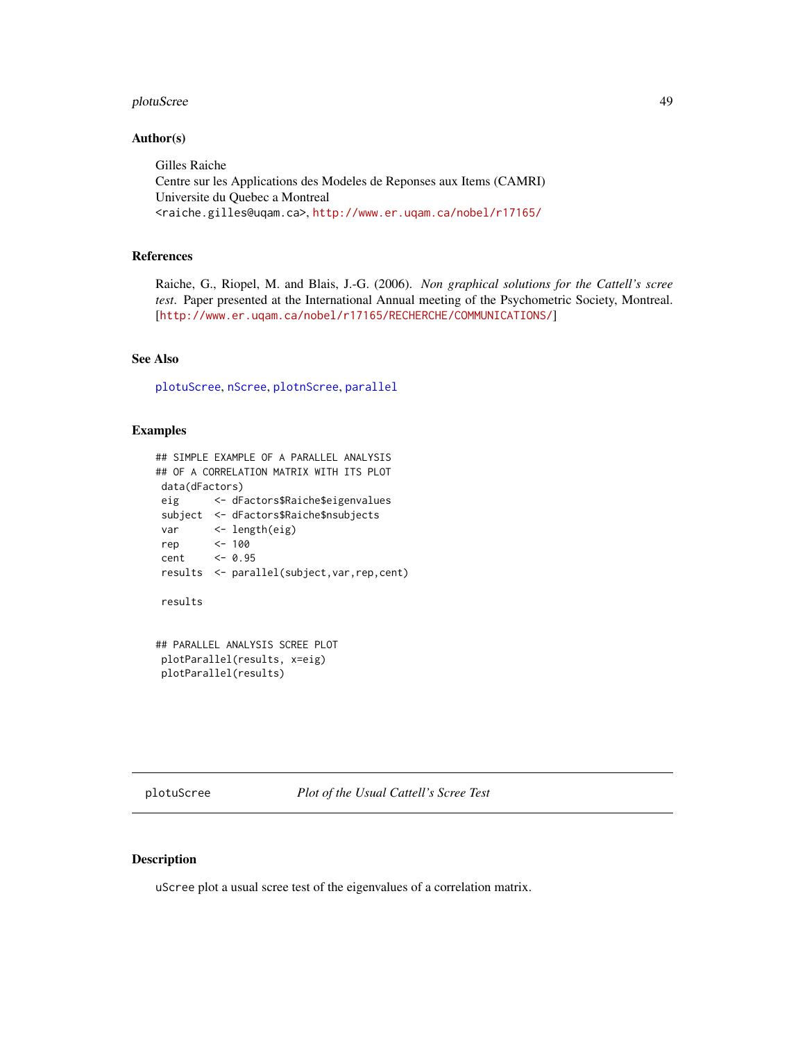## Author(s)

Gilles Raiche
Centre sur les Applications des Modeles de Reponses aux Items (CAMRI)
Universite du Quebec a Montreal
<raiche.gilles@uqam.ca>, http://www.er.uqam.ca/nobel/r17165/

## References

Raiche, G., Riopel, M. and Blais, J.-G. (2006). *Non graphical solutions for the Cattell's scree test*. Paper presented at the International Annual meeting of the Psychometric Society, Montreal. [http://www.er.uqam.ca/nobel/r17165/RECHERCHE/COMMUNICATIONS/]

## See Also

plotuScree, nScree, plotnScree, parallel

## Examples

```
## SIMPLE EXAMPLE OF A PARALLEL ANALYSIS
## OF A CORRELATION MATRIX WITH ITS PLOT
 data(dFactors)
 eig      <- dFactors$Raiche$eigenvalues
 subject  <- dFactors$Raiche$nsubjects
 var      <- length(eig)
 rep      <- 100
 cent     <- 0.95
 results  <- parallel(subject,var,rep,cent)

 results


## PARALLEL ANALYSIS SCREE PLOT
 plotParallel(results, x=eig)
 plotParallel(results)
```

---

# plotuScree — *Plot of the Usual Cattell's Scree Test*

## Description

uScree plot a usual scree test of the eigenvalues of a correlation matrix.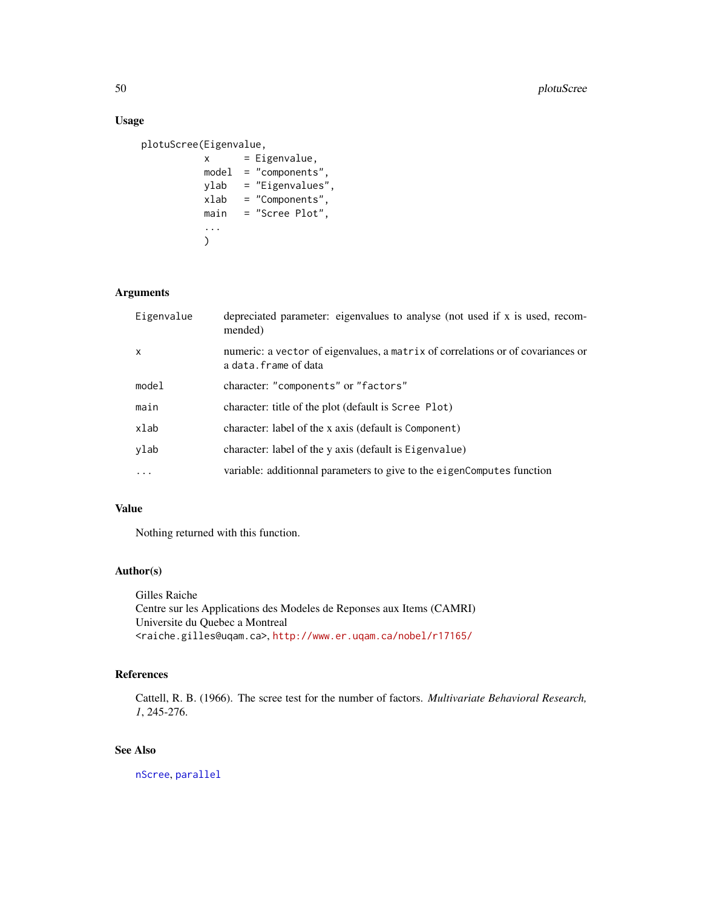### Usage

```
plotuScree(Eigenvalue,
           x      = Eigenvalue,
           model  = "components",
           ylab   = "Eigenvalues",
           xlab   = "Components",
           main   = "Scree Plot",
           ...
           )
```

### Arguments

| | |
|---|---|
| Eigenvalue | depreciated parameter: eigenvalues to analyse (not used if x is used, recommended) |
| x | numeric: a `vector` of eigenvalues, a `matrix` of correlations or of covariances or a `data.frame` of data |
| model | character: `"components"` or `"factors"` |
| main | character: title of the plot (default is `Scree Plot`) |
| xlab | character: label of the x axis (default is `Component`) |
| ylab | character: label of the y axis (default is `Eigenvalue`) |
| ... | variable: additionnal parameters to give to the `eigenComputes` function |

### Value

Nothing returned with this function.

### Author(s)

Gilles Raiche
Centre sur les Applications des Modeles de Reponses aux Items (CAMRI)
Universite du Quebec a Montreal
<raiche.gilles@uqam.ca>, http://www.er.uqam.ca/nobel/r17165/

### References

Cattell, R. B. (1966). The scree test for the number of factors. *Multivariate Behavioral Research, 1*, 245-276.

### See Also

`nScree`, `parallel`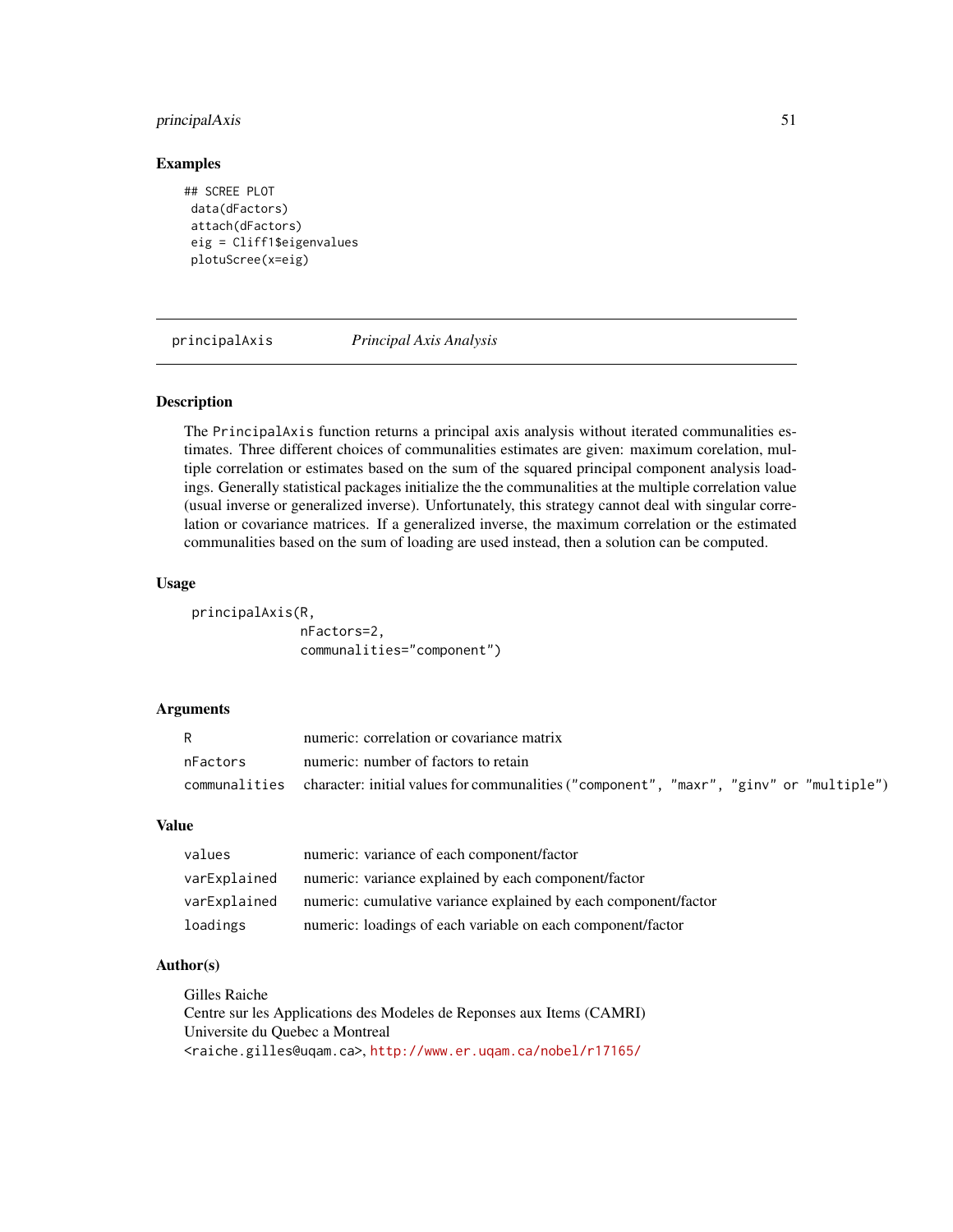### Examples

```
## SCREE PLOT
 data(dFactors)
 attach(dFactors)
 eig = Cliff1$eigenvalues
 plotuScree(x=eig)
```

---

## principalAxis *Principal Axis Analysis*

---

### Description

The PrincipalAxis function returns a principal axis analysis without iterated communalities estimates. Three different choices of communalities estimates are given: maximum corelation, multiple correlation or estimates based on the sum of the squared principal component analysis loadings. Generally statistical packages initialize the the communalities at the multiple correlation value (usual inverse or generalized inverse). Unfortunately, this strategy cannot deal with singular correlation or covariance matrices. If a generalized inverse, the maximum correlation or the estimated communalities based on the sum of loading are used instead, then a solution can be computed.

### Usage

```
 principalAxis(R,
               nFactors=2,
               communalities="component")
```

### Arguments

| | |
|---|---|
| R | numeric: correlation or covariance matrix |
| nFactors | numeric: number of factors to retain |
| communalities | character: initial values for communalities ("component", "maxr", "ginv" or "multiple") |

### Value

| | |
|---|---|
| values | numeric: variance of each component/factor |
| varExplained | numeric: variance explained by each component/factor |
| varExplained | numeric: cumulative variance explained by each component/factor |
| loadings | numeric: loadings of each variable on each component/factor |

### Author(s)

Gilles Raiche
Centre sur les Applications des Modeles de Reponses aux Items (CAMRI)
Universite du Quebec a Montreal
<raiche.gilles@uqam.ca>, http://www.er.uqam.ca/nobel/r17165/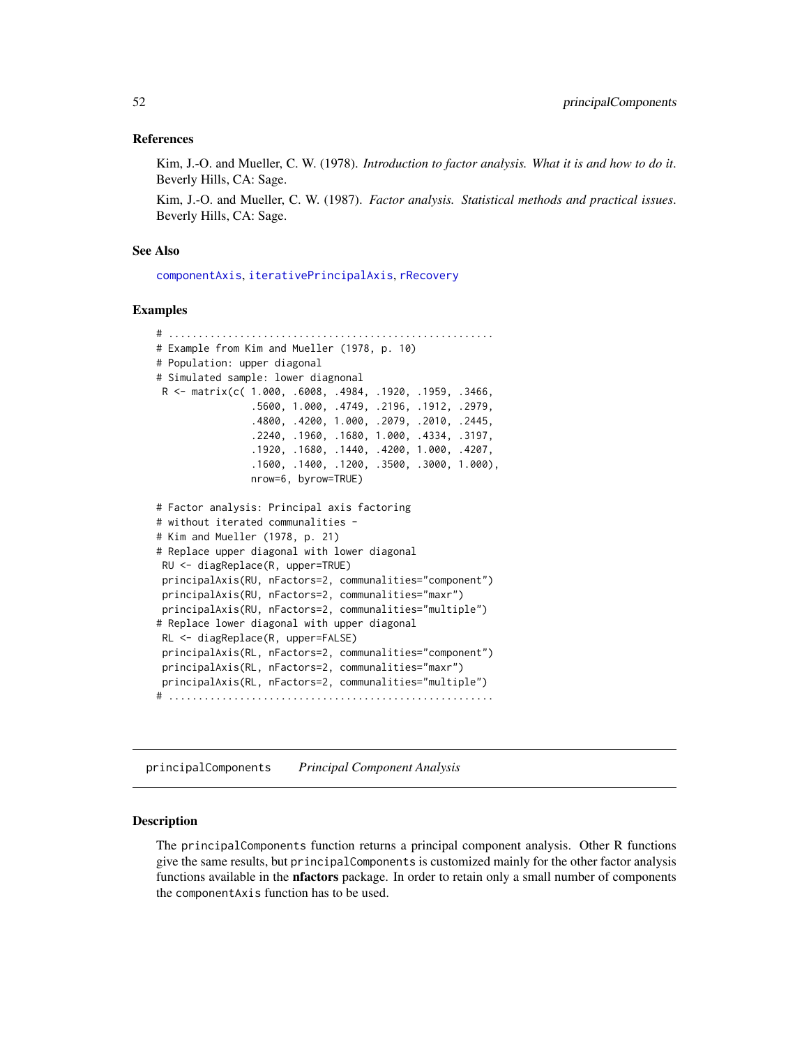## References

Kim, J.-O. and Mueller, C. W. (1978). *Introduction to factor analysis. What it is and how to do it*. Beverly Hills, CA: Sage.

Kim, J.-O. and Mueller, C. W. (1987). *Factor analysis. Statistical methods and practical issues*. Beverly Hills, CA: Sage.

## See Also

componentAxis, iterativePrincipalAxis, rRecovery

## Examples

```
# .....................................................
# Example from Kim and Mueller (1978, p. 10)
# Population: upper diagonal
# Simulated sample: lower diagnonal
 R <- matrix(c( 1.000, .6008, .4984, .1920, .1959, .3466,
                .5600, 1.000, .4749, .2196, .1912, .2979,
                .4800, .4200, 1.000, .2079, .2010, .2445,
                .2240, .1960, .1680, 1.000, .4334, .3197,
                .1920, .1680, .1440, .4200, 1.000, .4207,
                .1600, .1400, .1200, .3500, .3000, 1.000),
                nrow=6, byrow=TRUE)

# Factor analysis: Principal axis factoring
# without iterated communalities -
# Kim and Mueller (1978, p. 21)
# Replace upper diagonal with lower diagonal
 RU <- diagReplace(R, upper=TRUE)
 principalAxis(RU, nFactors=2, communalities="component")
 principalAxis(RU, nFactors=2, communalities="maxr")
 principalAxis(RU, nFactors=2, communalities="multiple")
# Replace lower diagonal with upper diagonal
 RL <- diagReplace(R, upper=FALSE)
 principalAxis(RL, nFactors=2, communalities="component")
 principalAxis(RL, nFactors=2, communalities="maxr")
 principalAxis(RL, nFactors=2, communalities="multiple")
# .....................................................
```

---

# principalComponents    *Principal Component Analysis*

## Description

The principalComponents function returns a principal component analysis. Other R functions give the same results, but principalComponents is customized mainly for the other factor analysis functions available in the **nfactors** package. In order to retain only a small number of components the componentAxis function has to be used.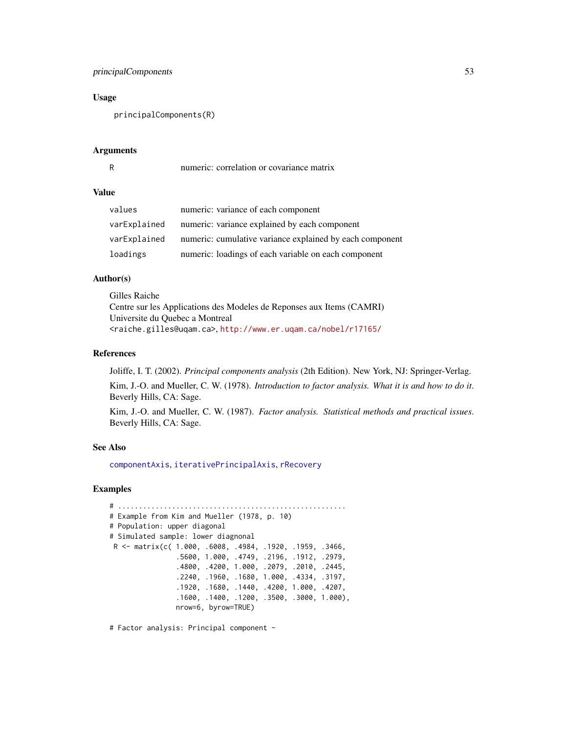### Usage

```
principalComponents(R)
```

### Arguments

| | |
|---|---|
| R | numeric: correlation or covariance matrix |

### Value

| | |
|---|---|
| values | numeric: variance of each component |
| varExplained | numeric: variance explained by each component |
| varExplained | numeric: cumulative variance explained by each component |
| loadings | numeric: loadings of each variable on each component |

### Author(s)

Gilles Raiche
Centre sur les Applications des Modeles de Reponses aux Items (CAMRI)
Universite du Quebec a Montreal
<raiche.gilles@uqam.ca>, http://www.er.uqam.ca/nobel/r17165/

### References

Joliffe, I. T. (2002). *Principal components analysis* (2th Edition). New York, NJ: Springer-Verlag.

Kim, J.-O. and Mueller, C. W. (1978). *Introduction to factor analysis. What it is and how to do it*. Beverly Hills, CA: Sage.

Kim, J.-O. and Mueller, C. W. (1987). *Factor analysis. Statistical methods and practical issues*. Beverly Hills, CA: Sage.

### See Also

componentAxis, iterativePrincipalAxis, rRecovery

### Examples

```
# .......................................................
# Example from Kim and Mueller (1978, p. 10)
# Population: upper diagonal
# Simulated sample: lower diagonal
 R <- matrix(c( 1.000, .6008, .4984, .1920, .1959, .3466,
               .5600, 1.000, .4749, .2196, .1912, .2979,
               .4800, .4200, 1.000, .2079, .2010, .2445,
               .2240, .1960, .1680, 1.000, .4334, .3197,
               .1920, .1680, .1440, .4200, 1.000, .4207,
               .1600, .1400, .1200, .3500, .3000, 1.000),
               nrow=6, byrow=TRUE)

# Factor analysis: Principal component -
```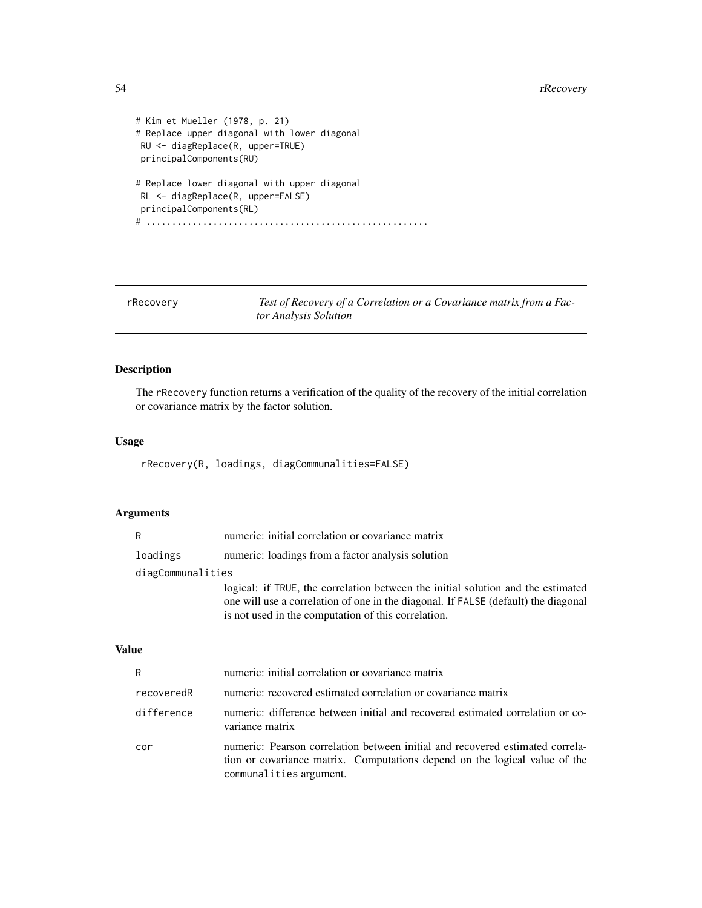```
# Kim et Mueller (1978, p. 21)
# Replace upper diagonal with lower diagonal
 RU <- diagReplace(R, upper=TRUE)
 principalComponents(RU)

# Replace lower diagonal with upper diagonal
 RL <- diagReplace(R, upper=FALSE)
 principalComponents(RL)
# ......................................................
```

---

## rRecovery — *Test of Recovery of a Correlation or a Covariance matrix from a Factor Analysis Solution*

---

### Description

The rRecovery function returns a verification of the quality of the recovery of the initial correlation or covariance matrix by the factor solution.

### Usage

```
rRecovery(R, loadings, diagCommunalities=FALSE)
```

### Arguments

| | |
|---|---|
| R | numeric: initial correlation or covariance matrix |
| loadings | numeric: loadings from a factor analysis solution |
| diagCommunalities | logical: if TRUE, the correlation between the initial solution and the estimated one will use a correlation of one in the diagonal. If FALSE (default) the diagonal is not used in the computation of this correlation. |

### Value

| | |
|---|---|
| R | numeric: initial correlation or covariance matrix |
| recoveredR | numeric: recovered estimated correlation or covariance matrix |
| difference | numeric: difference between initial and recovered estimated correlation or covariance matrix |
| cor | numeric: Pearson correlation between initial and recovered estimated correlation or covariance matrix. Computations depend on the logical value of the communalities argument. |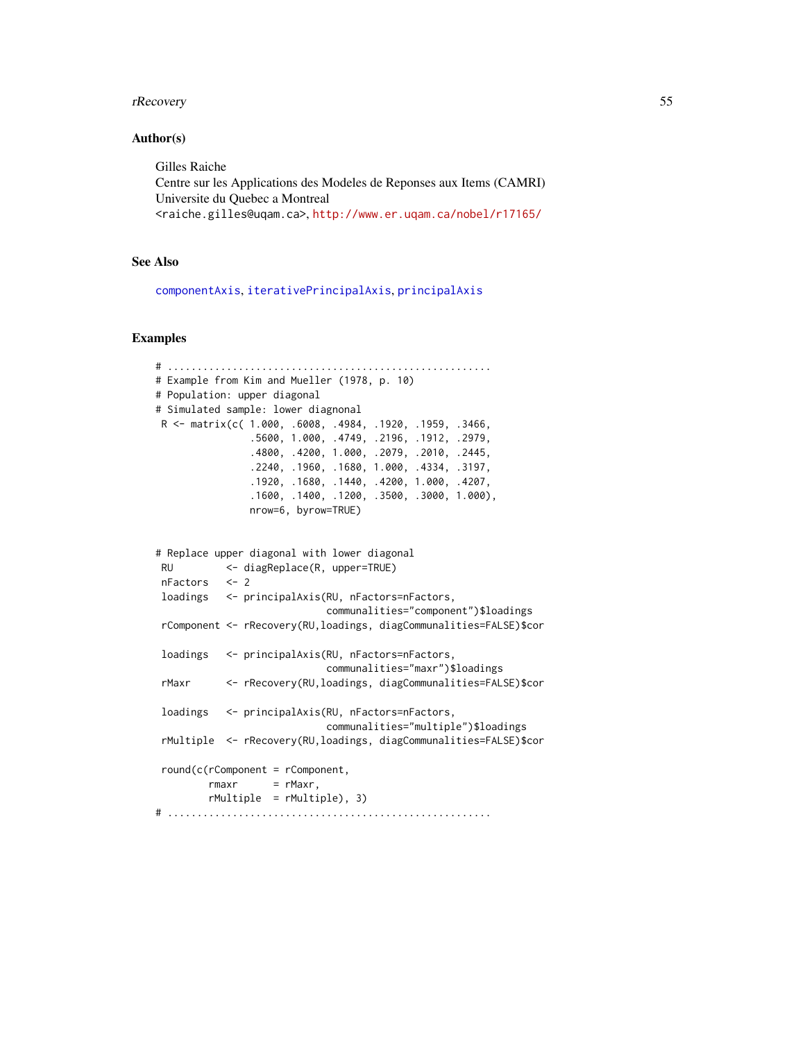## Author(s)

Gilles Raiche
Centre sur les Applications des Modeles de Reponses aux Items (CAMRI)
Universite du Quebec a Montreal
<raiche.gilles@uqam.ca>, http://www.er.uqam.ca/nobel/r17165/

## See Also

componentAxis, iterativePrincipalAxis, principalAxis

## Examples

```
# .......................................................
# Example from Kim and Mueller (1978, p. 10)
# Population: upper diagonal
# Simulated sample: lower diagnonal
 R <- matrix(c( 1.000, .6008, .4984, .1920, .1959, .3466,
               .5600, 1.000, .4749, .2196, .1912, .2979,
               .4800, .4200, 1.000, .2079, .2010, .2445,
               .2240, .1960, .1680, 1.000, .4334, .3197,
               .1920, .1680, .1440, .4200, 1.000, .4207,
               .1600, .1400, .1200, .3500, .3000, 1.000),
               nrow=6, byrow=TRUE)


# Replace upper diagonal with lower diagonal
 RU         <- diagReplace(R, upper=TRUE)
 nFactors   <- 2
 loadings   <- principalAxis(RU, nFactors=nFactors,
                             communalities="component")$loadings
 rComponent <- rRecovery(RU,loadings, diagCommunalities=FALSE)$cor

 loadings   <- principalAxis(RU, nFactors=nFactors,
                             communalities="maxr")$loadings
 rMaxr      <- rRecovery(RU,loadings, diagCommunalities=FALSE)$cor

 loadings   <- principalAxis(RU, nFactors=nFactors,
                             communalities="multiple")$loadings
 rMultiple  <- rRecovery(RU,loadings, diagCommunalities=FALSE)$cor

 round(c(rComponent = rComponent,
         rmaxr      = rMaxr,
         rMultiple  = rMultiple), 3)
# .......................................................
```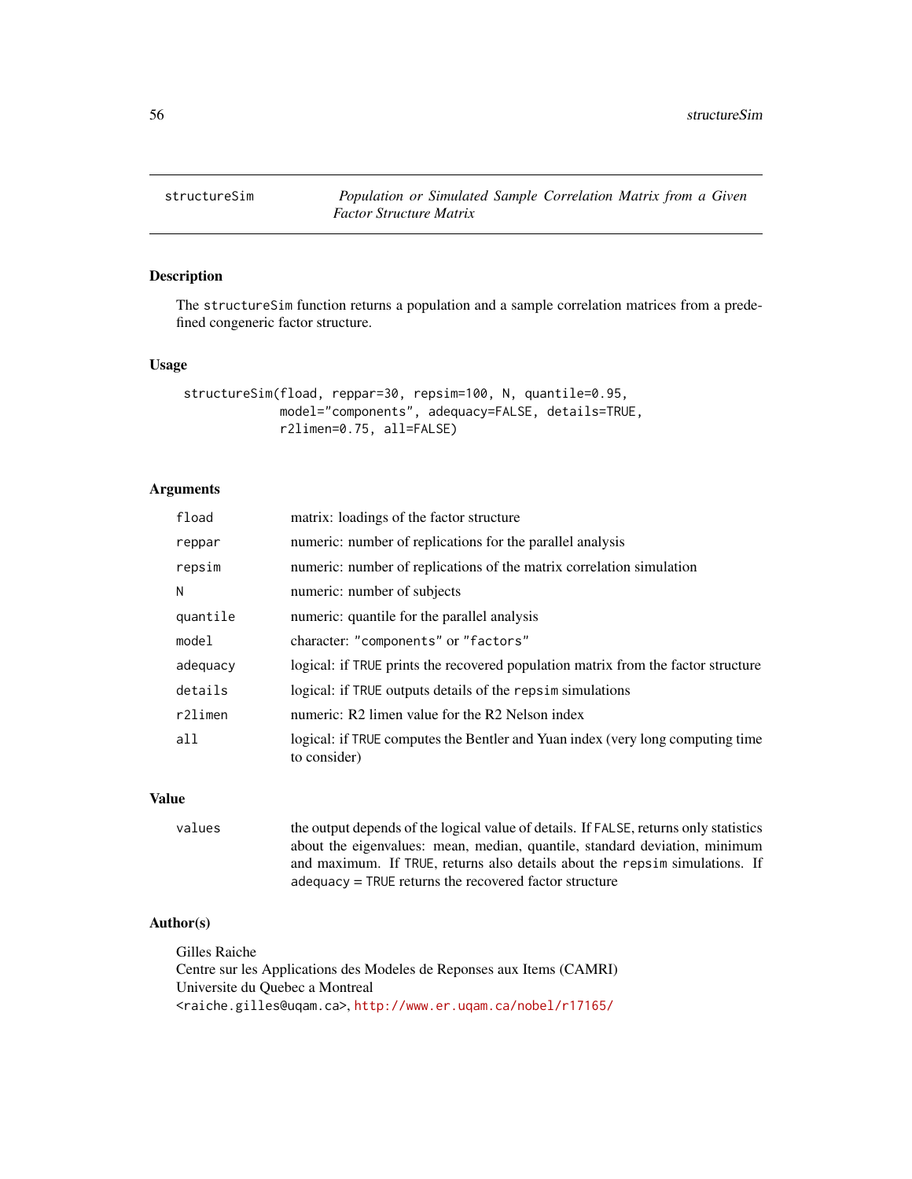# structureSim — Population or Simulated Sample Correlation Matrix from a Given Factor Structure Matrix

## Description

The structureSim function returns a population and a sample correlation matrices from a predefined congeneric factor structure.

## Usage

```
structureSim(fload, reppar=30, repsim=100, N, quantile=0.95,
             model="components", adequacy=FALSE, details=TRUE,
             r2limen=0.75, all=FALSE)
```

## Arguments

| | |
|---|---|
| fload | matrix: loadings of the factor structure |
| reppar | numeric: number of replications for the parallel analysis |
| repsim | numeric: number of replications of the matrix correlation simulation |
| N | numeric: number of subjects |
| quantile | numeric: quantile for the parallel analysis |
| model | character: "components" or "factors" |
| adequacy | logical: if TRUE prints the recovered population matrix from the factor structure |
| details | logical: if TRUE outputs details of the repsim simulations |
| r2limen | numeric: R2 limen value for the R2 Nelson index |
| all | logical: if TRUE computes the Bentler and Yuan index (very long computing time to consider) |

## Value

| | |
|---|---|
| values | the output depends of the logical value of details. If FALSE, returns only statistics about the eigenvalues: mean, median, quantile, standard deviation, minimum and maximum. If TRUE, returns also details about the repsim simulations. If adequacy = TRUE returns the recovered factor structure |

## Author(s)

Gilles Raiche
Centre sur les Applications des Modeles de Reponses aux Items (CAMRI)
Universite du Quebec a Montreal
<raiche.gilles@uqam.ca>, http://www.er.uqam.ca/nobel/r17165/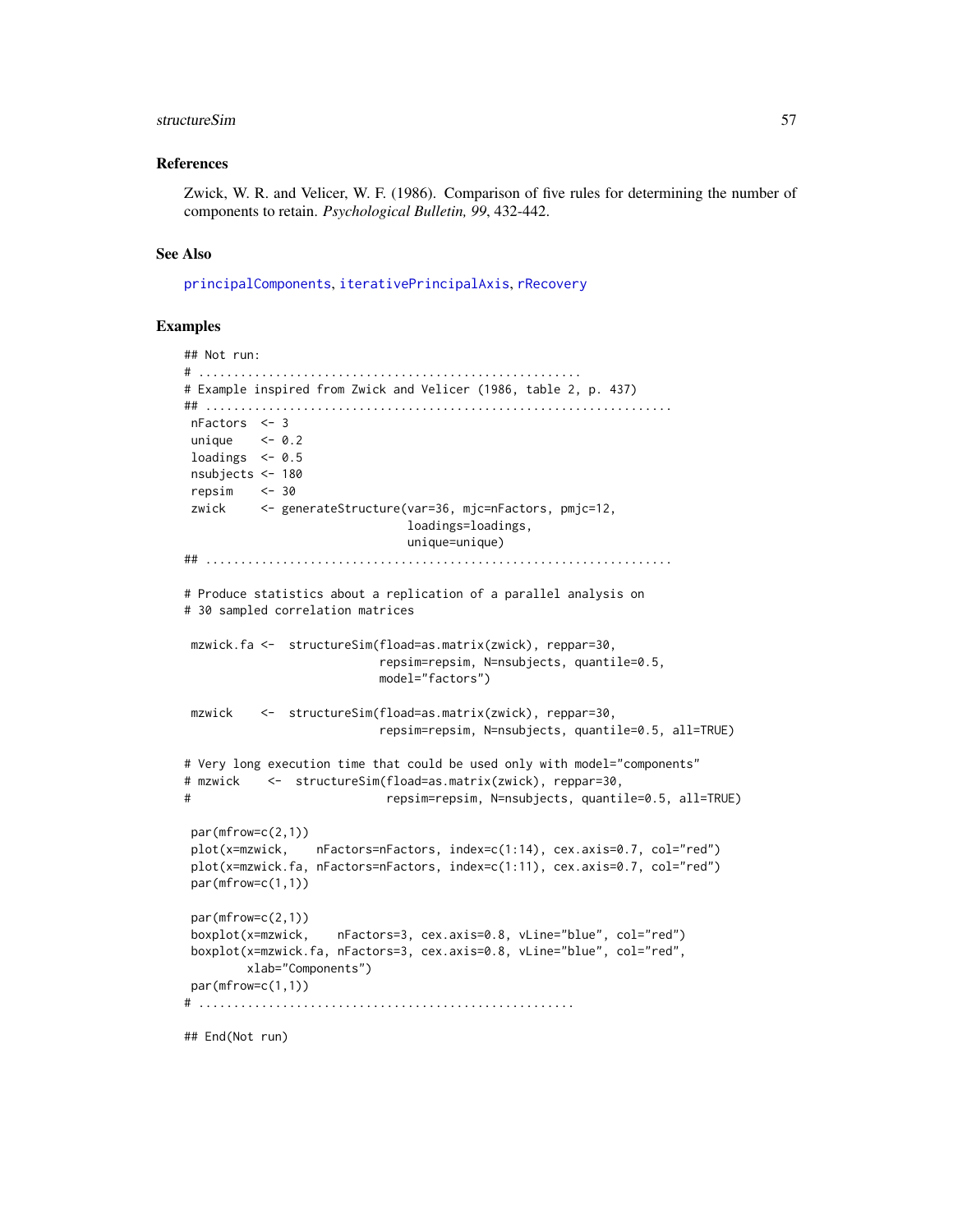### References

Zwick, W. R. and Velicer, W. F. (1986). Comparison of five rules for determining the number of components to retain. *Psychological Bulletin, 99*, 432-442.

### See Also

principalComponents, iterativePrincipalAxis, rRecovery

### Examples

```
## Not run:
# ......................................................
# Example inspired from Zwick and Velicer (1986, table 2, p. 437)
## ...................................................................
 nFactors  <- 3
 unique    <- 0.2
 loadings  <- 0.5
 nsubjects <- 180
 repsim    <- 30
 zwick     <- generateStructure(var=36, mjc=nFactors, pmjc=12,
                                loadings=loadings,
                                unique=unique)
## ...................................................................

# Produce statistics about a replication of a parallel analysis on
# 30 sampled correlation matrices

 mzwick.fa <-  structureSim(fload=as.matrix(zwick), reppar=30,
                            repsim=repsim, N=nsubjects, quantile=0.5,
                            model="factors")

 mzwick    <-  structureSim(fload=as.matrix(zwick), reppar=30,
                            repsim=repsim, N=nsubjects, quantile=0.5, all=TRUE)

# Very long execution time that could be used only with model="components"
# mzwick    <-  structureSim(fload=as.matrix(zwick), reppar=30,
#                            repsim=repsim, N=nsubjects, quantile=0.5, all=TRUE)

 par(mfrow=c(2,1))
 plot(x=mzwick,    nFactors=nFactors, index=c(1:14), cex.axis=0.7, col="red")
 plot(x=mzwick.fa, nFactors=nFactors, index=c(1:11), cex.axis=0.7, col="red")
 par(mfrow=c(1,1))

 par(mfrow=c(2,1))
 boxplot(x=mzwick,    nFactors=3, cex.axis=0.8, vLine="blue", col="red")
 boxplot(x=mzwick.fa, nFactors=3, cex.axis=0.8, vLine="blue", col="red",
         xlab="Components")
 par(mfrow=c(1,1))
# ....................................................

## End(Not run)
```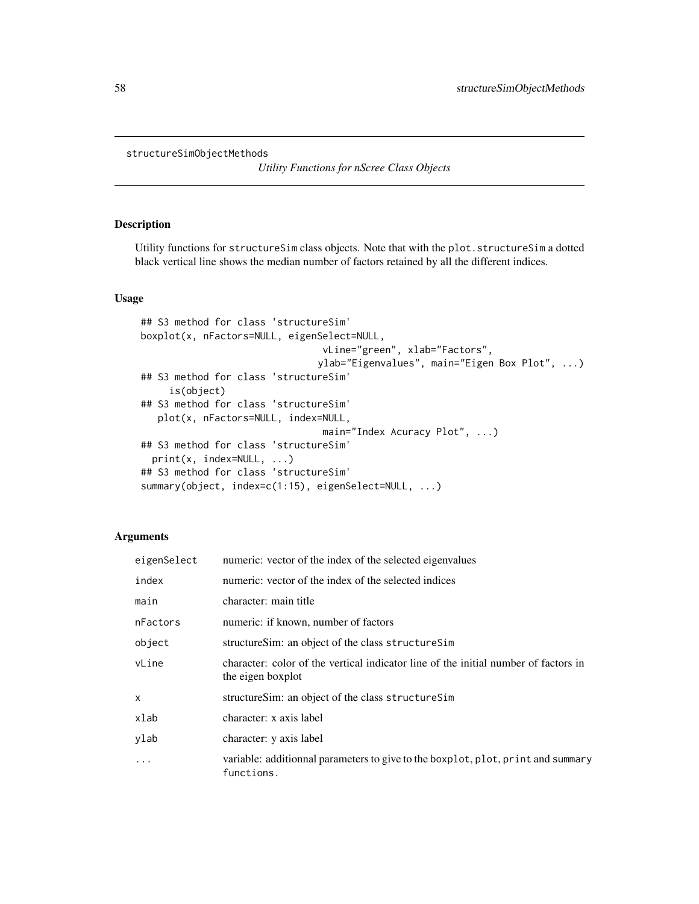structureSimObjectMethods

*Utility Functions for nScree Class Objects*

## Description

Utility functions for `structureSim` class objects. Note that with the `plot.structureSim` a dotted black vertical line shows the median number of factors retained by all the different indices.

## Usage

```
## S3 method for class 'structureSim'
boxplot(x, nFactors=NULL, eigenSelect=NULL,
                               vLine="green", xlab="Factors",
                              ylab="Eigenvalues", main="Eigen Box Plot", ...)
## S3 method for class 'structureSim'
     is(object)
## S3 method for class 'structureSim'
   plot(x, nFactors=NULL, index=NULL,
                               main="Index Acuracy Plot", ...)
## S3 method for class 'structureSim'
  print(x, index=NULL, ...)
## S3 method for class 'structureSim'
summary(object, index=c(1:15), eigenSelect=NULL, ...)
```

## Arguments

| | |
|---|---|
| `eigenSelect` | numeric: vector of the index of the selected eigenvalues |
| `index` | numeric: vector of the index of the selected indices |
| `main` | character: main title |
| `nFactors` | numeric: if known, number of factors |
| `object` | structureSim: an object of the class `structureSim` |
| `vLine` | character: color of the vertical indicator line of the initial number of factors in the eigen boxplot |
| `x` | structureSim: an object of the class `structureSim` |
| `xlab` | character: x axis label |
| `ylab` | character: y axis label |
| `...` | variable: additionnal parameters to give to the `boxplot`, `plot`, `print` and `summary` `functions`. |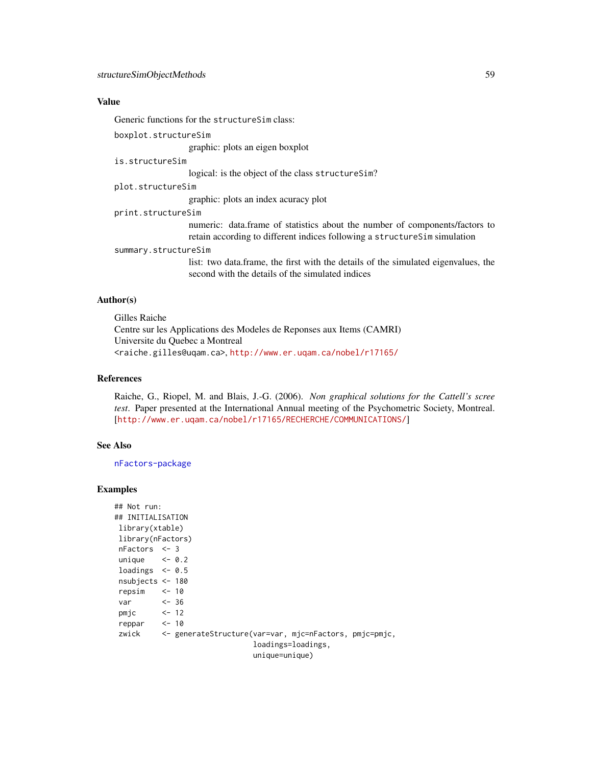## Value

Generic functions for the `structureSim` class:

`boxplot.structureSim`
: graphic: plots an eigen boxplot

`is.structureSim`
: logical: is the object of the class `structureSim`?

`plot.structureSim`
: graphic: plots an index acuracy plot

`print.structureSim`
: numeric: data.frame of statistics about the number of components/factors to retain according to different indices following a `structureSim` simulation

`summary.structureSim`
: list: two data.frame, the first with the details of the simulated eigenvalues, the second with the details of the simulated indices

## Author(s)

Gilles Raiche
Centre sur les Applications des Modeles de Reponses aux Items (CAMRI)
Universite du Quebec a Montreal
<raiche.gilles@uqam.ca>, http://www.er.uqam.ca/nobel/r17165/

## References

Raiche, G., Riopel, M. and Blais, J.-G. (2006). *Non graphical solutions for the Cattell's scree test*. Paper presented at the International Annual meeting of the Psychometric Society, Montreal. [http://www.er.uqam.ca/nobel/r17165/RECHERCHE/COMMUNICATIONS/]

## See Also

nFactors-package

## Examples

```
## Not run:
## INITIALISATION
 library(xtable)
 library(nFactors)
 nFactors  <- 3
 unique    <- 0.2
 loadings  <- 0.5
 nsubjects <- 180
 repsim    <- 10
 var       <- 36
 pmjc      <- 12
 reppar    <- 10
 zwick     <- generateStructure(var=var, mjc=nFactors, pmjc=pmjc,
                                loadings=loadings,
                                unique=unique)
```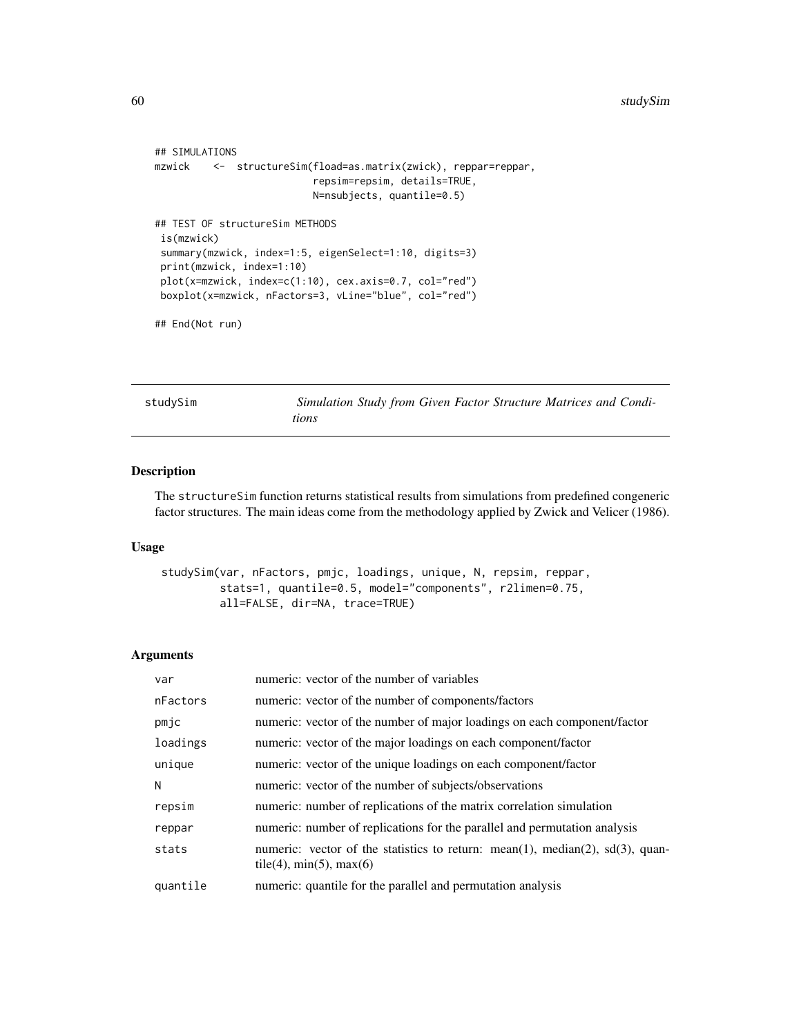```
## SIMULATIONS
mzwick    <-  structureSim(fload=as.matrix(zwick), reppar=reppar,
                           repsim=repsim, details=TRUE,
                           N=nsubjects, quantile=0.5)

## TEST OF structureSim METHODS
 is(mzwick)
 summary(mzwick, index=1:5, eigenSelect=1:10, digits=3)
 print(mzwick, index=1:10)
 plot(x=mzwick, index=c(1:10), cex.axis=0.7, col="red")
 boxplot(x=mzwick, nFactors=3, vLine="blue", col="red")

## End(Not run)
```

---

## studySim — *Simulation Study from Given Factor Structure Matrices and Conditions*

### Description

The `structureSim` function returns statistical results from simulations from predefined congeneric factor structures. The main ideas come from the methodology applied by Zwick and Velicer (1986).

### Usage

```
studySim(var, nFactors, pmjc, loadings, unique, N, repsim, reppar,
         stats=1, quantile=0.5, model="components", r2limen=0.75,
         all=FALSE, dir=NA, trace=TRUE)
```

### Arguments

| | |
|---|---|
| `var` | numeric: vector of the number of variables |
| `nFactors` | numeric: vector of the number of components/factors |
| `pmjc` | numeric: vector of the number of major loadings on each component/factor |
| `loadings` | numeric: vector of the major loadings on each component/factor |
| `unique` | numeric: vector of the unique loadings on each component/factor |
| `N` | numeric: vector of the number of subjects/observations |
| `repsim` | numeric: number of replications of the matrix correlation simulation |
| `reppar` | numeric: number of replications for the parallel and permutation analysis |
| `stats` | numeric: vector of the statistics to return: mean(1), median(2), sd(3), quantile(4), min(5), max(6) |
| `quantile` | numeric: quantile for the parallel and permutation analysis |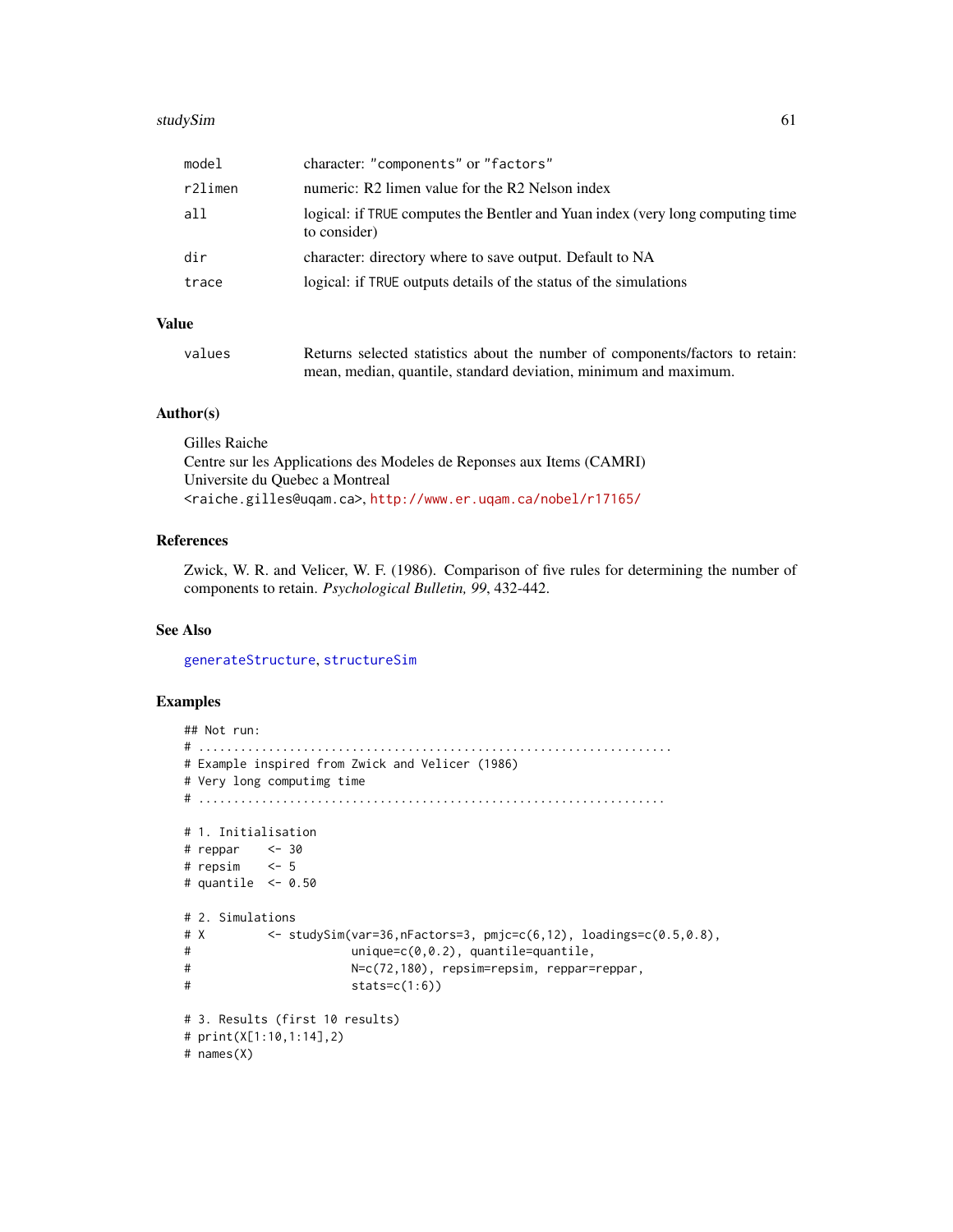| | |
|---|---|
| model | character: "components" or "factors" |
| r2limen | numeric: R2 limen value for the R2 Nelson index |
| all | logical: if TRUE computes the Bentler and Yuan index (very long computing time to consider) |
| dir | character: directory where to save output. Default to NA |
| trace | logical: if TRUE outputs details of the status of the simulations |

### Value

| | |
|---|---|
| values | Returns selected statistics about the number of components/factors to retain: mean, median, quantile, standard deviation, minimum and maximum. |

### Author(s)

Gilles Raiche
Centre sur les Applications des Modeles de Reponses aux Items (CAMRI)
Universite du Quebec a Montreal
<raiche.gilles@uqam.ca>, http://www.er.uqam.ca/nobel/r17165/

### References

Zwick, W. R. and Velicer, W. F. (1986). Comparison of five rules for determining the number of components to retain. *Psychological Bulletin, 99*, 432-442.

### See Also

generateStructure, structureSim

### Examples

```
## Not run:
# ....................................................................
# Example inspired from Zwick and Velicer (1986)
# Very long computimg time
# ...................................................................

# 1. Initialisation
# reppar    <- 30
# repsim    <- 5
# quantile  <- 0.50

# 2. Simulations
# X         <- studySim(var=36,nFactors=3, pmjc=c(6,12), loadings=c(0.5,0.8),
#                       unique=c(0,0.2), quantile=quantile,
#                       N=c(72,180), repsim=repsim, reppar=reppar,
#                       stats=c(1:6))

# 3. Results (first 10 results)
# print(X[1:10,1:14],2)
# names(X)
```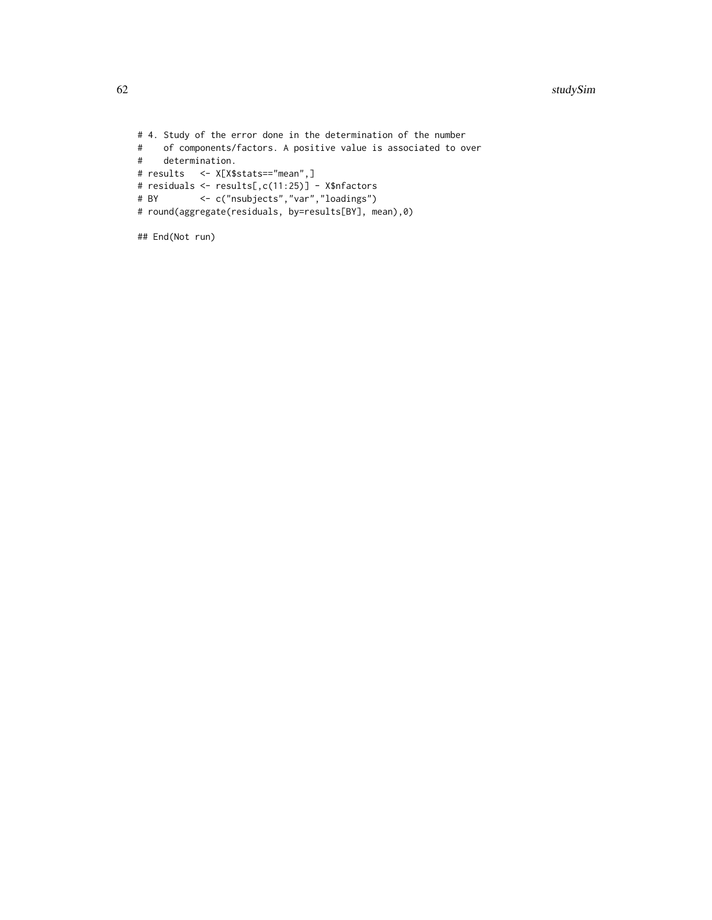```
# 4. Study of the error done in the determination of the number
#    of components/factors. A positive value is associated to over
#    determination.
# results   <- X[X$stats=="mean",]
# residuals <- results[,c(11:25)] - X$nfactors
# BY        <- c("nsubjects","var","loadings")
# round(aggregate(residuals, by=results[BY], mean),0)

## End(Not run)
```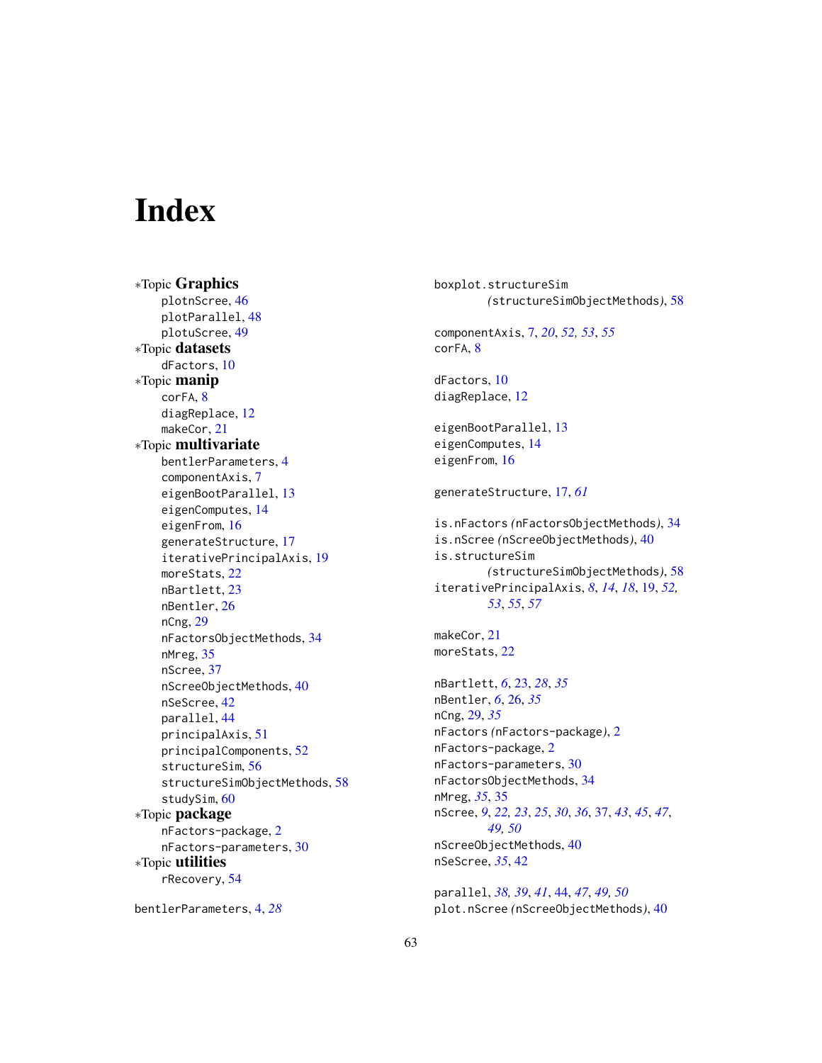# Index

∗Topic **Graphics**
- plotnScree, 46
- plotParallel, 48
- plotuScree, 49

∗Topic **datasets**
- dFactors, 10

∗Topic **manip**
- corFA, 8
- diagReplace, 12
- makeCor, 21

∗Topic **multivariate**
- bentlerParameters, 4
- componentAxis, 7
- eigenBootParallel, 13
- eigenComputes, 14
- eigenFrom, 16
- generateStructure, 17
- iterativePrincipalAxis, 19
- moreStats, 22
- nBartlett, 23
- nBentler, 26
- nCng, 29
- nFactorsObjectMethods, 34
- nMreg, 35
- nScree, 37
- nScreeObjectMethods, 40
- nSeScree, 42
- parallel, 44
- principalAxis, 51
- principalComponents, 52
- structureSim, 56
- structureSimObjectMethods, 58
- studySim, 60

∗Topic **package**
- nFactors-package, 2
- nFactors-parameters, 30

∗Topic **utilities**
- rRecovery, 54

bentlerParameters, 4, *28*

boxplot.structureSim (structureSimObjectMethods), 58

componentAxis, 7, *20*, *52, 53*, *55*
corFA, 8

dFactors, 10
diagReplace, 12

eigenBootParallel, 13
eigenComputes, 14
eigenFrom, 16

generateStructure, 17, *61*

is.nFactors (nFactorsObjectMethods), 34
is.nScree (nScreeObjectMethods), 40
is.structureSim (structureSimObjectMethods), 58
iterativePrincipalAxis, *8*, *14*, *18*, 19, *52, 53*, *55*, *57*

makeCor, 21
moreStats, 22

nBartlett, *6*, 23, *28*, *35*
nBentler, *6*, 26, *35*
nCng, 29, *35*
nFactors (nFactors-package), 2
nFactors-package, 2
nFactors-parameters, 30
nFactorsObjectMethods, 34
nMreg, *35*, 35
nScree, *9*, *22, 23*, *25*, *30*, *36*, 37, *43*, *45*, *47*, *49, 50*
nScreeObjectMethods, 40
nSeScree, *35*, 42

parallel, *38, 39*, *41*, 44, *47*, *49, 50*
plot.nScree (nScreeObjectMethods), 40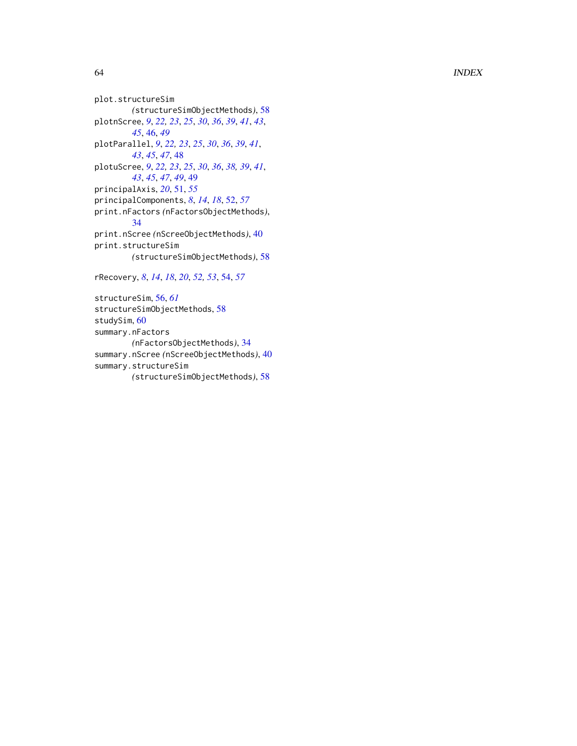plot.structureSim
    *(*structureSimObjectMethods*)*, 58
plotnScree, *9*, *22, 23*, *25*, *30*, *36*, *39*, *41*, *43*,
    *45*, 46, *49*
plotParallel, *9*, *22, 23*, *25*, *30*, *36*, *39*, *41*,
    *43*, *45*, *47*, 48
plotuScree, *9*, *22, 23*, *25*, *30*, *36*, *38, 39*, *41*,
    *43*, *45*, *47*, *49*, 49
principalAxis, *20*, 51, *55*
principalComponents, *8*, *14*, *18*, 52, *57*
print.nFactors *(*nFactorsObjectMethods*)*,
    34
print.nScree *(*nScreeObjectMethods*)*, 40
print.structureSim
    *(*structureSimObjectMethods*)*, 58

rRecovery, *8*, *14*, *18*, *20*, *52, 53*, 54, *57*

structureSim, 56, *61*
structureSimObjectMethods, 58
studySim, 60
summary.nFactors
    *(*nFactorsObjectMethods*)*, 34
summary.nScree *(*nScreeObjectMethods*)*, 40
summary.structureSim
    *(*structureSimObjectMethods*)*, 58